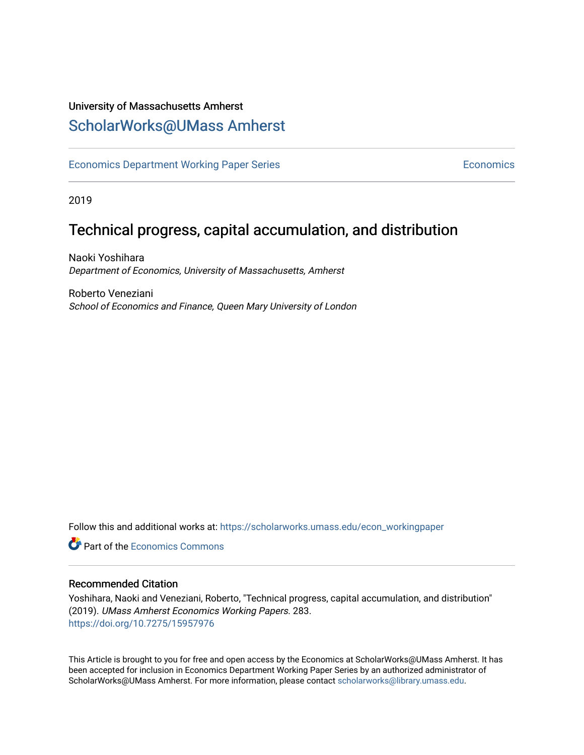University of Massachusetts Amherst

# ScholarWorks@UMass Amherst

Economics Department Working Paper Series | Economics

2019

## Technical progress, capital accumulation, and distribution

Naoki Yoshihara
*Department of Economics, University of Massachusetts, Amherst*

Roberto Veneziani
*School of Economics and Finance, Queen Mary University of London*

Follow this and additional works at: https://scholarworks.umass.edu/econ_workingpaper

Part of the Economics Commons

### Recommended Citation

Yoshihara, Naoki and Veneziani, Roberto, "Technical progress, capital accumulation, and distribution" (2019). *UMass Amherst Economics Working Papers*. 283.
https://doi.org/10.7275/15957976

This Article is brought to you for free and open access by the Economics at ScholarWorks@UMass Amherst. It has been accepted for inclusion in Economics Department Working Paper Series by an authorized administrator of ScholarWorks@UMass Amherst. For more information, please contact scholarworks@library.umass.edu.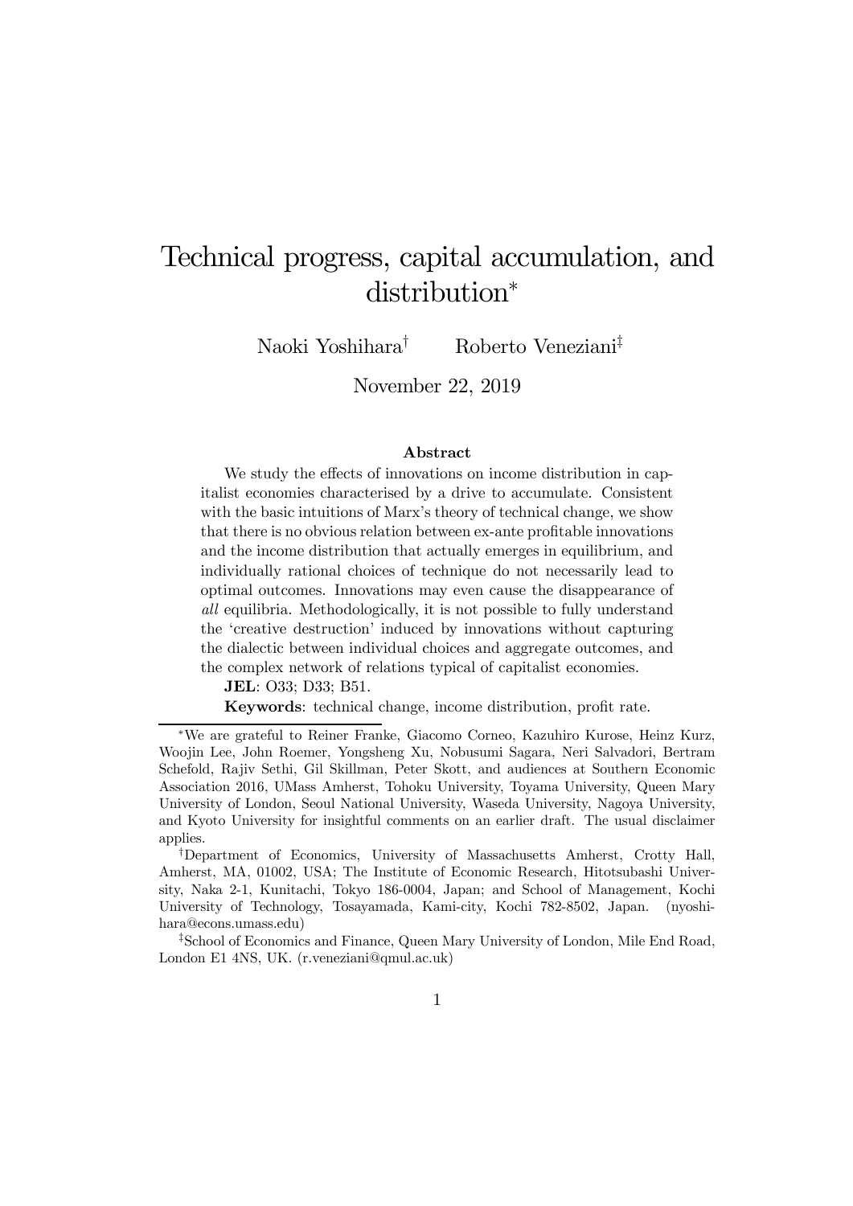# Technical progress, capital accumulation, and distribution*

Naoki Yoshihara[†] Roberto Veneziani[‡]

November 22, 2019

### Abstract

We study the effects of innovations on income distribution in capitalist economies characterised by a drive to accumulate. Consistent with the basic intuitions of Marx's theory of technical change, we show that there is no obvious relation between ex-ante profitable innovations and the income distribution that actually emerges in equilibrium, and individually rational choices of technique do not necessarily lead to optimal outcomes. Innovations may even cause the disappearance of *all* equilibria. Methodologically, it is not possible to fully understand the 'creative destruction' induced by innovations without capturing the dialectic between individual choices and aggregate outcomes, and the complex network of relations typical of capitalist economies.

**JEL**: O33; D33; B51.

**Keywords**: technical change, income distribution, profit rate.

---

*We are grateful to Reiner Franke, Giacomo Corneo, Kazuhiro Kurose, Heinz Kurz, Woojin Lee, John Roemer, Yongsheng Xu, Nobusumi Sagara, Neri Salvadori, Bertram Schefold, Rajiv Sethi, Gil Skillman, Peter Skott, and audiences at Southern Economic Association 2016, UMass Amherst, Tohoku University, Toyama University, Queen Mary University of London, Seoul National University, Waseda University, Nagoya University, and Kyoto University for insightful comments on an earlier draft. The usual disclaimer applies.

[†]Department of Economics, University of Massachusetts Amherst, Crotty Hall, Amherst, MA, 01002, USA; The Institute of Economic Research, Hitotsubashi University, Naka 2-1, Kunitachi, Tokyo 186-0004, Japan; and School of Management, Kochi University of Technology, Tosayamada, Kami-city, Kochi 782-8502, Japan. (nyoshihara@econs.umass.edu)

[‡]School of Economics and Finance, Queen Mary University of London, Mile End Road, London E1 4NS, UK. (r.veneziani@qmul.ac.uk)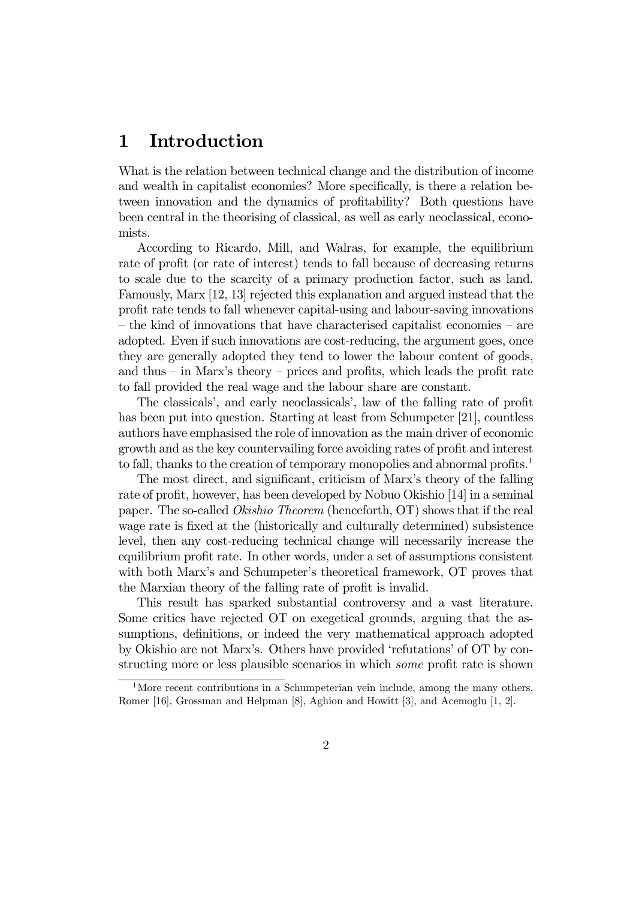# 1 Introduction

What is the relation between technical change and the distribution of income and wealth in capitalist economies? More specifically, is there a relation between innovation and the dynamics of profitability? Both questions have been central in the theorising of classical, as well as early neoclassical, economists.

According to Ricardo, Mill, and Walras, for example, the equilibrium rate of profit (or rate of interest) tends to fall because of decreasing returns to scale due to the scarcity of a primary production factor, such as land. Famously, Marx [12, 13] rejected this explanation and argued instead that the profit rate tends to fall whenever capital-using and labour-saving innovations – the kind of innovations that have characterised capitalist economies – are adopted. Even if such innovations are cost-reducing, the argument goes, once they are generally adopted they tend to lower the labour content of goods, and thus – in Marx's theory – prices and profits, which leads the profit rate to fall provided the real wage and the labour share are constant.

The classicals', and early neoclassicals', law of the falling rate of profit has been put into question. Starting at least from Schumpeter [21], countless authors have emphasised the role of innovation as the main driver of economic growth and as the key countervailing force avoiding rates of profit and interest to fall, thanks to the creation of temporary monopolies and abnormal profits.[1]

The most direct, and significant, criticism of Marx's theory of the falling rate of profit, however, has been developed by Nobuo Okishio [14] in a seminal paper. The so-called *Okishio Theorem* (henceforth, OT) shows that if the real wage rate is fixed at the (historically and culturally determined) subsistence level, then any cost-reducing technical change will necessarily increase the equilibrium profit rate. In other words, under a set of assumptions consistent with both Marx's and Schumpeter's theoretical framework, OT proves that the Marxian theory of the falling rate of profit is invalid.

This result has sparked substantial controversy and a vast literature. Some critics have rejected OT on exegetical grounds, arguing that the assumptions, definitions, or indeed the very mathematical approach adopted by Okishio are not Marx's. Others have provided 'refutations' of OT by constructing more or less plausible scenarios in which *some* profit rate is shown

[1] More recent contributions in a Schumpeterian vein include, among the many others, Romer [16], Grossman and Helpman [8], Aghion and Howitt [3], and Acemoglu [1, 2].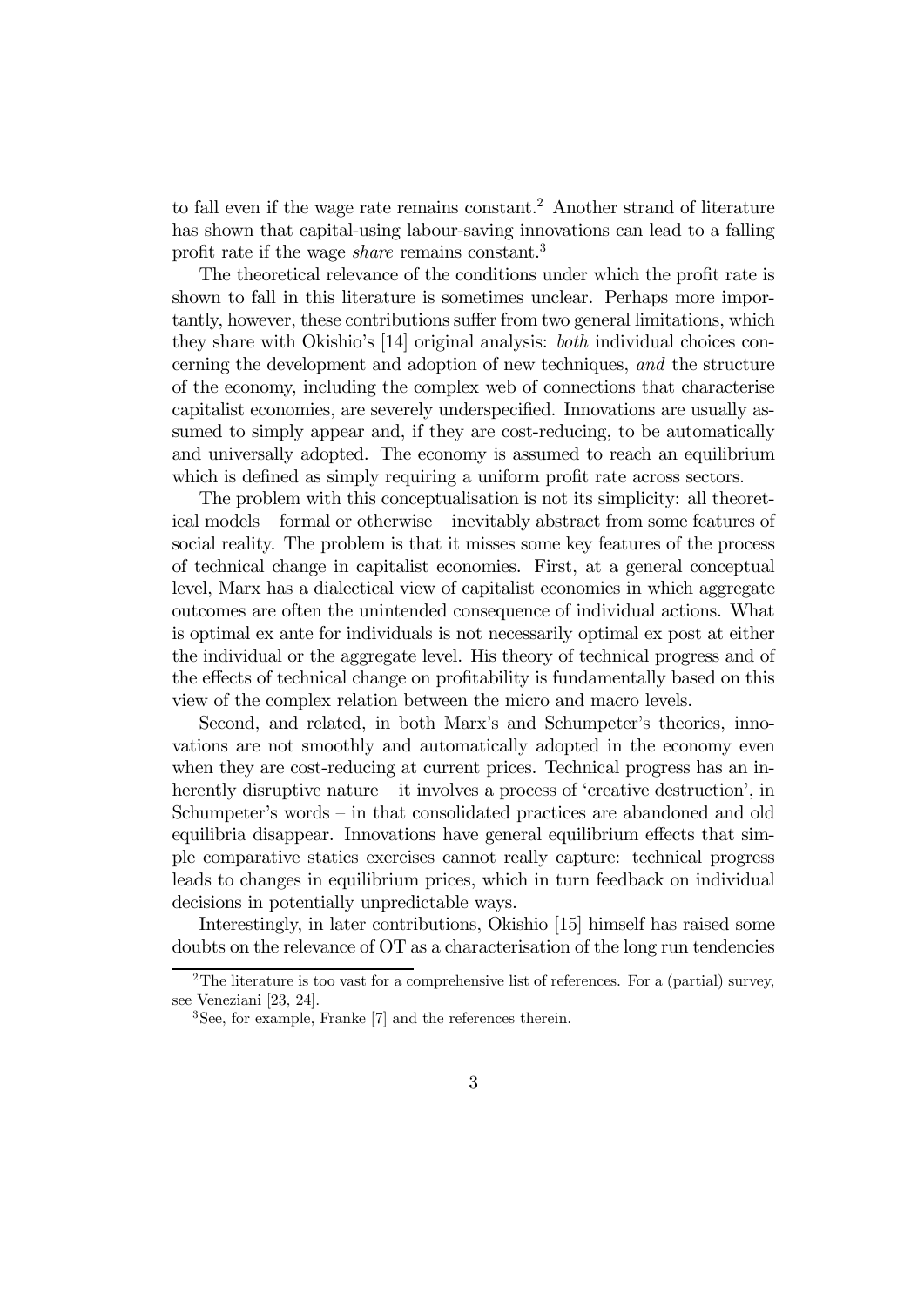to fall even if the wage rate remains constant.[2] Another strand of literature has shown that capital-using labour-saving innovations can lead to a falling profit rate if the wage *share* remains constant.[3]

The theoretical relevance of the conditions under which the profit rate is shown to fall in this literature is sometimes unclear. Perhaps more importantly, however, these contributions suffer from two general limitations, which they share with Okishio's [14] original analysis: *both* individual choices concerning the development and adoption of new techniques, *and* the structure of the economy, including the complex web of connections that characterise capitalist economies, are severely underspecified. Innovations are usually assumed to simply appear and, if they are cost-reducing, to be automatically and universally adopted. The economy is assumed to reach an equilibrium which is defined as simply requiring a uniform profit rate across sectors.

The problem with this conceptualisation is not its simplicity: all theoretical models – formal or otherwise – inevitably abstract from some features of social reality. The problem is that it misses some key features of the process of technical change in capitalist economies. First, at a general conceptual level, Marx has a dialectical view of capitalist economies in which aggregate outcomes are often the unintended consequence of individual actions. What is optimal ex ante for individuals is not necessarily optimal ex post at either the individual or the aggregate level. His theory of technical progress and of the effects of technical change on profitability is fundamentally based on this view of the complex relation between the micro and macro levels.

Second, and related, in both Marx's and Schumpeter's theories, innovations are not smoothly and automatically adopted in the economy even when they are cost-reducing at current prices. Technical progress has an inherently disruptive nature – it involves a process of 'creative destruction', in Schumpeter's words – in that consolidated practices are abandoned and old equilibria disappear. Innovations have general equilibrium effects that simple comparative statics exercises cannot really capture: technical progress leads to changes in equilibrium prices, which in turn feedback on individual decisions in potentially unpredictable ways.

Interestingly, in later contributions, Okishio [15] himself has raised some doubts on the relevance of OT as a characterisation of the long run tendencies

[2] The literature is too vast for a comprehensive list of references. For a (partial) survey, see Veneziani [23, 24].

[3] See, for example, Franke [7] and the references therein.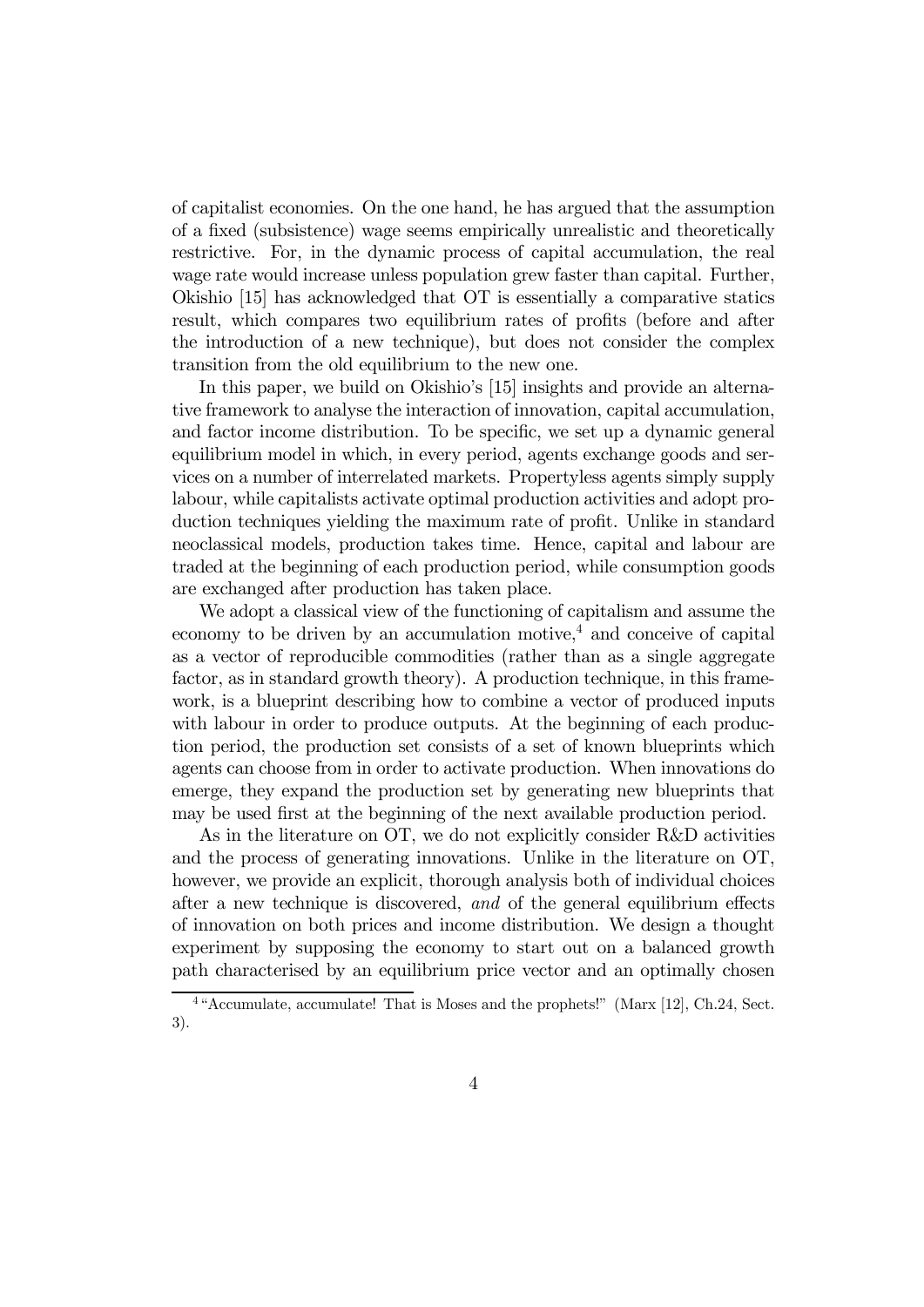of capitalist economies. On the one hand, he has argued that the assumption of a fixed (subsistence) wage seems empirically unrealistic and theoretically restrictive. For, in the dynamic process of capital accumulation, the real wage rate would increase unless population grew faster than capital. Further, Okishio [15] has acknowledged that OT is essentially a comparative statics result, which compares two equilibrium rates of profits (before and after the introduction of a new technique), but does not consider the complex transition from the old equilibrium to the new one.

In this paper, we build on Okishio's [15] insights and provide an alternative framework to analyse the interaction of innovation, capital accumulation, and factor income distribution. To be specific, we set up a dynamic general equilibrium model in which, in every period, agents exchange goods and services on a number of interrelated markets. Propertyless agents simply supply labour, while capitalists activate optimal production activities and adopt production techniques yielding the maximum rate of profit. Unlike in standard neoclassical models, production takes time. Hence, capital and labour are traded at the beginning of each production period, while consumption goods are exchanged after production has taken place.

We adopt a classical view of the functioning of capitalism and assume the economy to be driven by an accumulation motive,[4] and conceive of capital as a vector of reproducible commodities (rather than as a single aggregate factor, as in standard growth theory). A production technique, in this framework, is a blueprint describing how to combine a vector of produced inputs with labour in order to produce outputs. At the beginning of each production period, the production set consists of a set of known blueprints which agents can choose from in order to activate production. When innovations do emerge, they expand the production set by generating new blueprints that may be used first at the beginning of the next available production period.

As in the literature on OT, we do not explicitly consider R&D activities and the process of generating innovations. Unlike in the literature on OT, however, we provide an explicit, thorough analysis both of individual choices after a new technique is discovered, *and* of the general equilibrium effects of innovation on both prices and income distribution. We design a thought experiment by supposing the economy to start out on a balanced growth path characterised by an equilibrium price vector and an optimally chosen

[4] "Accumulate, accumulate! That is Moses and the prophets!" (Marx [12], Ch.24, Sect. 3).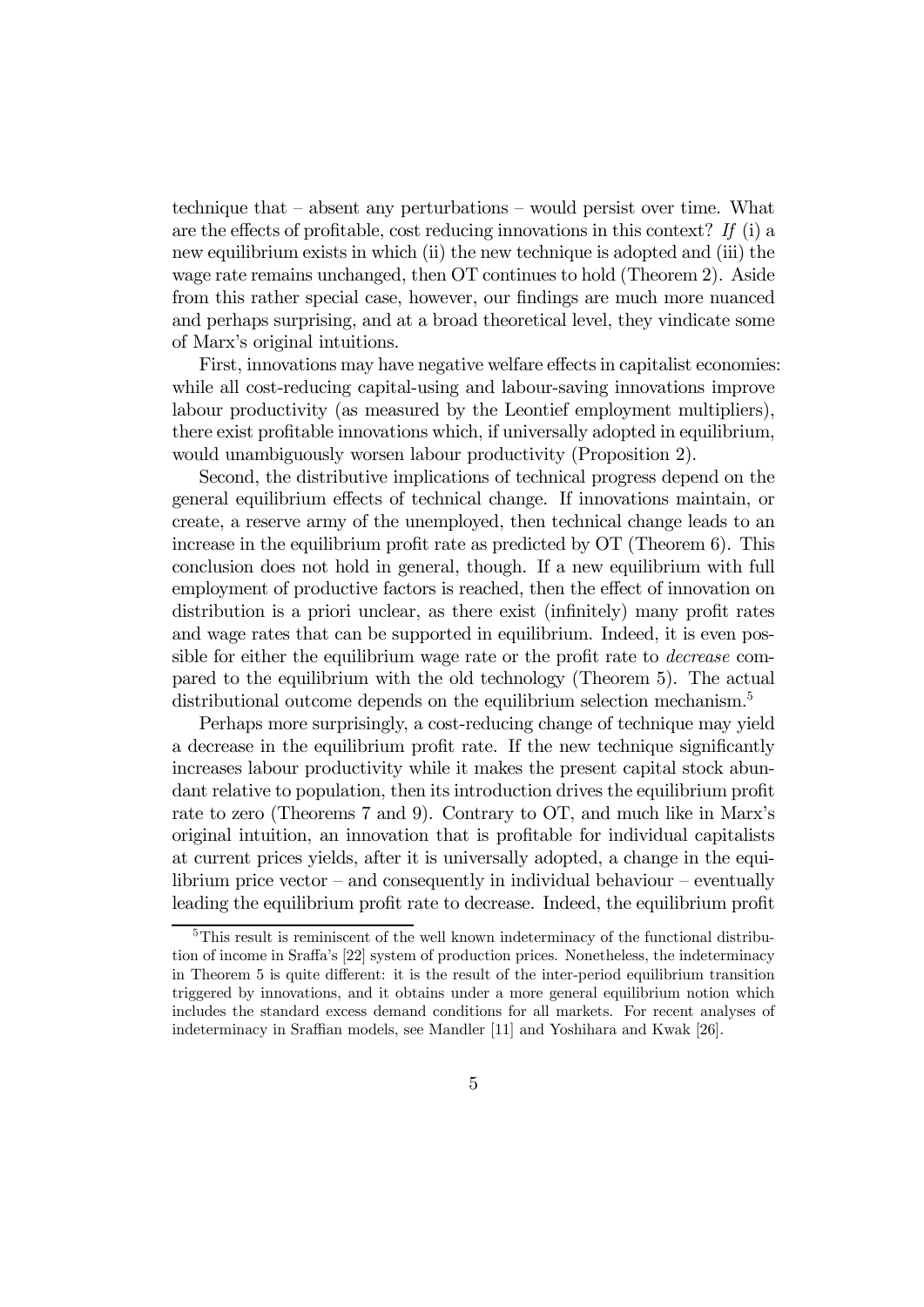technique that – absent any perturbations – would persist over time. What are the effects of profitable, cost reducing innovations in this context? *If* (i) a new equilibrium exists in which (ii) the new technique is adopted and (iii) the wage rate remains unchanged, then OT continues to hold (Theorem 2). Aside from this rather special case, however, our findings are much more nuanced and perhaps surprising, and at a broad theoretical level, they vindicate some of Marx's original intuitions.

First, innovations may have negative welfare effects in capitalist economies: while all cost-reducing capital-using and labour-saving innovations improve labour productivity (as measured by the Leontief employment multipliers), there exist profitable innovations which, if universally adopted in equilibrium, would unambiguously worsen labour productivity (Proposition 2).

Second, the distributive implications of technical progress depend on the general equilibrium effects of technical change. If innovations maintain, or create, a reserve army of the unemployed, then technical change leads to an increase in the equilibrium profit rate as predicted by OT (Theorem 6). This conclusion does not hold in general, though. If a new equilibrium with full employment of productive factors is reached, then the effect of innovation on distribution is a priori unclear, as there exist (infinitely) many profit rates and wage rates that can be supported in equilibrium. Indeed, it is even possible for either the equilibrium wage rate or the profit rate to *decrease* compared to the equilibrium with the old technology (Theorem 5). The actual distributional outcome depends on the equilibrium selection mechanism.[5]

Perhaps more surprisingly, a cost-reducing change of technique may yield a decrease in the equilibrium profit rate. If the new technique significantly increases labour productivity while it makes the present capital stock abundant relative to population, then its introduction drives the equilibrium profit rate to zero (Theorems 7 and 9). Contrary to OT, and much like in Marx's original intuition, an innovation that is profitable for individual capitalists at current prices yields, after it is universally adopted, a change in the equilibrium price vector – and consequently in individual behaviour – eventually leading the equilibrium profit rate to decrease. Indeed, the equilibrium profit

[5] This result is reminiscent of the well known indeterminacy of the functional distribution of income in Sraffa's [22] system of production prices. Nonetheless, the indeterminacy in Theorem 5 is quite different: it is the result of the inter-period equilibrium transition triggered by innovations, and it obtains under a more general equilibrium notion which includes the standard excess demand conditions for all markets. For recent analyses of indeterminacy in Sraffian models, see Mandler [11] and Yoshihara and Kwak [26].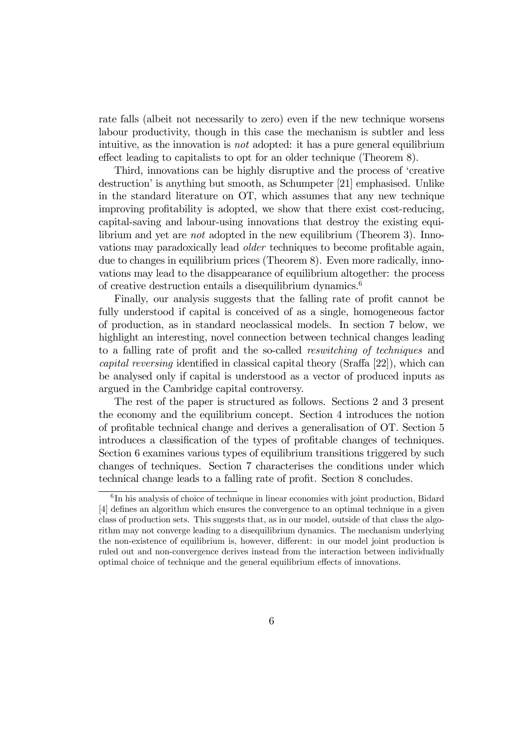rate falls (albeit not necessarily to zero) even if the new technique worsens labour productivity, though in this case the mechanism is subtler and less intuitive, as the innovation is *not* adopted: it has a pure general equilibrium effect leading to capitalists to opt for an older technique (Theorem 8).

Third, innovations can be highly disruptive and the process of 'creative destruction' is anything but smooth, as Schumpeter [21] emphasised. Unlike in the standard literature on OT, which assumes that any new technique improving profitability is adopted, we show that there exist cost-reducing, capital-saving and labour-using innovations that destroy the existing equilibrium and yet are *not* adopted in the new equilibrium (Theorem 3). Innovations may paradoxically lead *older* techniques to become profitable again, due to changes in equilibrium prices (Theorem 8). Even more radically, innovations may lead to the disappearance of equilibrium altogether: the process of creative destruction entails a disequilibrium dynamics.[6]

Finally, our analysis suggests that the falling rate of profit cannot be fully understood if capital is conceived of as a single, homogeneous factor of production, as in standard neoclassical models. In section 7 below, we highlight an interesting, novel connection between technical changes leading to a falling rate of profit and the so-called *reswitching of techniques* and *capital reversing* identified in classical capital theory (Sraffa [22]), which can be analysed only if capital is understood as a vector of produced inputs as argued in the Cambridge capital controversy.

The rest of the paper is structured as follows. Sections 2 and 3 present the economy and the equilibrium concept. Section 4 introduces the notion of profitable technical change and derives a generalisation of OT. Section 5 introduces a classification of the types of profitable changes of techniques. Section 6 examines various types of equilibrium transitions triggered by such changes of techniques. Section 7 characterises the conditions under which technical change leads to a falling rate of profit. Section 8 concludes.

[6] In his analysis of choice of technique in linear economies with joint production, Bidard [4] defines an algorithm which ensures the convergence to an optimal technique in a given class of production sets. This suggests that, as in our model, outside of that class the algorithm may not converge leading to a disequilibrium dynamics. The mechanism underlying the non-existence of equilibrium is, however, different: in our model joint production is ruled out and non-convergence derives instead from the interaction between individually optimal choice of technique and the general equilibrium effects of innovations.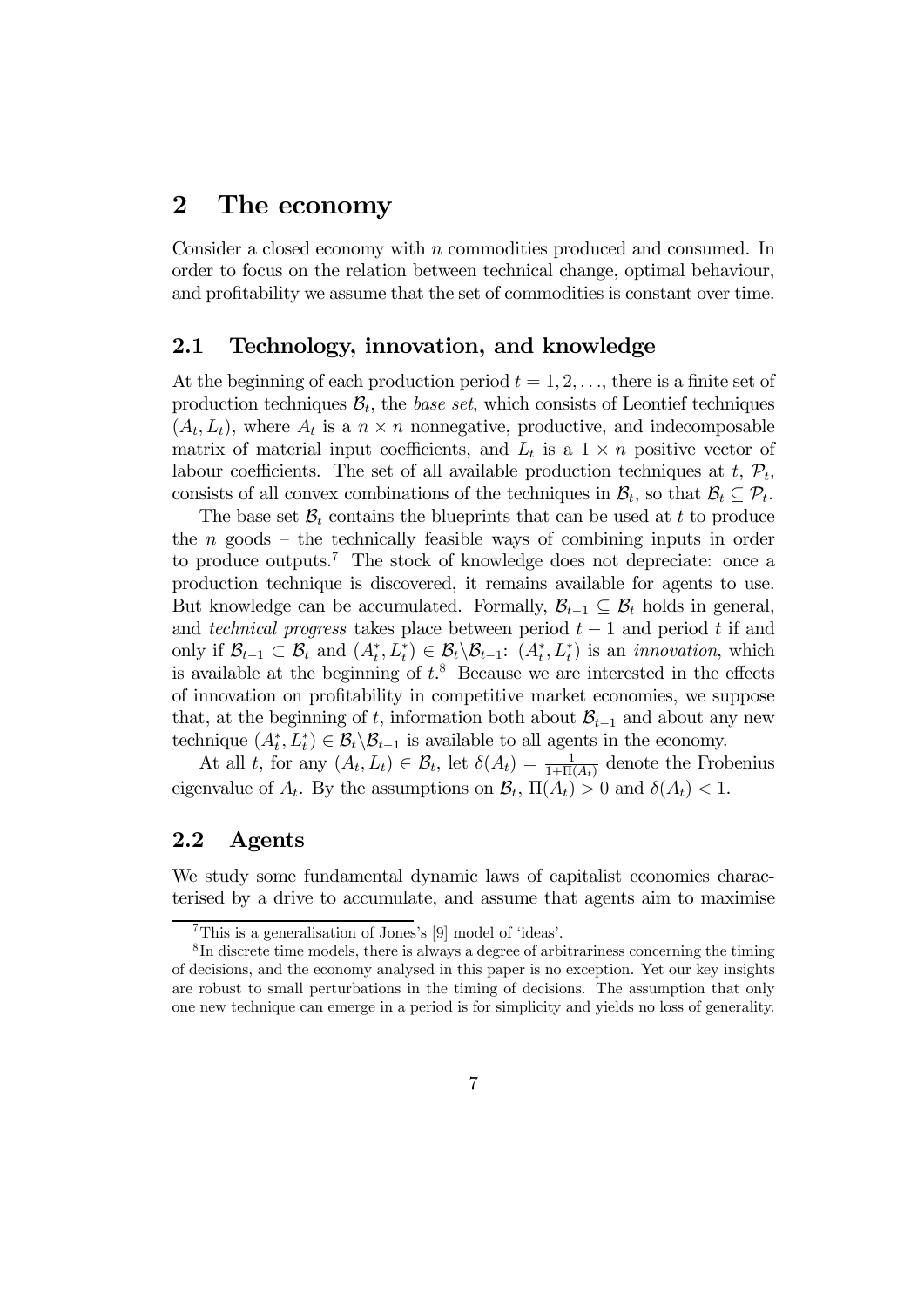# 2 The economy

Consider a closed economy with $n$ commodities produced and consumed. In order to focus on the relation between technical change, optimal behaviour, and profitability we assume that the set of commodities is constant over time.

## 2.1 Technology, innovation, and knowledge

At the beginning of each production period $t = 1, 2, \ldots$, there is a finite set of production techniques $\mathcal{B}_t$, the *base set*, which consists of Leontief techniques $(A_t, L_t)$, where $A_t$ is a $n \times n$ nonnegative, productive, and indecomposable matrix of material input coefficients, and $L_t$ is a $1 \times n$ positive vector of labour coefficients. The set of all available production techniques at $t$, $\mathcal{P}_t$, consists of all convex combinations of the techniques in $\mathcal{B}_t$, so that $\mathcal{B}_t \subseteq \mathcal{P}_t$.

The base set $\mathcal{B}_t$ contains the blueprints that can be used at $t$ to produce the $n$ goods – the technically feasible ways of combining inputs in order to produce outputs.[7] The stock of knowledge does not depreciate: once a production technique is discovered, it remains available for agents to use. But knowledge can be accumulated. Formally, $\mathcal{B}_{t-1} \subseteq \mathcal{B}_t$ holds in general, and *technical progress* takes place between period $t-1$ and period $t$ if and only if $\mathcal{B}_{t-1} \subset \mathcal{B}_t$ and $(A_t^*, L_t^*) \in \mathcal{B}_t \backslash \mathcal{B}_{t-1}$: $(A_t^*, L_t^*)$ is an *innovation*, which is available at the beginning of $t$.[8] Because we are interested in the effects of innovation on profitability in competitive market economies, we suppose that, at the beginning of $t$, information both about $\mathcal{B}_{t-1}$ and about any new technique $(A_t^*, L_t^*) \in \mathcal{B}_t \backslash \mathcal{B}_{t-1}$ is available to all agents in the economy.

At all $t$, for any $(A_t, L_t) \in \mathcal{B}_t$, let $\delta(A_t) = \frac{1}{1+\Pi(A_t)}$ denote the Frobenius eigenvalue of $A_t$. By the assumptions on $\mathcal{B}_t$, $\Pi(A_t) > 0$ and $\delta(A_t) < 1$.

## 2.2 Agents

We study some fundamental dynamic laws of capitalist economies characterised by a drive to accumulate, and assume that agents aim to maximise

[7] This is a generalisation of Jones's [9] model of 'ideas'.

[8] In discrete time models, there is always a degree of arbitrariness concerning the timing of decisions, and the economy analysed in this paper is no exception. Yet our key insights are robust to small perturbations in the timing of decisions. The assumption that only one new technique can emerge in a period is for simplicity and yields no loss of generality.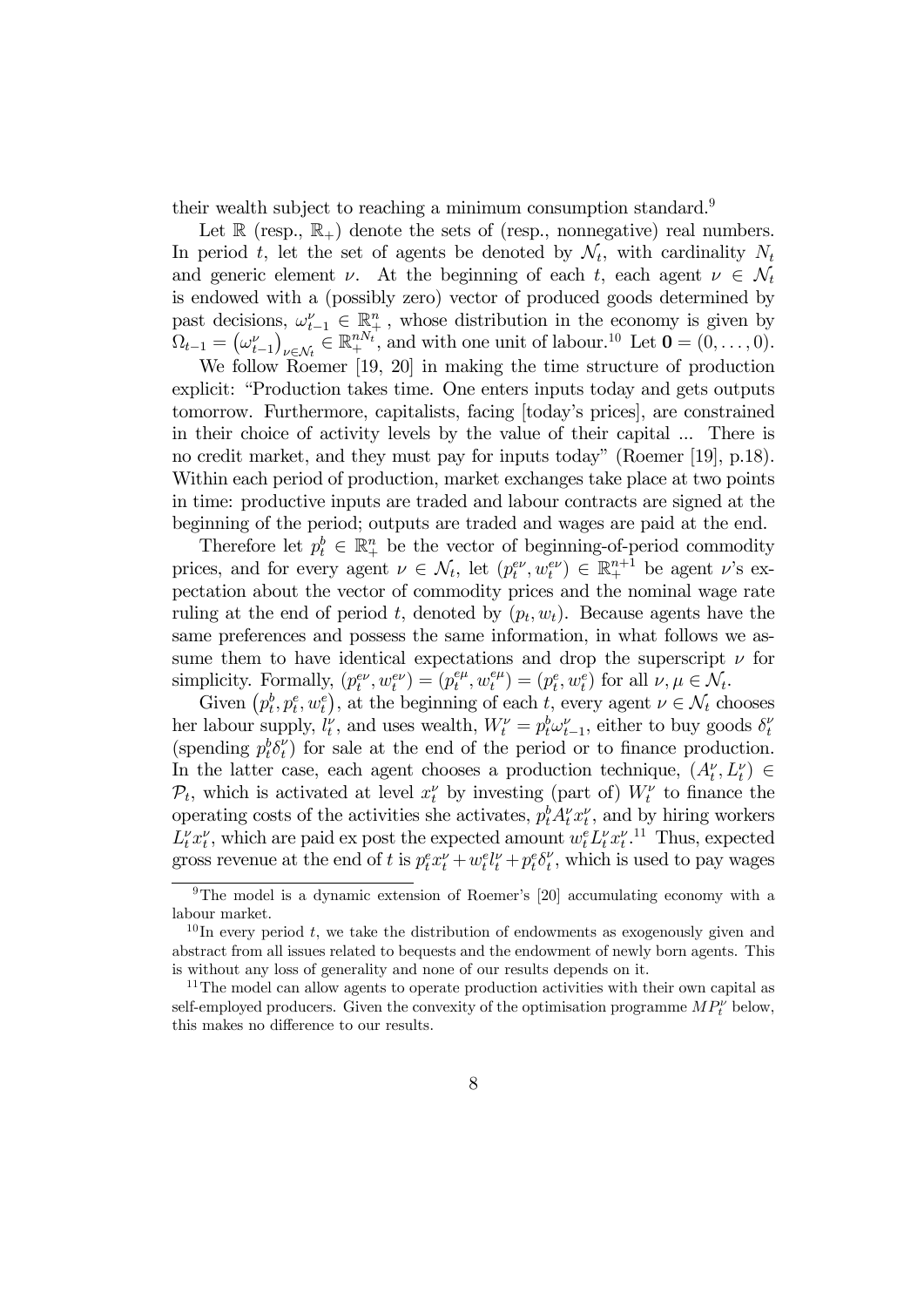their wealth subject to reaching a minimum consumption standard.[9]

Let $\mathbb{R}$ (resp., $\mathbb{R}_+$) denote the sets of (resp., nonnegative) real numbers. In period $t$, let the set of agents be denoted by $\mathcal{N}_t$, with cardinality $N_t$ and generic element $\nu$. At the beginning of each $t$, each agent $\nu \in \mathcal{N}_t$ is endowed with a (possibly zero) vector of produced goods determined by past decisions, $\omega_{t-1}^{\nu} \in \mathbb{R}_+^n$, whose distribution in the economy is given by $\Omega_{t-1} = \left(\omega_{t-1}^{\nu}\right)_{\nu \in \mathcal{N}_t} \in \mathbb{R}_+^{nN_t}$, and with one unit of labour.[10] Let $\mathbf{0} = (0, \ldots, 0)$.

We follow Roemer [19, 20] in making the time structure of production explicit: "Production takes time. One enters inputs today and gets outputs tomorrow. Furthermore, capitalists, facing [today's prices], are constrained in their choice of activity levels by the value of their capital ... There is no credit market, and they must pay for inputs today" (Roemer [19], p.18). Within each period of production, market exchanges take place at two points in time: productive inputs are traded and labour contracts are signed at the beginning of the period; outputs are traded and wages are paid at the end.

Therefore let $p_t^b \in \mathbb{R}_+^n$ be the vector of beginning-of-period commodity prices, and for every agent $\nu \in \mathcal{N}_t$, let $(p_t^{e\nu}, w_t^{e\nu}) \in \mathbb{R}_+^{n+1}$ be agent $\nu$'s expectation about the vector of commodity prices and the nominal wage rate ruling at the end of period $t$, denoted by $(p_t, w_t)$. Because agents have the same preferences and possess the same information, in what follows we assume them to have identical expectations and drop the superscript $\nu$ for simplicity. Formally, $(p_t^{e\nu}, w_t^{e\nu}) = (p_t^{e\mu}, w_t^{e\mu}) = (p_t^e, w_t^e)$ for all $\nu, \mu \in \mathcal{N}_t$.

Given $\left(p_t^b, p_t^e, w_t^e\right)$, at the beginning of each $t$, every agent $\nu \in \mathcal{N}_t$ chooses her labour supply, $l_t^{\nu}$, and uses wealth, $W_t^{\nu} = p_t^b \omega_{t-1}^{\nu}$, either to buy goods $\delta_t^{\nu}$ (spending $p_t^b \delta_t^{\nu}$) for sale at the end of the period or to finance production. In the latter case, each agent chooses a production technique, $(A_t^{\nu}, L_t^{\nu}) \in \mathcal{P}_t$, which is activated at level $x_t^{\nu}$ by investing (part of) $W_t^{\nu}$ to finance the operating costs of the activities she activates, $p_t^b A_t^{\nu} x_t^{\nu}$, and by hiring workers $L_t^{\nu} x_t^{\nu}$, which are paid ex post the expected amount $w_t^e L_t^{\nu} x_t^{\nu}$.[11] Thus, expected gross revenue at the end of $t$ is $p_t^e x_t^{\nu} + w_t^e l_t^{\nu} + p_t^e \delta_t^{\nu}$, which is used to pay wages

---

[9] The model is a dynamic extension of Roemer's [20] accumulating economy with a labour market.

[10] In every period $t$, we take the distribution of endowments as exogenously given and abstract from all issues related to bequests and the endowment of newly born agents. This is without any loss of generality and none of our results depends on it.

[11] The model can allow agents to operate production activities with their own capital as self-employed producers. Given the convexity of the optimisation programme $MP_t^{\nu}$ below, this makes no difference to our results.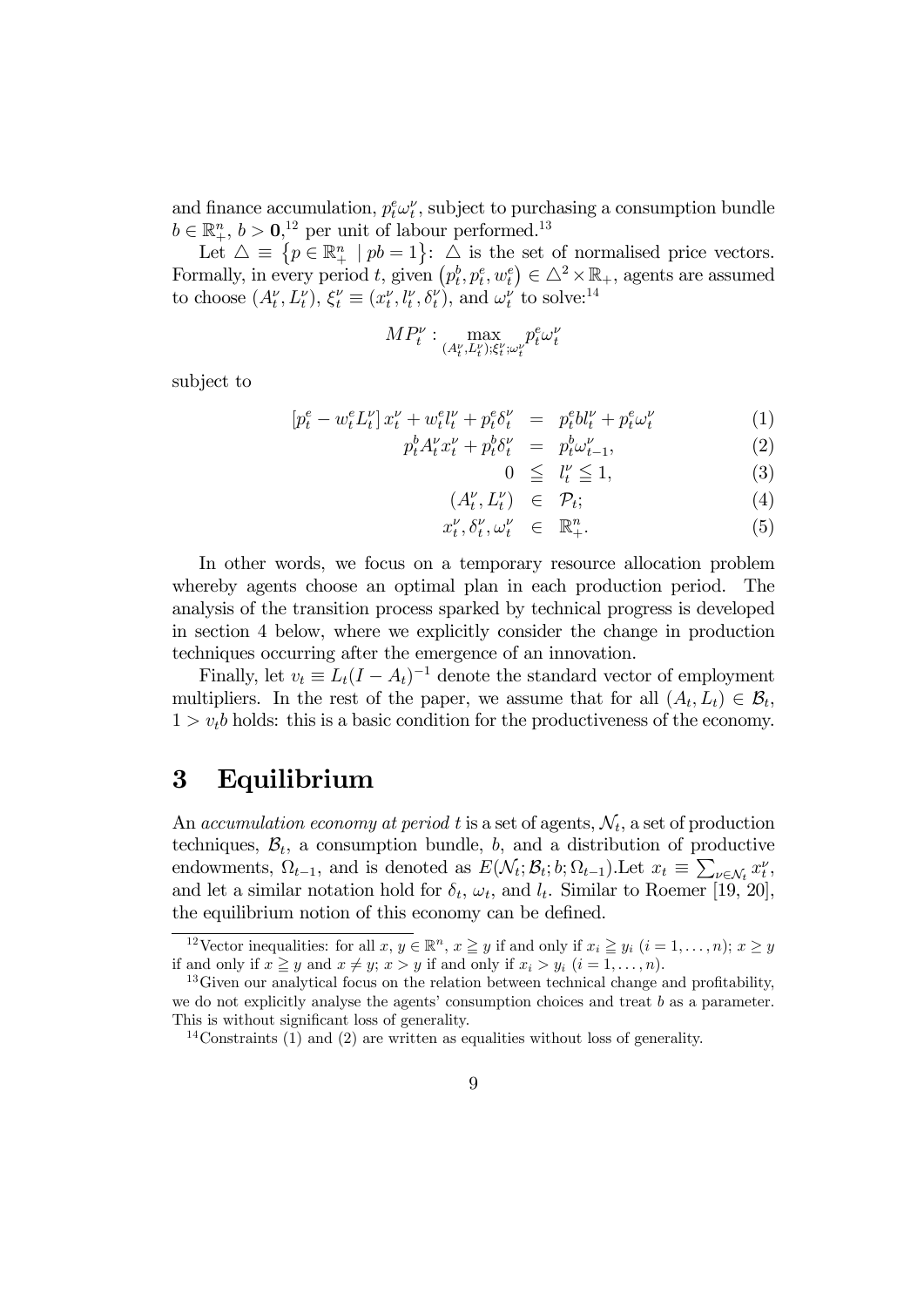and finance accumulation, $p_t^e \omega_t^\nu$, subject to purchasing a consumption bundle $b \in \mathbb{R}_+^n$, $b > \mathbf{0}$,[12] per unit of labour performed.[13]

Let $\triangle \equiv \{p \in \mathbb{R}_+^n \mid pb = 1\}$: $\triangle$ is the set of normalised price vectors. Formally, in every period $t$, given $(p_t^b, p_t^e, w_t^e) \in \triangle^2 \times \mathbb{R}_+$, agents are assumed to choose $(A_t^\nu, L_t^\nu)$, $\xi_t^\nu \equiv (x_t^\nu, l_t^\nu, \delta_t^\nu)$, and $\omega_t^\nu$ to solve:[14]

$$MP_t^\nu : \max_{(A_t^\nu, L_t^\nu); \xi_t^\nu; \omega_t^\nu} p_t^e \omega_t^\nu$$

subject to

$$\begin{aligned}
[p_t^e - w_t^e L_t^\nu]\, x_t^\nu + w_t^e l_t^\nu + p_t^e \delta_t^\nu &= p_t^e b l_t^\nu + p_t^e \omega_t^\nu & (1)\\
p_t^b A_t^\nu x_t^\nu + p_t^b \delta_t^\nu &= p_t^b \omega_{t-1}^\nu, & (2)\\
0 \leqq l_t^\nu &\leqq 1, & (3)\\
(A_t^\nu, L_t^\nu) &\in \mathcal{P}_t; & (4)\\
x_t^\nu, \delta_t^\nu, \omega_t^\nu &\in \mathbb{R}_+^n. & (5)
\end{aligned}$$

In other words, we focus on a temporary resource allocation problem whereby agents choose an optimal plan in each production period. The analysis of the transition process sparked by technical progress is developed in section 4 below, where we explicitly consider the change in production techniques occurring after the emergence of an innovation.

Finally, let $v_t \equiv L_t(I - A_t)^{-1}$ denote the standard vector of employment multipliers. In the rest of the paper, we assume that for all $(A_t, L_t) \in \mathcal{B}_t$, $1 > v_t b$ holds: this is a basic condition for the productiveness of the economy.

# 3 Equilibrium

An *accumulation economy at period t* is a set of agents, $\mathcal{N}_t$, a set of production techniques, $\mathcal{B}_t$, a consumption bundle, $b$, and a distribution of productive endowments, $\Omega_{t-1}$, and is denoted as $E(\mathcal{N}_t; \mathcal{B}_t; b; \Omega_{t-1})$.Let $x_t \equiv \sum_{\nu \in \mathcal{N}_t} x_t^\nu$, and let a similar notation hold for $\delta_t$, $\omega_t$, and $l_t$. Similar to Roemer [19, 20], the equilibrium notion of this economy can be defined.

---

[12] Vector inequalities: for all $x, y \in \mathbb{R}^n$, $x \geqq y$ if and only if $x_i \geqq y_i$ $(i = 1, \ldots, n)$; $x \geq y$ if and only if $x \geqq y$ and $x \neq y$; $x > y$ if and only if $x_i > y_i$ $(i = 1, \ldots, n)$.

[13] Given our analytical focus on the relation between technical change and profitability, we do not explicitly analyse the agents' consumption choices and treat $b$ as a parameter. This is without significant loss of generality.

[14] Constraints (1) and (2) are written as equalities without loss of generality.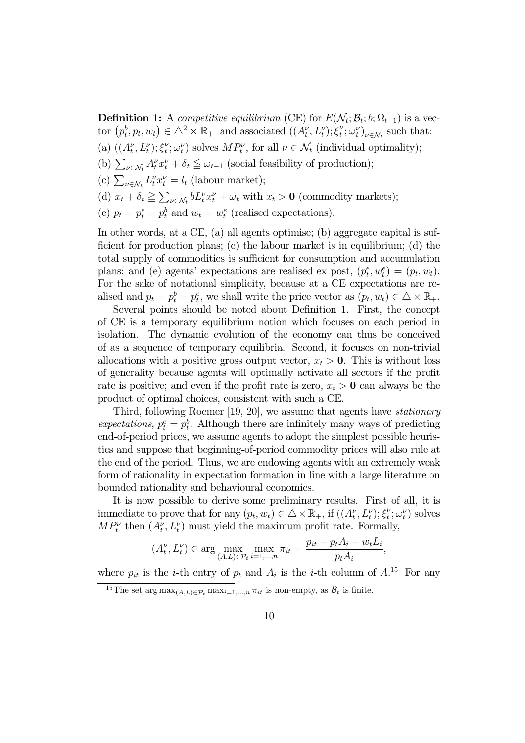**Definition 1:** A *competitive equilibrium* (CE) for $E(\mathcal{N}_t; \mathcal{B}_t; b; \Omega_{t-1})$ is a vector $\left(p^b_t, p_t, w_t\right) \in \triangle^2 \times \mathbb{R}_+$ and associated $((A^\nu_t, L^\nu_t); \xi^\nu_t; \omega^\nu_t)_{\nu \in \mathcal{N}_t}$ such that:

(a) $((A^\nu_t, L^\nu_t); \xi^\nu_t; \omega^\nu_t)$ solves $MP^\nu_t$, for all $\nu \in \mathcal{N}_t$ (individual optimality);

(b) $\sum_{\nu \in \mathcal{N}_t} A^\nu_t x^\nu_t + \delta_t \leqq \omega_{t-1}$ (social feasibility of production);

(c) $\sum_{\nu \in \mathcal{N}_t} L^\nu_t x^\nu_t = l_t$ (labour market);

(d) $x_t + \delta_t \geqq \sum_{\nu \in \mathcal{N}_t} b L^\nu_t x^\nu_t + \omega_t$ with $x_t > \mathbf{0}$ (commodity markets);

(e) $p_t = p^e_t = p^b_t$ and $w_t = w^e_t$ (realised expectations).

In other words, at a CE, (a) all agents optimise; (b) aggregate capital is sufficient for production plans; (c) the labour market is in equilibrium; (d) the total supply of commodities is sufficient for consumption and accumulation plans; and (e) agents' expectations are realised ex post, $(p^e_t, w^e_t) = (p_t, w_t)$. For the sake of notational simplicity, because at a CE expectations are realised and $p_t = p^b_t = p^e_t$, we shall write the price vector as $(p_t, w_t) \in \triangle \times \mathbb{R}_+$.

Several points should be noted about Definition 1. First, the concept of CE is a temporary equilibrium notion which focuses on each period in isolation. The dynamic evolution of the economy can thus be conceived of as a sequence of temporary equilibria. Second, it focuses on non-trivial allocations with a positive gross output vector, $x_t > \mathbf{0}$. This is without loss of generality because agents will optimally activate all sectors if the profit rate is positive; and even if the profit rate is zero, $x_t > \mathbf{0}$ can always be the product of optimal choices, consistent with such a CE.

Third, following Roemer [19, 20], we assume that agents have *stationary expectations*, $p^e_t = p^b_t$. Although there are infinitely many ways of predicting end-of-period prices, we assume agents to adopt the simplest possible heuristics and suppose that beginning-of-period commodity prices will also rule at the end of the period. Thus, we are endowing agents with an extremely weak form of rationality in expectation formation in line with a large literature on bounded rationality and behavioural economics.

It is now possible to derive some preliminary results. First of all, it is immediate to prove that for any $(p_t, w_t) \in \triangle \times \mathbb{R}_+$, if $((A^\nu_t, L^\nu_t); \xi^\nu_t; \omega^\nu_t)$ solves $MP^\nu_t$ then $(A^\nu_t, L^\nu_t)$ must yield the maximum profit rate. Formally,

$$(A^\nu_t, L^\nu_t) \in \arg \max_{(A,L) \in \mathcal{P}_t} \max_{i=1,\ldots,n} \pi_{it} = \frac{p_{it} - p_t A_i - w_t L_i}{p_t A_i},$$

where $p_{it}$ is the $i$-th entry of $p_t$ and $A_i$ is the $i$-th column of $A$.[15] For any

[15] The set $\arg \max_{(A,L) \in \mathcal{P}_t} \max_{i=1,\ldots,n} \pi_{it}$ is non-empty, as $\mathcal{B}_t$ is finite.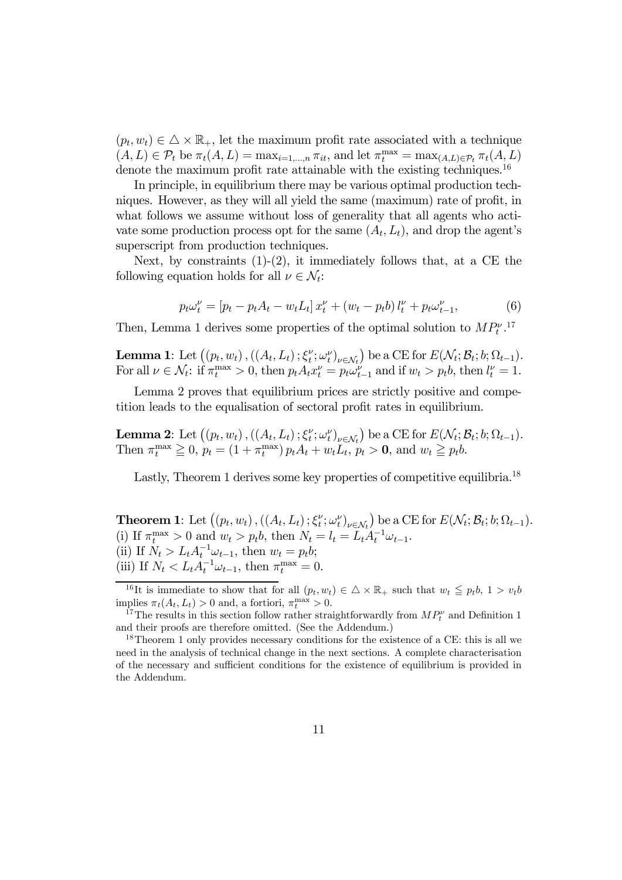$(p_t, w_t) \in \triangle \times \mathbb{R}_+$, let the maximum profit rate associated with a technique $(A, L) \in \mathcal{P}_t$ be $\pi_t(A, L) = \max_{i=1,\ldots,n} \pi_{it}$, and let $\pi_t^{\max} = \max_{(A,L)\in\mathcal{P}_t} \pi_t(A, L)$ denote the maximum profit rate attainable with the existing techniques.[16]

In principle, in equilibrium there may be various optimal production techniques. However, as they will all yield the same (maximum) rate of profit, in what follows we assume without loss of generality that all agents who activate some production process opt for the same $(A_t, L_t)$, and drop the agent's superscript from production techniques.

Next, by constraints (1)-(2), it immediately follows that, at a CE the following equation holds for all $\nu \in \mathcal{N}_t$:

$$p_t \omega_t^\nu = [p_t - p_t A_t - w_t L_t] \, x_t^\nu + (w_t - p_t b) \, l_t^\nu + p_t \omega_{t-1}^\nu, \tag{6}$$

Then, Lemma 1 derives some properties of the optimal solution to $MP_t^\nu$.[17]

**Lemma 1**: Let $\left((p_t, w_t), ((A_t, L_t); \xi_t^\nu; \omega_t^\nu)_{\nu\in\mathcal{N}_t}\right)$ be a CE for $E(\mathcal{N}_t; \mathcal{B}_t; b; \Omega_{t-1})$. For all $\nu \in \mathcal{N}_t$: if $\pi_t^{\max} > 0$, then $p_t A_t x_t^\nu = p_t \omega_{t-1}^\nu$ and if $w_t > p_t b$, then $l_t^\nu = 1$.

Lemma 2 proves that equilibrium prices are strictly positive and competition leads to the equalisation of sectoral profit rates in equilibrium.

**Lemma 2**: Let $\left((p_t, w_t), ((A_t, L_t); \xi_t^\nu; \omega_t^\nu)_{\nu\in\mathcal{N}_t}\right)$ be a CE for $E(\mathcal{N}_t; \mathcal{B}_t; b; \Omega_{t-1})$. Then $\pi_t^{\max} \geqq 0$, $p_t = (1 + \pi_t^{\max}) \, p_t A_t + w_t L_t$, $p_t > \mathbf{0}$, and $w_t \geqq p_t b$.

Lastly, Theorem 1 derives some key properties of competitive equilibria.[18]

**Theorem 1**: Let $\left((p_t, w_t), ((A_t, L_t); \xi_t^\nu; \omega_t^\nu)_{\nu\in\mathcal{N}_t}\right)$ be a CE for $E(\mathcal{N}_t; \mathcal{B}_t; b; \Omega_{t-1})$.
(i) If $\pi_t^{\max} > 0$ and $w_t > p_t b$, then $N_t = l_t = L_t A_t^{-1} \omega_{t-1}$.
(ii) If $N_t > L_t A_t^{-1} \omega_{t-1}$, then $w_t = p_t b$;
(iii) If $N_t < L_t A_t^{-1} \omega_{t-1}$, then $\pi_t^{\max} = 0$.

---

[16] It is immediate to show that for all $(p_t, w_t) \in \triangle \times \mathbb{R}_+$ such that $w_t \leqq p_t b$, $1 > v_t b$ implies $\pi_t(A_t, L_t) > 0$ and, a fortiori, $\pi_t^{\max} > 0$.

[17] The results in this section follow rather straightforwardly from $MP_t^\nu$ and Definition 1 and their proofs are therefore omitted. (See the Addendum.)

[18] Theorem 1 only provides necessary conditions for the existence of a CE: this is all we need in the analysis of technical change in the next sections. A complete characterisation of the necessary and sufficient conditions for the existence of equilibrium is provided in the Addendum.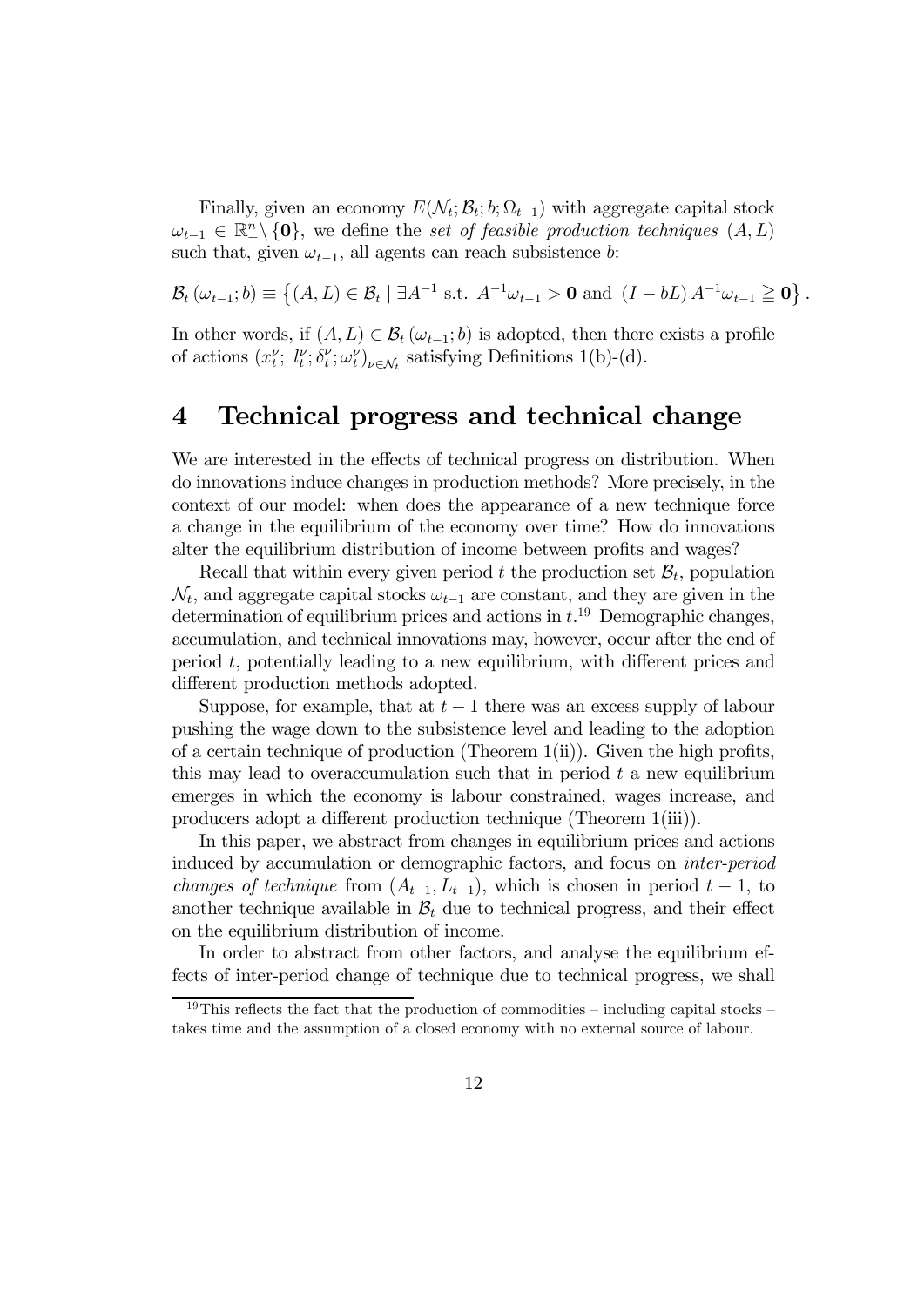Finally, given an economy $E(\mathcal{N}_t; \mathcal{B}_t; b; \Omega_{t-1})$ with aggregate capital stock $\omega_{t-1} \in \mathbb{R}^n_+ \setminus \{\mathbf{0}\}$, we define the *set of feasible production techniques* $(A, L)$ such that, given $\omega_{t-1}$, all agents can reach subsistence $b$:

$$\mathcal{B}_t(\omega_{t-1}; b) \equiv \left\{ (A, L) \in \mathcal{B}_t \mid \exists A^{-1} \text{ s.t. } A^{-1}\omega_{t-1} > \mathbf{0} \text{ and } (I - bL)\, A^{-1}\omega_{t-1} \geqq \mathbf{0} \right\}.$$

In other words, if $(A, L) \in \mathcal{B}_t(\omega_{t-1}; b)$ is adopted, then there exists a profile of actions $(x_t^\nu;\ l_t^\nu; \delta_t^\nu; \omega_t^\nu)_{\nu \in \mathcal{N}_t}$ satisfying Definitions 1(b)-(d).

# 4 Technical progress and technical change

We are interested in the effects of technical progress on distribution. When do innovations induce changes in production methods? More precisely, in the context of our model: when does the appearance of a new technique force a change in the equilibrium of the economy over time? How do innovations alter the equilibrium distribution of income between profits and wages?

Recall that within every given period $t$ the production set $\mathcal{B}_t$, population $\mathcal{N}_t$, and aggregate capital stocks $\omega_{t-1}$ are constant, and they are given in the determination of equilibrium prices and actions in $t$.[19] Demographic changes, accumulation, and technical innovations may, however, occur after the end of period $t$, potentially leading to a new equilibrium, with different prices and different production methods adopted.

Suppose, for example, that at $t-1$ there was an excess supply of labour pushing the wage down to the subsistence level and leading to the adoption of a certain technique of production (Theorem 1(ii)). Given the high profits, this may lead to overaccumulation such that in period $t$ a new equilibrium emerges in which the economy is labour constrained, wages increase, and producers adopt a different production technique (Theorem 1(iii)).

In this paper, we abstract from changes in equilibrium prices and actions induced by accumulation or demographic factors, and focus on *inter-period changes of technique* from $(A_{t-1}, L_{t-1})$, which is chosen in period $t-1$, to another technique available in $\mathcal{B}_t$ due to technical progress, and their effect on the equilibrium distribution of income.

In order to abstract from other factors, and analyse the equilibrium effects of inter-period change of technique due to technical progress, we shall

[19] This reflects the fact that the production of commodities – including capital stocks – takes time and the assumption of a closed economy with no external source of labour.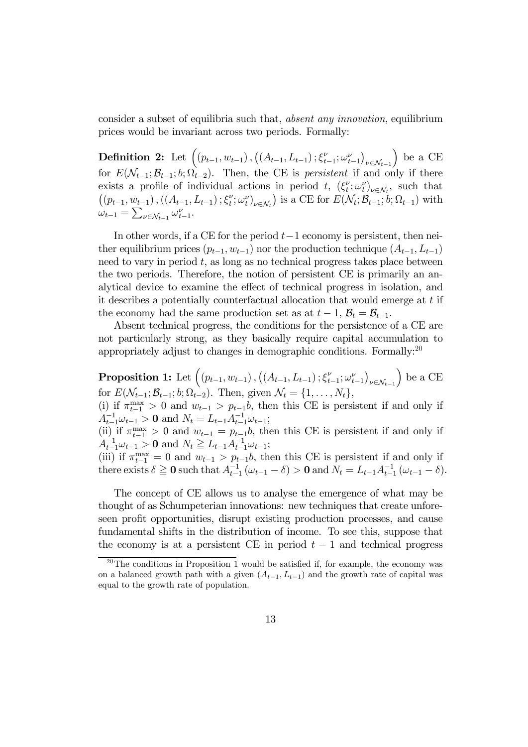consider a subset of equilibria such that, *absent any innovation*, equilibrium prices would be invariant across two periods. Formally:

**Definition 2:** Let $\left((p_{t-1}, w_{t-1}), \left((A_{t-1}, L_{t-1}); \xi_{t-1}^{\nu}; \omega_{t-1}^{\nu}\right)_{\nu \in \mathcal{N}_{t-1}}\right)$ be a CE for $E(\mathcal{N}_{t-1}; \mathcal{B}_{t-1}; b; \Omega_{t-2})$. Then, the CE is *persistent* if and only if there exists a profile of individual actions in period $t$, $(\xi_t^{\nu}; \omega_t^{\nu})_{\nu \in \mathcal{N}_t}$, such that $\left((p_{t-1}, w_{t-1}), ((A_{t-1}, L_{t-1}); \xi_t^{\nu}; \omega_t^{\nu})_{\nu \in \mathcal{N}_t}\right)$ is a CE for $E(\mathcal{N}_t; \mathcal{B}_{t-1}; b; \Omega_{t-1})$ with $\omega_{t-1} = \sum_{\nu \in \mathcal{N}_{t-1}} \omega_{t-1}^{\nu}$.

In other words, if a CE for the period $t-1$ economy is persistent, then neither equilibrium prices $(p_{t-1}, w_{t-1})$ nor the production technique $(A_{t-1}, L_{t-1})$ need to vary in period $t$, as long as no technical progress takes place between the two periods. Therefore, the notion of persistent CE is primarily an analytical device to examine the effect of technical progress in isolation, and it describes a potentially counterfactual allocation that would emerge at $t$ if the economy had the same production set as at $t-1$, $\mathcal{B}_t = \mathcal{B}_{t-1}$.

Absent technical progress, the conditions for the persistence of a CE are not particularly strong, as they basically require capital accumulation to appropriately adjust to changes in demographic conditions. Formally:[20]

**Proposition 1:** Let $\left((p_{t-1}, w_{t-1}), \left((A_{t-1}, L_{t-1}); \xi_{t-1}^{\nu}; \omega_{t-1}^{\nu}\right)_{\nu \in \mathcal{N}_{t-1}}\right)$ be a CE for $E(\mathcal{N}_{t-1}; \mathcal{B}_{t-1}; b; \Omega_{t-2})$. Then, given $\mathcal{N}_t = \{1, \ldots, N_t\}$,
(i) if $\pi_{t-1}^{\max} > 0$ and $w_{t-1} > p_{t-1}b$, then this CE is persistent if and only if $A_{t-1}^{-1}\omega_{t-1} > \mathbf{0}$ and $N_t = L_{t-1}A_{t-1}^{-1}\omega_{t-1}$;
(ii) if $\pi_{t-1}^{\max} > 0$ and $w_{t-1} = p_{t-1}b$, then this CE is persistent if and only if $A_{t-1}^{-1}\omega_{t-1} > \mathbf{0}$ and $N_t \geqq L_{t-1}A_{t-1}^{-1}\omega_{t-1}$;
(iii) if $\pi_{t-1}^{\max} = 0$ and $w_{t-1} > p_{t-1}b$, then this CE is persistent if and only if there exists $\delta \geqq \mathbf{0}$ such that $A_{t-1}^{-1}(\omega_{t-1} - \delta) > \mathbf{0}$ and $N_t = L_{t-1}A_{t-1}^{-1}(\omega_{t-1} - \delta)$.

The concept of CE allows us to analyse the emergence of what may be thought of as Schumpeterian innovations: new techniques that create unforeseen profit opportunities, disrupt existing production processes, and cause fundamental shifts in the distribution of income. To see this, suppose that the economy is at a persistent CE in period $t-1$ and technical progress

[20] The conditions in Proposition 1 would be satisfied if, for example, the economy was on a balanced growth path with a given $(A_{t-1}, L_{t-1})$ and the growth rate of capital was equal to the growth rate of population.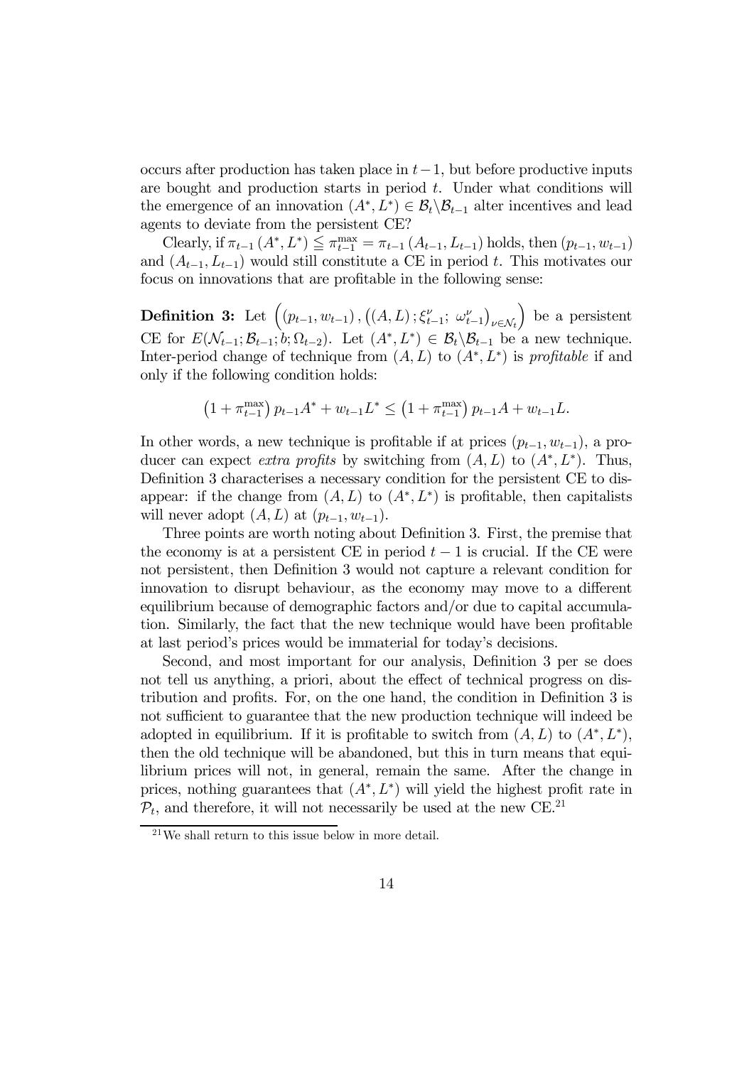occurs after production has taken place in $t-1$, but before productive inputs are bought and production starts in period $t$. Under what conditions will the emergence of an innovation $(A^*, L^*) \in \mathcal{B}_t \backslash \mathcal{B}_{t-1}$ alter incentives and lead agents to deviate from the persistent CE?

Clearly, if $\pi_{t-1}(A^*, L^*) \leqq \pi_{t-1}^{\max} = \pi_{t-1}(A_{t-1}, L_{t-1})$ holds, then $(p_{t-1}, w_{t-1})$ and $(A_{t-1}, L_{t-1})$ would still constitute a CE in period $t$. This motivates our focus on innovations that are profitable in the following sense:

**Definition 3:** Let $\left((p_{t-1}, w_{t-1}), \left((A, L); \xi_{t-1}^{\nu}; \omega_{t-1}^{\nu}\right)_{\nu \in \mathcal{N}_t}\right)$ be a persistent CE for $E(\mathcal{N}_{t-1}; \mathcal{B}_{t-1}; b; \Omega_{t-2})$. Let $(A^*, L^*) \in \mathcal{B}_t \backslash \mathcal{B}_{t-1}$ be a new technique. Inter-period change of technique from $(A, L)$ to $(A^*, L^*)$ is *profitable* if and only if the following condition holds:

$$\left(1 + \pi_{t-1}^{\max}\right) p_{t-1} A^* + w_{t-1} L^* \leq \left(1 + \pi_{t-1}^{\max}\right) p_{t-1} A + w_{t-1} L.$$

In other words, a new technique is profitable if at prices $(p_{t-1}, w_{t-1})$, a producer can expect *extra profits* by switching from $(A, L)$ to $(A^*, L^*)$. Thus, Definition 3 characterises a necessary condition for the persistent CE to disappear: if the change from $(A, L)$ to $(A^*, L^*)$ is profitable, then capitalists will never adopt $(A, L)$ at $(p_{t-1}, w_{t-1})$.

Three points are worth noting about Definition 3. First, the premise that the economy is at a persistent CE in period $t-1$ is crucial. If the CE were not persistent, then Definition 3 would not capture a relevant condition for innovation to disrupt behaviour, as the economy may move to a different equilibrium because of demographic factors and/or due to capital accumulation. Similarly, the fact that the new technique would have been profitable at last period's prices would be immaterial for today's decisions.

Second, and most important for our analysis, Definition 3 per se does not tell us anything, a priori, about the effect of technical progress on distribution and profits. For, on the one hand, the condition in Definition 3 is not sufficient to guarantee that the new production technique will indeed be adopted in equilibrium. If it is profitable to switch from $(A, L)$ to $(A^*, L^*)$, then the old technique will be abandoned, but this in turn means that equilibrium prices will not, in general, remain the same. After the change in prices, nothing guarantees that $(A^*, L^*)$ will yield the highest profit rate in $\mathcal{P}_t$, and therefore, it will not necessarily be used at the new CE.[21]

[21] We shall return to this issue below in more detail.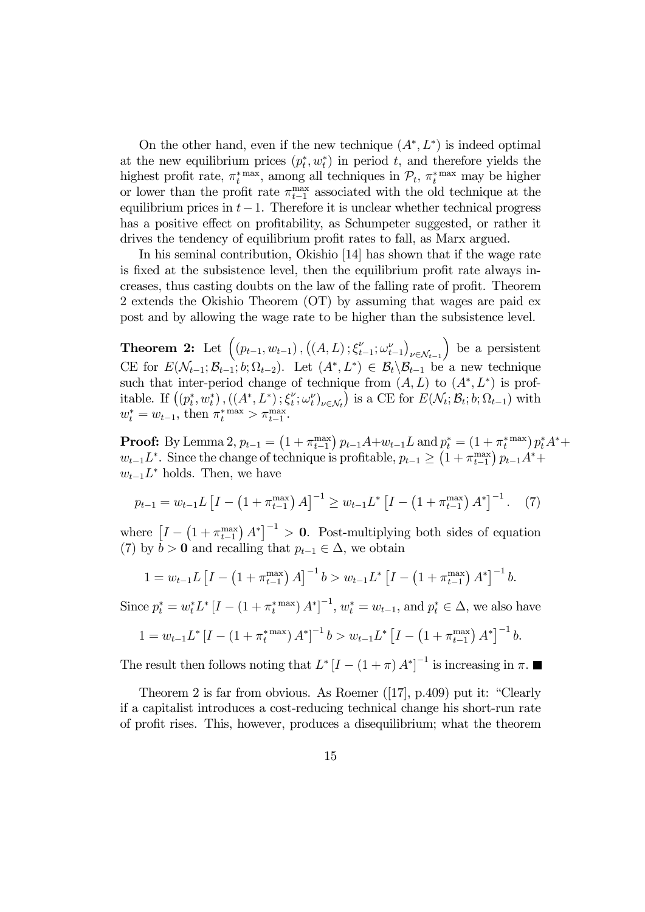On the other hand, even if the new technique $(A^*, L^*)$ is indeed optimal at the new equilibrium prices $(p_t^*, w_t^*)$ in period $t$, and therefore yields the highest profit rate, $\pi_t^{*\max}$, among all techniques in $\mathcal{P}_t$, $\pi_t^{*\max}$ may be higher or lower than the profit rate $\pi_{t-1}^{\max}$ associated with the old technique at the equilibrium prices in $t-1$. Therefore it is unclear whether technical progress has a positive effect on profitability, as Schumpeter suggested, or rather it drives the tendency of equilibrium profit rates to fall, as Marx argued.

In his seminal contribution, Okishio [14] has shown that if the wage rate is fixed at the subsistence level, then the equilibrium profit rate always increases, thus casting doubts on the law of the falling rate of profit. Theorem 2 extends the Okishio Theorem (OT) by assuming that wages are paid ex post and by allowing the wage rate to be higher than the subsistence level.

**Theorem 2:** Let $\left((p_{t-1}, w_{t-1}), \left((A, L); \xi_{t-1}^{\nu}; \omega_{t-1}^{\nu}\right)_{\nu \in \mathcal{N}_{t-1}}\right)$ be a persistent CE for $E(\mathcal{N}_{t-1}; \mathcal{B}_{t-1}; b; \Omega_{t-2})$. Let $(A^*, L^*) \in \mathcal{B}_t \backslash \mathcal{B}_{t-1}$ be a new technique such that inter-period change of technique from $(A, L)$ to $(A^*, L^*)$ is profitable. If $\left((p_t^*, w_t^*), ((A^*, L^*); \xi_t^{\nu}; \omega_t^{\nu})_{\nu \in \mathcal{N}_t}\right)$ is a CE for $E(\mathcal{N}_t; \mathcal{B}_t; b; \Omega_{t-1})$ with $w_t^* = w_{t-1}$, then $\pi_t^{*\max} > \pi_{t-1}^{\max}$.

**Proof:** By Lemma 2, $p_{t-1} = \left(1 + \pi_{t-1}^{\max}\right) p_{t-1} A + w_{t-1} L$ and $p_t^* = (1 + \pi_t^{*\max}) p_t^* A^* + w_{t-1} L^*$. Since the change of technique is profitable, $p_{t-1} \geq \left(1 + \pi_{t-1}^{\max}\right) p_{t-1} A^* + w_{t-1} L^*$ holds. Then, we have

$$p_{t-1} = w_{t-1} L \left[I - \left(1 + \pi_{t-1}^{\max}\right) A\right]^{-1} \geq w_{t-1} L^* \left[I - \left(1 + \pi_{t-1}^{\max}\right) A^*\right]^{-1}. \quad (7)$$

where $\left[I - \left(1 + \pi_{t-1}^{\max}\right) A^*\right]^{-1} > \mathbf{0}$. Post-multiplying both sides of equation (7) by $b > \mathbf{0}$ and recalling that $p_{t-1} \in \Delta$, we obtain

$$1 = w_{t-1} L \left[I - \left(1 + \pi_{t-1}^{\max}\right) A\right]^{-1} b > w_{t-1} L^* \left[I - \left(1 + \pi_{t-1}^{\max}\right) A^*\right]^{-1} b.$$

Since $p_t^* = w_t^* L^* \left[I - (1 + \pi_t^{*\max}) A^*\right]^{-1}$, $w_t^* = w_{t-1}$, and $p_t^* \in \Delta$, we also have

$$1 = w_{t-1} L^* \left[I - (1 + \pi_t^{*\max}) A^*\right]^{-1} b > w_{t-1} L^* \left[I - \left(1 + \pi_{t-1}^{\max}\right) A^*\right]^{-1} b.$$

The result then follows noting that $L^* \left[I - (1 + \pi) A^*\right]^{-1}$ is increasing in $\pi$. ■

Theorem 2 is far from obvious. As Roemer ([17], p.409) put it: "Clearly if a capitalist introduces a cost-reducing technical change his short-run rate of profit rises. This, however, produces a disequilibrium; what the theorem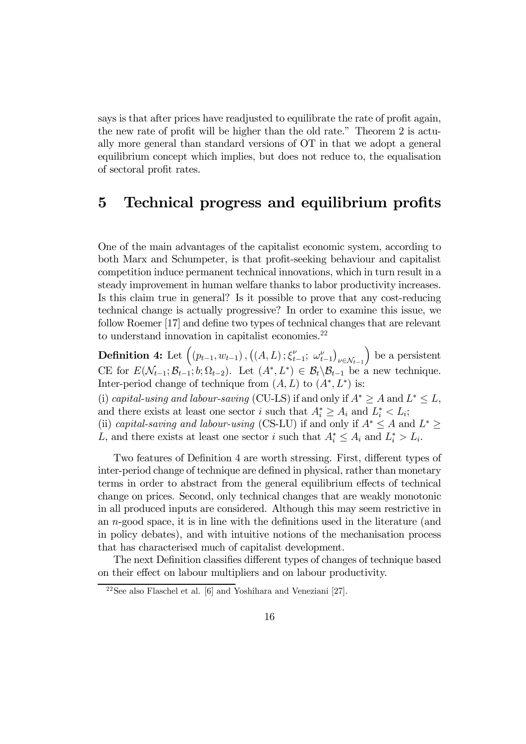says is that after prices have readjusted to equilibrate the rate of profit again, the new rate of profit will be higher than the old rate." Theorem 2 is actually more general than standard versions of OT in that we adopt a general equilibrium concept which implies, but does not reduce to, the equalisation of sectoral profit rates.

# 5 Technical progress and equilibrium profits

One of the main advantages of the capitalist economic system, according to both Marx and Schumpeter, is that profit-seeking behaviour and capitalist competition induce permanent technical innovations, which in turn result in a steady improvement in human welfare thanks to labor productivity increases. Is this claim true in general? Is it possible to prove that any cost-reducing technical change is actually progressive? In order to examine this issue, we follow Roemer [17] and define two types of technical changes that are relevant to understand innovation in capitalist economies.[22]

**Definition 4:** Let $\left((p_{t-1}, w_{t-1}), \left((A, L); \xi_{t-1}^{\nu};\ \omega_{t-1}^{\nu}\right)_{\nu \in \mathcal{N}_{t-1}}\right)$ be a persistent CE for $E(\mathcal{N}_{t-1}; \mathcal{B}_{t-1}; b; \Omega_{t-2})$. Let $(A^*, L^*) \in \mathcal{B}_t \backslash \mathcal{B}_{t-1}$ be a new technique. Inter-period change of technique from $(A, L)$ to $(A^*, L^*)$ is:

(i) *capital-using and labour-saving* (CU-LS) if and only if $A^* \geq A$ and $L^* \leq L$, and there exists at least one sector $i$ such that $A_i^* \geq A_i$ and $L_i^* < L_i$;

(ii) *capital-saving and labour-using* (CS-LU) if and only if $A^* \leq A$ and $L^* \geq L$, and there exists at least one sector $i$ such that $A_i^* \leq A_i$ and $L_i^* > L_i$.

Two features of Definition 4 are worth stressing. First, different types of inter-period change of technique are defined in physical, rather than monetary terms in order to abstract from the general equilibrium effects of technical change on prices. Second, only technical changes that are weakly monotonic in all produced inputs are considered. Although this may seem restrictive in an $n$-good space, it is in line with the definitions used in the literature (and in policy debates), and with intuitive notions of the mechanisation process that has characterised much of capitalist development.

The next Definition classifies different types of changes of technique based on their effect on labour multipliers and on labour productivity.

[22] See also Flaschel et al. [6] and Yoshihara and Veneziani [27].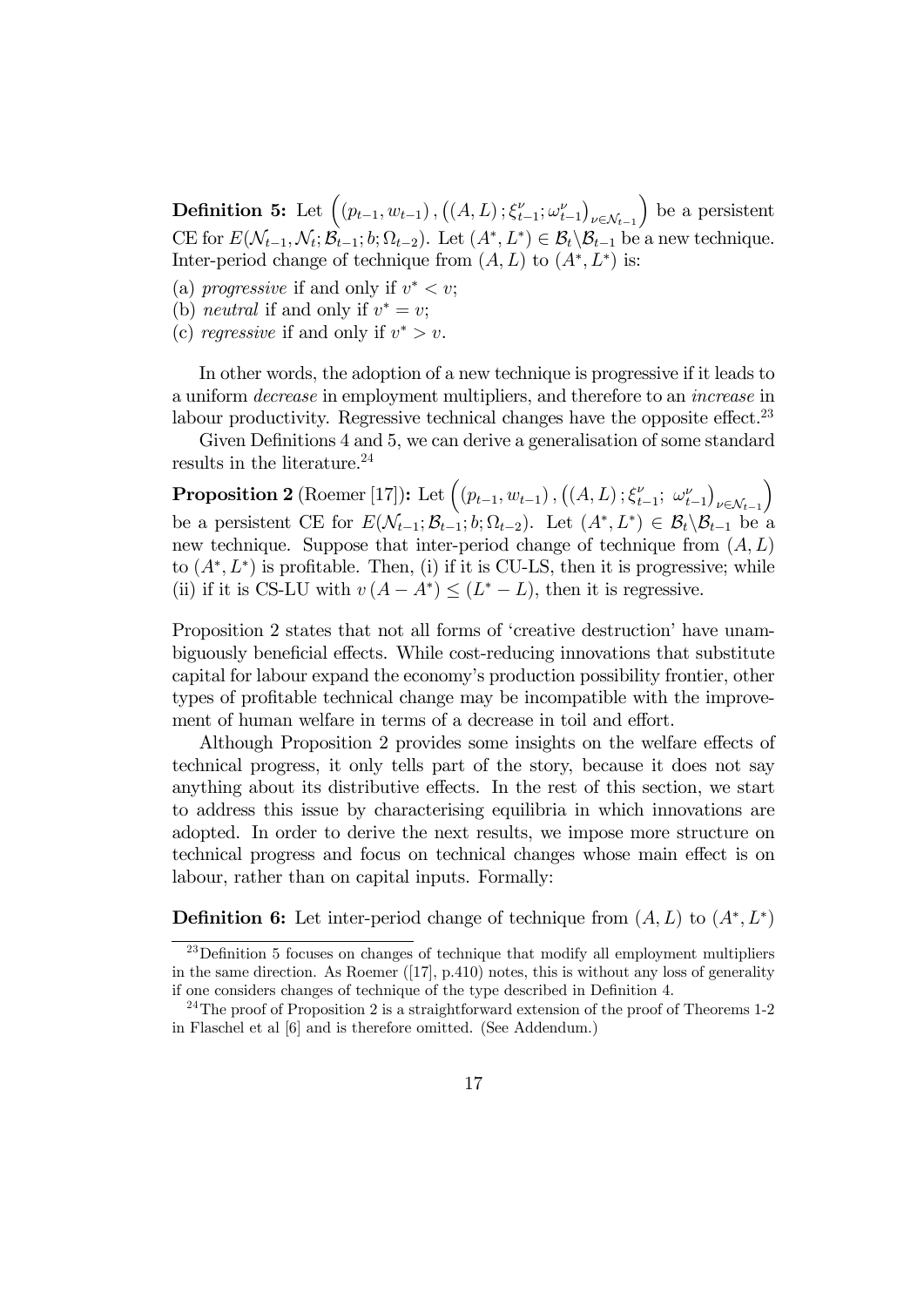**Definition 5:** Let $\left((p_{t-1}, w_{t-1}), \left((A, L); \xi_{t-1}^{\nu}; \omega_{t-1}^{\nu}\right)_{\nu \in \mathcal{N}_{t-1}}\right)$ be a persistent CE for $E(\mathcal{N}_{t-1}, \mathcal{N}_t; \mathcal{B}_{t-1}; b; \Omega_{t-2})$. Let $(A^*, L^*) \in \mathcal{B}_t \backslash \mathcal{B}_{t-1}$ be a new technique. Inter-period change of technique from $(A, L)$ to $(A^*, L^*)$ is:

(a) *progressive* if and only if $v^* < v$;
(b) *neutral* if and only if $v^* = v$;
(c) *regressive* if and only if $v^* > v$.

In other words, the adoption of a new technique is progressive if it leads to a uniform *decrease* in employment multipliers, and therefore to an *increase* in labour productivity. Regressive technical changes have the opposite effect.[23]

Given Definitions 4 and 5, we can derive a generalisation of some standard results in the literature.[24]

**Proposition 2** (Roemer [17])**:** Let $\left((p_{t-1}, w_{t-1}), \left((A, L); \xi_{t-1}^{\nu};\ \omega_{t-1}^{\nu}\right)_{\nu \in \mathcal{N}_{t-1}}\right)$ be a persistent CE for $E(\mathcal{N}_{t-1}; \mathcal{B}_{t-1}; b; \Omega_{t-2})$. Let $(A^*, L^*) \in \mathcal{B}_t \backslash \mathcal{B}_{t-1}$ be a new technique. Suppose that inter-period change of technique from $(A, L)$ to $(A^*, L^*)$ is profitable. Then, (i) if it is CU-LS, then it is progressive; while (ii) if it is CS-LU with $v(A - A^*) \leq (L^* - L)$, then it is regressive.

Proposition 2 states that not all forms of 'creative destruction' have unambiguously beneficial effects. While cost-reducing innovations that substitute capital for labour expand the economy's production possibility frontier, other types of profitable technical change may be incompatible with the improvement of human welfare in terms of a decrease in toil and effort.

Although Proposition 2 provides some insights on the welfare effects of technical progress, it only tells part of the story, because it does not say anything about its distributive effects. In the rest of this section, we start to address this issue by characterising equilibria in which innovations are adopted. In order to derive the next results, we impose more structure on technical progress and focus on technical changes whose main effect is on labour, rather than on capital inputs. Formally:

**Definition 6:** Let inter-period change of technique from $(A, L)$ to $(A^*, L^*)$

---

[23] Definition 5 focuses on changes of technique that modify all employment multipliers in the same direction. As Roemer ([17], p.410) notes, this is without any loss of generality if one considers changes of technique of the type described in Definition 4.

[24] The proof of Proposition 2 is a straightforward extension of the proof of Theorems 1-2 in Flaschel et al [6] and is therefore omitted. (See Addendum.)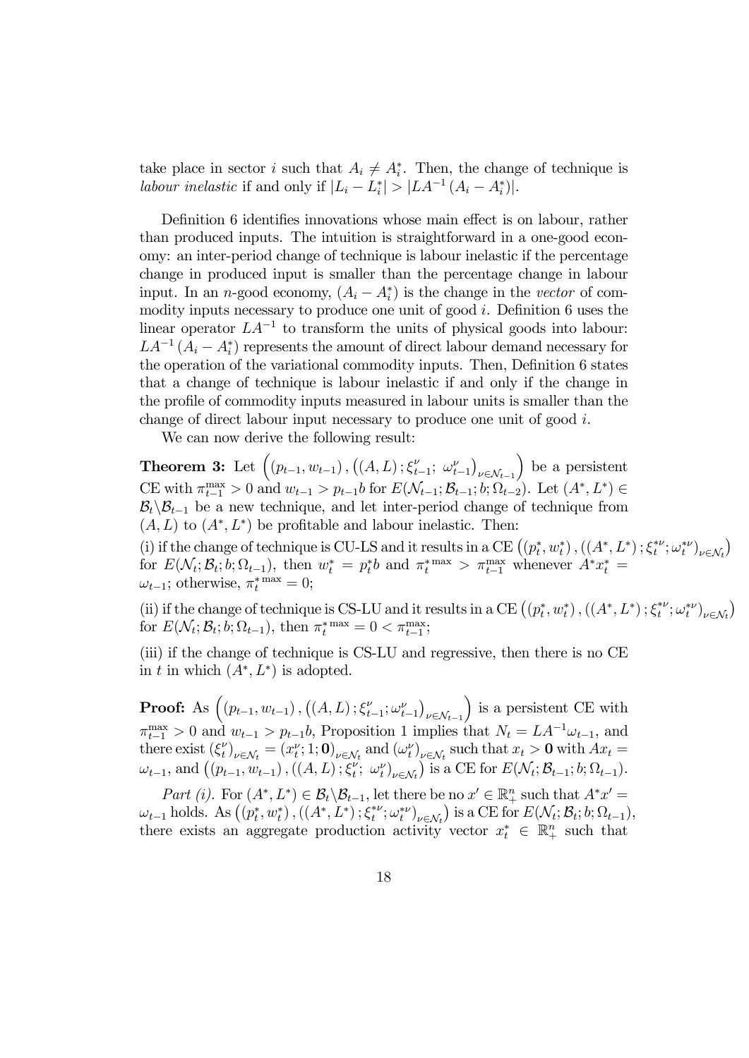take place in sector $i$ such that $A_i \neq A_i^*$. Then, the change of technique is *labour inelastic* if and only if $|L_i - L_i^*| > |LA^{-1}(A_i - A_i^*)|$.

Definition 6 identifies innovations whose main effect is on labour, rather than produced inputs. The intuition is straightforward in a one-good economy: an inter-period change of technique is labour inelastic if the percentage change in produced input is smaller than the percentage change in labour input. In an $n$-good economy, $(A_i - A_i^*)$ is the change in the *vector* of commodity inputs necessary to produce one unit of good $i$. Definition 6 uses the linear operator $LA^{-1}$ to transform the units of physical goods into labour: $LA^{-1}(A_i - A_i^*)$ represents the amount of direct labour demand necessary for the operation of the variational commodity inputs. Then, Definition 6 states that a change of technique is labour inelastic if and only if the change in the profile of commodity inputs measured in labour units is smaller than the change of direct labour input necessary to produce one unit of good $i$.

We can now derive the following result:

**Theorem 3:** Let $\left((p_{t-1}, w_{t-1}), \left((A, L); \xi_{t-1}^{\nu}; \ \omega_{t-1}^{\nu}\right)_{\nu \in \mathcal{N}_{t-1}}\right)$ be a persistent CE with $\pi_{t-1}^{\max} > 0$ and $w_{t-1} > p_{t-1}b$ for $E(\mathcal{N}_{t-1}; \mathcal{B}_{t-1}; b; \Omega_{t-2})$. Let $(A^*, L^*) \in \mathcal{B}_t \backslash \mathcal{B}_{t-1}$ be a new technique, and let inter-period change of technique from $(A, L)$ to $(A^*, L^*)$ be profitable and labour inelastic. Then:

(i) if the change of technique is CU-LS and it results in a CE $\left((p_t^*, w_t^*), ((A^*, L^*); \xi_t^{*\nu}; \omega_t^{*\nu})_{\nu \in \mathcal{N}_t}\right)$ for $E(\mathcal{N}_t; \mathcal{B}_t; b; \Omega_{t-1})$, then $w_t^* = p_t^* b$ and $\pi_t^{*\max} > \pi_{t-1}^{\max}$ whenever $A^* x_t^* = \omega_{t-1}$; otherwise, $\pi_t^{*\max} = 0$;

(ii) if the change of technique is CS-LU and it results in a CE $\left((p_t^*, w_t^*), ((A^*, L^*); \xi_t^{*\nu}; \omega_t^{*\nu})_{\nu \in \mathcal{N}_t}\right)$ for $E(\mathcal{N}_t; \mathcal{B}_t; b; \Omega_{t-1})$, then $\pi_t^{*\max} = 0 < \pi_{t-1}^{\max}$;

(iii) if the change of technique is CS-LU and regressive, then there is no CE in $t$ in which $(A^*, L^*)$ is adopted.

**Proof:** As $\left((p_{t-1}, w_{t-1}), \left((A, L); \xi_{t-1}^{\nu}; \omega_{t-1}^{\nu}\right)_{\nu \in \mathcal{N}_{t-1}}\right)$ is a persistent CE with $\pi_{t-1}^{\max} > 0$ and $w_{t-1} > p_{t-1}b$, Proposition 1 implies that $N_t = LA^{-1}\omega_{t-1}$, and there exist $(\xi_t^{\nu})_{\nu \in \mathcal{N}_t} = (x_t^{\nu}; 1; \mathbf{0})_{\nu \in \mathcal{N}_t}$ and $(\omega_t^{\nu})_{\nu \in \mathcal{N}_t}$ such that $x_t > \mathbf{0}$ with $Ax_t = \omega_{t-1}$, and $\left((p_{t-1}, w_{t-1}), ((A, L); \xi_t^{\nu}; \ \omega_t^{\nu})_{\nu \in \mathcal{N}_t}\right)$ is a CE for $E(\mathcal{N}_t; \mathcal{B}_{t-1}; b; \Omega_{t-1})$.

*Part (i).* For $(A^*, L^*) \in \mathcal{B}_t \backslash \mathcal{B}_{t-1}$, let there be no $x' \in \mathbb{R}_+^n$ such that $A^* x' = \omega_{t-1}$ holds. As $\left((p_t^*, w_t^*), ((A^*, L^*); \xi_t^{*\nu}; \omega_t^{*\nu})_{\nu \in \mathcal{N}_t}\right)$ is a CE for $E(\mathcal{N}_t; \mathcal{B}_t; b; \Omega_{t-1})$, there exists an aggregate production activity vector $x_t^* \in \mathbb{R}_+^n$ such that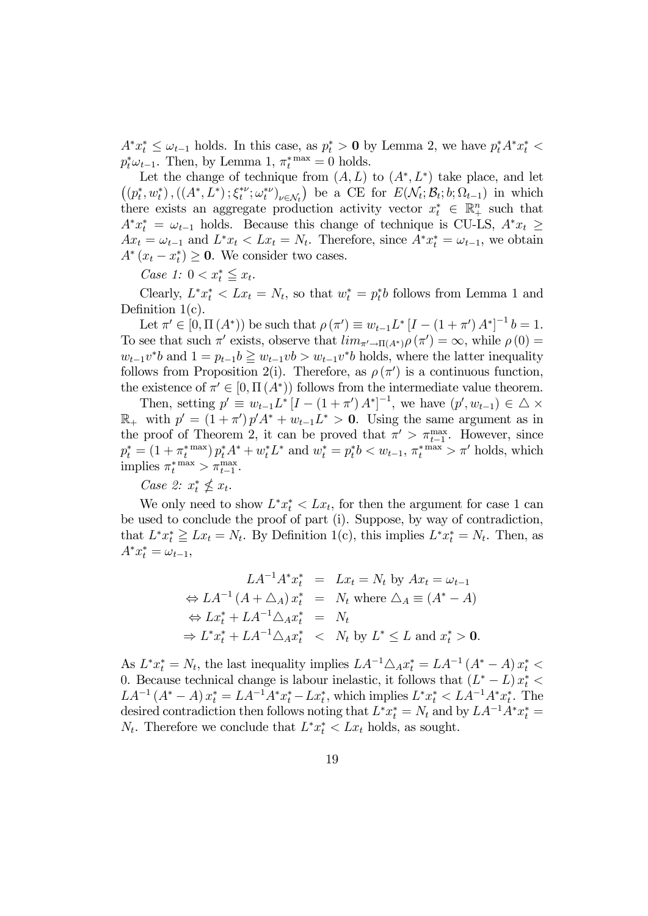$A^* x_t^* \leq \omega_{t-1}$ holds. In this case, as $p_t^* > \mathbf{0}$ by Lemma 2, we have $p_t^* A^* x_t^* < p_t^* \omega_{t-1}$. Then, by Lemma 1, $\pi_t^{*\max} = 0$ holds.

Let the change of technique from $(A, L)$ to $(A^*, L^*)$ take place, and let $\left((p_t^*, w_t^*), ((A^*, L^*); \xi_t^{*\nu}; \omega_t^{*\nu})_{\nu \in \mathcal{N}_t}\right)$ be a CE for $E(\mathcal{N}_t; \mathcal{B}_t; b; \Omega_{t-1})$ in which there exists an aggregate production activity vector $x_t^* \in \mathbb{R}_+^n$ such that $A^* x_t^* = \omega_{t-1}$ holds. Because this change of technique is CU-LS, $A^* x_t \geq A x_t = \omega_{t-1}$ and $L^* x_t < L x_t = N_t$. Therefore, since $A^* x_t^* = \omega_{t-1}$, we obtain $A^* (x_t - x_t^*) \geq \mathbf{0}$. We consider two cases.

*Case 1:* $0 < x_t^* \leqq x_t$.

Clearly, $L^* x_t^* < L x_t = N_t$, so that $w_t^* = p_t^* b$ follows from Lemma 1 and Definition 1(c).

Let $\pi' \in [0, \Pi(A^*))$ be such that $\rho(\pi') \equiv w_{t-1} L^* [I - (1 + \pi') A^*]^{-1} b = 1$. To see that such $\pi'$ exists, observe that $lim_{\pi' \to \Pi(A^*)} \rho(\pi') = \infty$, while $\rho(0) = w_{t-1} v^* b$ and $1 = p_{t-1} b \geqq w_{t-1} v b > w_{t-1} v^* b$ holds, where the latter inequality follows from Proposition 2(i). Therefore, as $\rho(\pi')$ is a continuous function, the existence of $\pi' \in [0, \Pi(A^*))$ follows from the intermediate value theorem.

Then, setting $p' \equiv w_{t-1} L^* [I - (1 + \pi') A^*]^{-1}$, we have $(p', w_{t-1}) \in \triangle \times \mathbb{R}_+$ with $p' = (1 + \pi') p' A^* + w_{t-1} L^* > \mathbf{0}$. Using the same argument as in the proof of Theorem 2, it can be proved that $\pi' > \pi_{t-1}^{\max}$. However, since $p_t^* = (1 + \pi_t^{*\max}) p_t^* A^* + w_t^* L^*$ and $w_t^* = p_t^* b < w_{t-1}$, $\pi_t^{*\max} > \pi'$ holds, which implies $\pi_t^{*\max} > \pi_{t-1}^{\max}$.

*Case 2:* $x_t^* \nleq x_t$.

We only need to show $L^* x_t^* < L x_t$, for then the argument for case 1 can be used to conclude the proof of part (i). Suppose, by way of contradiction, that $L^* x_t^* \geqq L x_t = N_t$. By Definition 1(c), this implies $L^* x_t^* = N_t$. Then, as $A^* x_t^* = \omega_{t-1}$,

$$
\begin{aligned}
L A^{-1} A^* x_t^* &= L x_t = N_t \text{ by } A x_t = \omega_{t-1} \\
\Leftrightarrow L A^{-1} (A + \triangle_A) x_t^* &= N_t \text{ where } \triangle_A \equiv (A^* - A) \\
\Leftrightarrow L x_t^* + L A^{-1} \triangle_A x_t^* &= N_t \\
\Rightarrow L^* x_t^* + L A^{-1} \triangle_A x_t^* &< N_t \text{ by } L^* \leq L \text{ and } x_t^* > \mathbf{0}.
\end{aligned}
$$

As $L^* x_t^* = N_t$, the last inequality implies $L A^{-1} \triangle_A x_t^* = L A^{-1} (A^* - A) x_t^* < 0$. Because technical change is labour inelastic, it follows that $(L^* - L) x_t^* < L A^{-1} (A^* - A) x_t^* = L A^{-1} A^* x_t^* - L x_t^*$, which implies $L^* x_t^* < L A^{-1} A^* x_t^*$. The desired contradiction then follows noting that $L^* x_t^* = N_t$ and by $L A^{-1} A^* x_t^* = N_t$. Therefore we conclude that $L^* x_t^* < L x_t$ holds, as sought.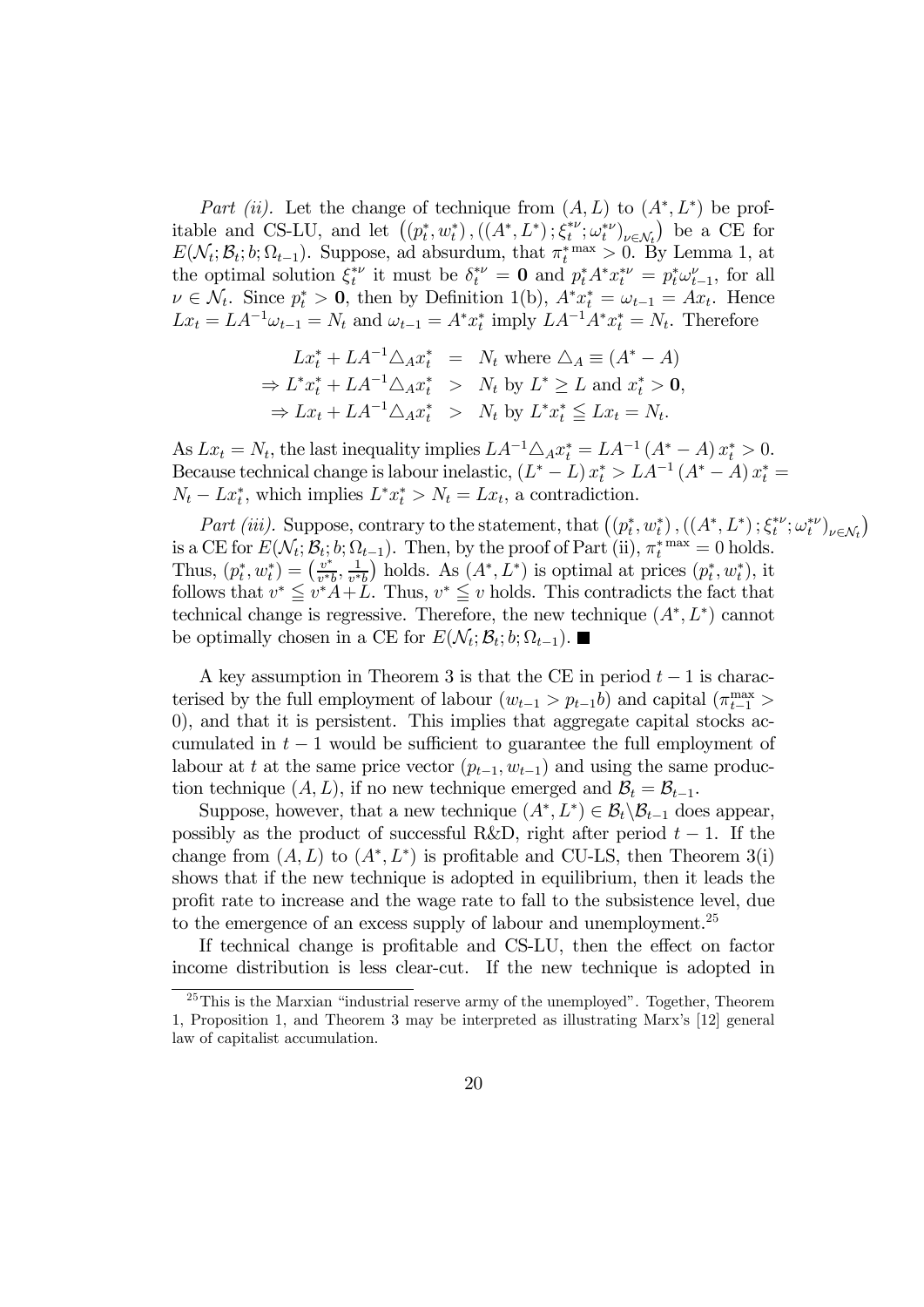*Part (ii).* Let the change of technique from $(A, L)$ to $(A^*, L^*)$ be profitable and CS-LU, and let $\left(\left(p_t^*, w_t^*\right), \left(\left(A^*, L^*\right); \xi_t^{*\nu}; \omega_t^{*\nu}\right)_{\nu \in \mathcal{N}_t}\right)$ be a CE for $E(\mathcal{N}_t; \mathcal{B}_t; b; \Omega_{t-1})$. Suppose, ad absurdum, that $\pi_t^{*\max} > 0$. By Lemma 1, at the optimal solution $\xi_t^{*\nu}$ it must be $\delta_t^{*\nu} = \mathbf{0}$ and $p_t^* A^* x_t^{*\nu} = p_t^* \omega_{t-1}^{\nu}$, for all $\nu \in \mathcal{N}_t$. Since $p_t^* > \mathbf{0}$, then by Definition 1(b), $A^* x_t^* = \omega_{t-1} = A x_t$. Hence $L x_t = L A^{-1} \omega_{t-1} = N_t$ and $\omega_{t-1} = A^* x_t^*$ imply $L A^{-1} A^* x_t^* = N_t$. Therefore

$$
\begin{aligned}
L x_t^* + L A^{-1} \triangle_A x_t^* &= N_t \text{ where } \triangle_A \equiv (A^* - A) \\
\Rightarrow L^* x_t^* + L A^{-1} \triangle_A x_t^* &> N_t \text{ by } L^* \geq L \text{ and } x_t^* > \mathbf{0}, \\
\Rightarrow L x_t + L A^{-1} \triangle_A x_t^* &> N_t \text{ by } L^* x_t^* \leqq L x_t = N_t.
\end{aligned}
$$

As $L x_t = N_t$, the last inequality implies $L A^{-1} \triangle_A x_t^* = L A^{-1} (A^* - A) x_t^* > 0$. Because technical change is labour inelastic, $(L^* - L) x_t^* > L A^{-1} (A^* - A) x_t^* = N_t - L x_t^*$, which implies $L^* x_t^* > N_t = L x_t$, a contradiction.

*Part (iii).* Suppose, contrary to the statement, that $\left(\left(p_t^*, w_t^*\right), \left(\left(A^*, L^*\right); \xi_t^{*\nu}; \omega_t^{*\nu}\right)_{\nu \in \mathcal{N}_t}\right)$ is a CE for $E(\mathcal{N}_t; \mathcal{B}_t; b; \Omega_{t-1})$. Then, by the proof of Part (ii), $\pi_t^{*\max} = 0$ holds. Thus, $(p_t^*, w_t^*) = \left(\frac{v^*}{v^* b}, \frac{1}{v^* b}\right)$ holds. As $(A^*, L^*)$ is optimal at prices $(p_t^*, w_t^*)$, it follows that $v^* \leqq v^* A + L$. Thus, $v^* \leqq v$ holds. This contradicts the fact that technical change is regressive. Therefore, the new technique $(A^*, L^*)$ cannot be optimally chosen in a CE for $E(\mathcal{N}_t; \mathcal{B}_t; b; \Omega_{t-1})$. ■

A key assumption in Theorem 3 is that the CE in period $t-1$ is characterised by the full employment of labour ($w_{t-1} > p_{t-1} b$) and capital ($\pi_{t-1}^{\max} > 0$), and that it is persistent. This implies that aggregate capital stocks accumulated in $t-1$ would be sufficient to guarantee the full employment of labour at $t$ at the same price vector $(p_{t-1}, w_{t-1})$ and using the same production technique $(A, L)$, if no new technique emerged and $\mathcal{B}_t = \mathcal{B}_{t-1}$.

Suppose, however, that a new technique $(A^*, L^*) \in \mathcal{B}_t \backslash \mathcal{B}_{t-1}$ does appear, possibly as the product of successful R&D, right after period $t-1$. If the change from $(A, L)$ to $(A^*, L^*)$ is profitable and CU-LS, then Theorem 3(i) shows that if the new technique is adopted in equilibrium, then it leads the profit rate to increase and the wage rate to fall to the subsistence level, due to the emergence of an excess supply of labour and unemployment.[25]

If technical change is profitable and CS-LU, then the effect on factor income distribution is less clear-cut. If the new technique is adopted in

[25] This is the Marxian "industrial reserve army of the unemployed". Together, Theorem 1, Proposition 1, and Theorem 3 may be interpreted as illustrating Marx's [12] general law of capitalist accumulation.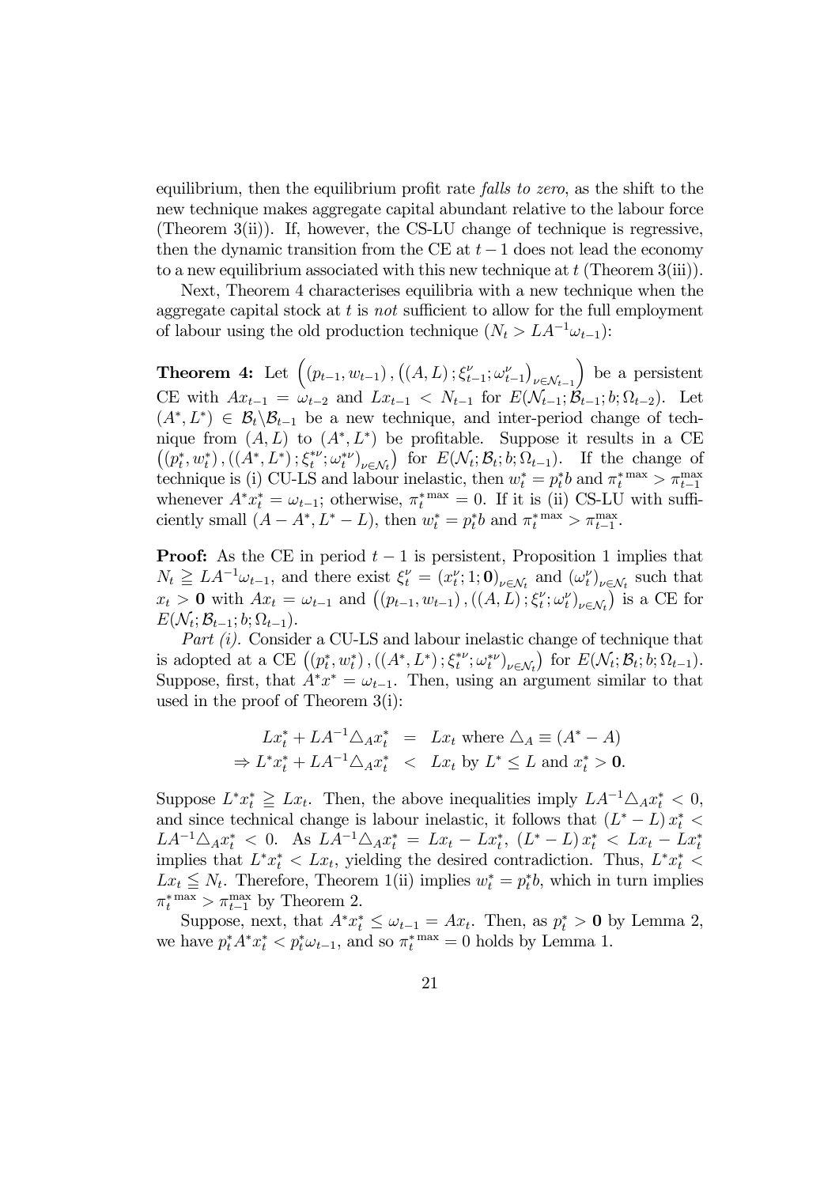equilibrium, then the equilibrium profit rate *falls to zero*, as the shift to the new technique makes aggregate capital abundant relative to the labour force (Theorem 3(ii)). If, however, the CS-LU change of technique is regressive, then the dynamic transition from the CE at $t-1$ does not lead the economy to a new equilibrium associated with this new technique at $t$ (Theorem 3(iii)).

Next, Theorem 4 characterises equilibria with a new technique when the aggregate capital stock at $t$ is *not* sufficient to allow for the full employment of labour using the old production technique ($N_t > LA^{-1}\omega_{t-1}$):

**Theorem 4:** Let $\left((p_{t-1}, w_{t-1}), \left((A, L); \xi_{t-1}^{\nu}; \omega_{t-1}^{\nu}\right)_{\nu \in \mathcal{N}_{t-1}}\right)$ be a persistent CE with $Ax_{t-1} = \omega_{t-2}$ and $Lx_{t-1} < N_{t-1}$ for $E(\mathcal{N}_{t-1}; \mathcal{B}_{t-1}; b; \Omega_{t-2})$. Let $(A^*, L^*) \in \mathcal{B}_t \backslash \mathcal{B}_{t-1}$ be a new technique, and inter-period change of technique from $(A, L)$ to $(A^*, L^*)$ be profitable. Suppose it results in a CE $\left((p_t^*, w_t^*), ((A^*, L^*); \xi_t^{*\nu}; \omega_t^{*\nu})_{\nu \in \mathcal{N}_t}\right)$ for $E(\mathcal{N}_t; \mathcal{B}_t; b; \Omega_{t-1})$. If the change of technique is (i) CU-LS and labour inelastic, then $w_t^* = p_t^* b$ and $\pi_t^{*\max} > \pi_{t-1}^{\max}$ whenever $A^* x_t^* = \omega_{t-1}$; otherwise, $\pi_t^{*\max} = 0$. If it is (ii) CS-LU with sufficiently small $(A - A^*, L^* - L)$, then $w_t^* = p_t^* b$ and $\pi_t^{*\max} > \pi_{t-1}^{\max}$.

**Proof:** As the CE in period $t-1$ is persistent, Proposition 1 implies that $N_t \geqq LA^{-1}\omega_{t-1}$, and there exist $\xi_t^{\nu} = (x_t^{\nu}; 1; \mathbf{0})_{\nu \in \mathcal{N}_t}$ and $(\omega_t^{\nu})_{\nu \in \mathcal{N}_t}$ such that $x_t > \mathbf{0}$ with $Ax_t = \omega_{t-1}$ and $\left((p_{t-1}, w_{t-1}), ((A, L); \xi_t^{\nu}; \omega_t^{\nu})_{\nu \in \mathcal{N}_t}\right)$ is a CE for $E(\mathcal{N}_t; \mathcal{B}_{t-1}; b; \Omega_{t-1})$.

*Part (i).* Consider a CU-LS and labour inelastic change of technique that is adopted at a CE $\left((p_t^*, w_t^*), ((A^*, L^*); \xi_t^{*\nu}; \omega_t^{*\nu})_{\nu \in \mathcal{N}_t}\right)$ for $E(\mathcal{N}_t; \mathcal{B}_t; b; \Omega_{t-1})$. Suppose, first, that $A^* x^* = \omega_{t-1}$. Then, using an argument similar to that used in the proof of Theorem 3(i):

$$\begin{aligned} Lx_t^* + LA^{-1}\triangle_A x_t^* &= Lx_t \text{ where } \triangle_A \equiv (A^* - A) \\ \Rightarrow L^* x_t^* + LA^{-1}\triangle_A x_t^* &< Lx_t \text{ by } L^* \leq L \text{ and } x_t^* > \mathbf{0}. \end{aligned}$$

Suppose $L^* x_t^* \geqq Lx_t$. Then, the above inequalities imply $LA^{-1}\triangle_A x_t^* < 0$, and since technical change is labour inelastic, it follows that $(L^* - L)\, x_t^* < LA^{-1}\triangle_A x_t^* < 0$. As $LA^{-1}\triangle_A x_t^* = Lx_t - Lx_t^*$, $(L^* - L)\, x_t^* < Lx_t - Lx_t^*$ implies that $L^* x_t^* < Lx_t$, yielding the desired contradiction. Thus, $L^* x_t^* < Lx_t \leqq N_t$. Therefore, Theorem 1(ii) implies $w_t^* = p_t^* b$, which in turn implies $\pi_t^{*\max} > \pi_{t-1}^{\max}$ by Theorem 2.

Suppose, next, that $A^* x_t^* \leq \omega_{t-1} = Ax_t$. Then, as $p_t^* > \mathbf{0}$ by Lemma 2, we have $p_t^* A^* x_t^* < p_t^* \omega_{t-1}$, and so $\pi_t^{*\max} = 0$ holds by Lemma 1.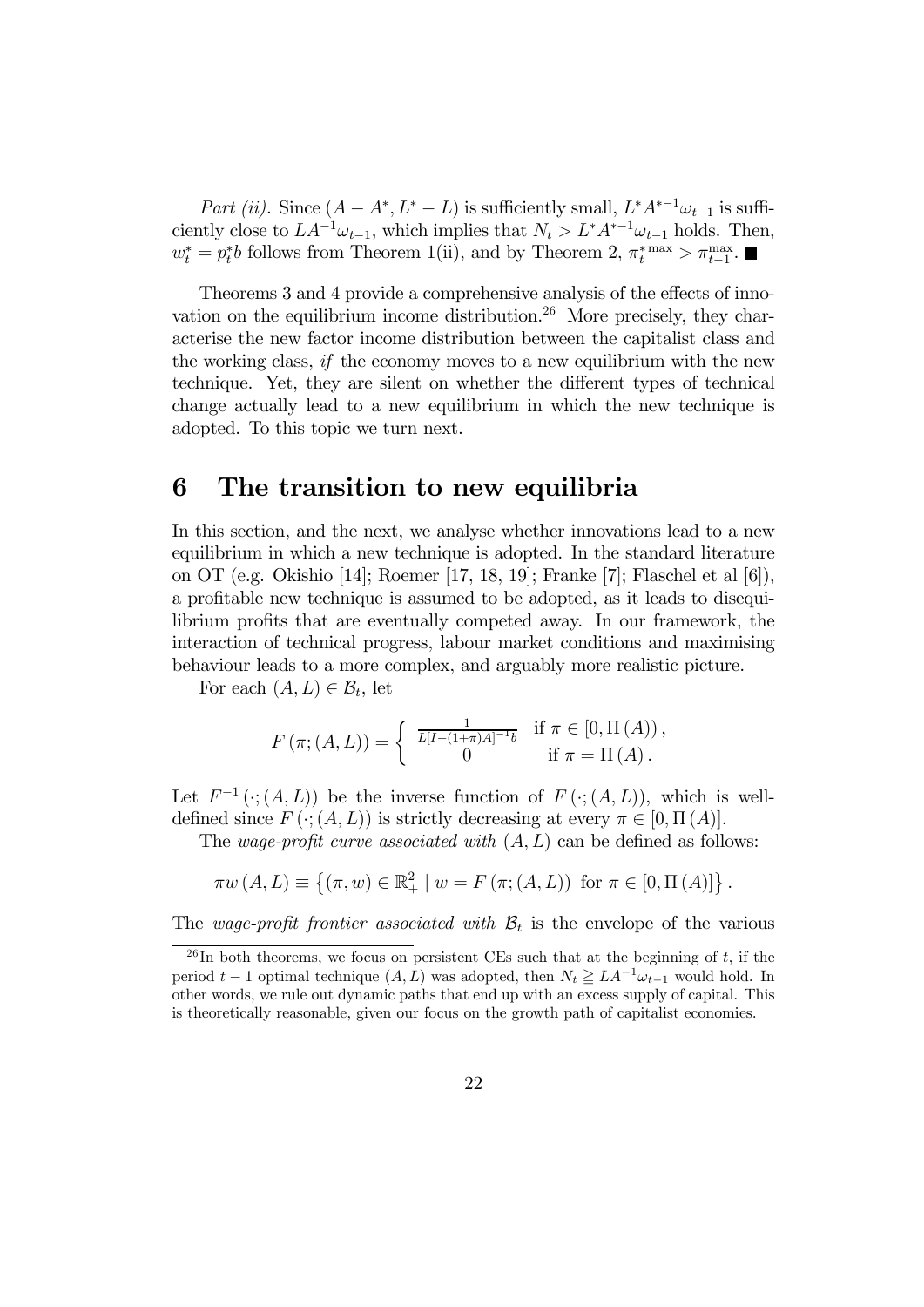*Part (ii).* Since $(A - A^*, L^* - L)$ is sufficiently small, $L^* A^{*-1}\omega_{t-1}$ is sufficiently close to $LA^{-1}\omega_{t-1}$, which implies that $N_t > L^* A^{*-1}\omega_{t-1}$ holds. Then, $w_t^* = p_t^* b$ follows from Theorem 1(ii), and by Theorem 2, $\pi_t^{*\max} > \pi_{t-1}^{\max}$. ■

Theorems 3 and 4 provide a comprehensive analysis of the effects of innovation on the equilibrium income distribution.[26] More precisely, they characterise the new factor income distribution between the capitalist class and the working class, *if* the economy moves to a new equilibrium with the new technique. Yet, they are silent on whether the different types of technical change actually lead to a new equilibrium in which the new technique is adopted. To this topic we turn next.

# 6 The transition to new equilibria

In this section, and the next, we analyse whether innovations lead to a new equilibrium in which a new technique is adopted. In the standard literature on OT (e.g. Okishio [14]; Roemer [17, 18, 19]; Franke [7]; Flaschel et al [6]), a profitable new technique is assumed to be adopted, as it leads to disequilibrium profits that are eventually competed away. In our framework, the interaction of technical progress, labour market conditions and maximising behaviour leads to a more complex, and arguably more realistic picture.

For each $(A, L) \in \mathcal{B}_t$, let

$$F(\pi; (A, L)) = \begin{cases} \frac{1}{L[I-(1+\pi)A]^{-1}b} & \text{if } \pi \in [0, \Pi(A)), \\ 0 & \text{if } \pi = \Pi(A). \end{cases}$$

Let $F^{-1}(\cdot; (A, L))$ be the inverse function of $F(\cdot; (A, L))$, which is well-defined since $F(\cdot; (A, L))$ is strictly decreasing at every $\pi \in [0, \Pi(A)]$.

The *wage-profit curve associated with* $(A, L)$ can be defined as follows:

$$\pi w(A, L) \equiv \left\{ (\pi, w) \in \mathbb{R}_+^2 \mid w = F(\pi; (A, L)) \text{ for } \pi \in [0, \Pi(A)] \right\}.$$

The *wage-profit frontier associated with* $\mathcal{B}_t$ is the envelope of the various

[26] In both theorems, we focus on persistent CEs such that at the beginning of $t$, if the period $t-1$ optimal technique $(A, L)$ was adopted, then $N_t \geqq LA^{-1}\omega_{t-1}$ would hold. In other words, we rule out dynamic paths that end up with an excess supply of capital. This is theoretically reasonable, given our focus on the growth path of capitalist economies.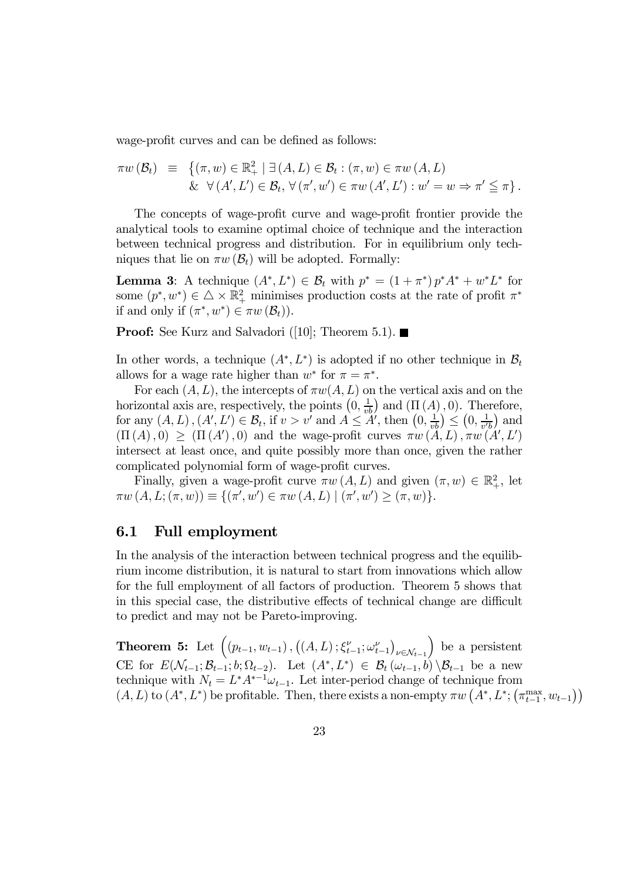wage-profit curves and can be defined as follows:

$$
\begin{aligned}
\pi w(\mathcal{B}_t) \equiv & \left\{(\pi, w) \in \mathbb{R}_+^2 \mid \exists (A, L) \in \mathcal{B}_t : (\pi, w) \in \pi w(A, L)\right. \\
& \left. \& \ \ \forall (A', L') \in \mathcal{B}_t, \forall (\pi', w') \in \pi w(A', L') : w' = w \Rightarrow \pi' \leqq \pi \right\}.
\end{aligned}
$$

The concepts of wage-profit curve and wage-profit frontier provide the analytical tools to examine optimal choice of technique and the interaction between technical progress and distribution. For in equilibrium only techniques that lie on $\pi w(\mathcal{B}_t)$ will be adopted. Formally:

**Lemma 3**: A technique $(A^*, L^*) \in \mathcal{B}_t$ with $p^* = (1 + \pi^*) p^* A^* + w^* L^*$ for some $(p^*, w^*) \in \triangle \times \mathbb{R}_+^2$ minimises production costs at the rate of profit $\pi^*$ if and only if $(\pi^*, w^*) \in \pi w(\mathcal{B}_t)$).

**Proof:** See Kurz and Salvadori ([10]; Theorem 5.1). ■

In other words, a technique $(A^*, L^*)$ is adopted if no other technique in $\mathcal{B}_t$ allows for a wage rate higher than $w^*$ for $\pi = \pi^*$.

For each $(A, L)$, the intercepts of $\pi w(A, L)$ on the vertical axis and on the horizontal axis are, respectively, the points $\left(0, \frac{1}{vb}\right)$ and $(\Pi(A), 0)$. Therefore, for any $(A, L), (A', L') \in \mathcal{B}_t$, if $v > v'$ and $A \leq A'$, then $\left(0, \frac{1}{vb}\right) \leq \left(0, \frac{1}{v'b}\right)$ and $(\Pi(A), 0) \geq (\Pi(A'), 0)$ and the wage-profit curves $\pi w(A, L), \pi w(A', L')$ intersect at least once, and quite possibly more than once, given the rather complicated polynomial form of wage-profit curves.

Finally, given a wage-profit curve $\pi w(A, L)$ and given $(\pi, w) \in \mathbb{R}_+^2$, let $\pi w(A, L; (\pi, w)) \equiv \{(\pi', w') \in \pi w(A, L) \mid (\pi', w') \geq (\pi, w)\}$.

## 6.1 Full employment

In the analysis of the interaction between technical progress and the equilibrium income distribution, it is natural to start from innovations which allow for the full employment of all factors of production. Theorem 5 shows that in this special case, the distributive effects of technical change are difficult to predict and may not be Pareto-improving.

**Theorem 5:** Let $\left((p_{t-1}, w_{t-1}), \left((A, L); \xi_{t-1}^{\nu}; \omega_{t-1}^{\nu}\right)_{\nu \in \mathcal{N}_{t-1}}\right)$ be a persistent CE for $E(\mathcal{N}_{t-1}; \mathcal{B}_{t-1}; b; \Omega_{t-2})$. Let $(A^*, L^*) \in \mathcal{B}_t(\omega_{t-1}, b) \backslash \mathcal{B}_{t-1}$ be a new technique with $N_t = L^* A^{*-1} \omega_{t-1}$. Let inter-period change of technique from $(A, L)$ to $(A^*, L^*)$ be profitable. Then, there exists a non-empty $\pi w\left(A^*, L^*; \left(\pi_{t-1}^{\max}, w_{t-1}\right)\right)$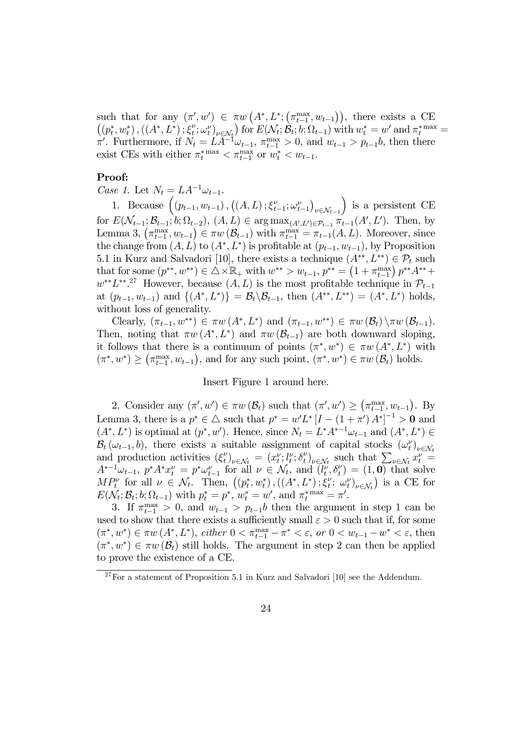such that for any $(\pi', w') \in \pi w\left(A^*, L^*; \left(\pi_{t-1}^{\max}, w_{t-1}\right)\right)$, there exists a CE $\left((p_t^*, w_t^*), ((A^*, L^*); \xi_t^\nu; \omega_t^\nu)_{\nu \in \mathcal{N}_t}\right)$ for $E(\mathcal{N}_t; \mathcal{B}_t; b; \Omega_{t-1})$ with $w_t^* = w'$ and $\pi_t^{*\max} = \pi'$. Furthermore, if $N_t = LA^{-1}\omega_{t-1}$, $\pi_{t-1}^{\max} > 0$, and $w_{t-1} > p_{t-1}b$, then there exist CEs with either $\pi_t^{*\max} < \pi_{t-1}^{\max}$ or $w_t^* < w_{t-1}$.

**Proof:**

*Case 1.* Let $N_t = LA^{-1}\omega_{t-1}$.

1. Because $\left((p_{t-1}, w_{t-1}), ((A, L); \xi_{t-1}^\nu; \omega_{t-1}^\nu)_{\nu \in \mathcal{N}_{t-1}}\right)$ is a persistent CE for $E(\mathcal{N}_{t-1}; \mathcal{B}_{t-1}; b; \Omega_{t-2})$, $(A, L) \in \arg\max_{(A', L') \in \mathcal{P}_{t-1}} \pi_{t-1}(A', L')$. Then, by Lemma 3, $\left(\pi_{t-1}^{\max}, w_{t-1}\right) \in \pi w(\mathcal{B}_{t-1})$ with $\pi_{t-1}^{\max} = \pi_{t-1}(A, L)$. Moreover, since the change from $(A, L)$ to $(A^*, L^*)$ is profitable at $(p_{t-1}, w_{t-1})$, by Proposition 5.1 in Kurz and Salvadori [10], there exists a technique $(A^{**}, L^{**}) \in \mathcal{P}_t$ such that for some $(p^{**}, w^{**}) \in \triangle \times \mathbb{R}_+$ with $w^{**} > w_{t-1}$, $p^{**} = \left(1 + \pi_{t-1}^{\max}\right) p^{**}A^{**} + w^{**}L^{**}$.[27] However, because $(A, L)$ is the most profitable technique in $\mathcal{P}_{t-1}$ at $(p_{t-1}, w_{t-1})$ and $\{(A^*, L^*)\} = \mathcal{B}_t \backslash \mathcal{B}_{t-1}$, then $(A^{**}, L^{**}) = (A^*, L^*)$ holds, without loss of generality.

Clearly, $(\pi_{t-1}, w^{**}) \in \pi w(A^*, L^*)$ and $(\pi_{t-1}, w^{**}) \in \pi w(\mathcal{B}_t) \backslash \pi w(\mathcal{B}_{t-1})$. Then, noting that $\pi w(A^*, L^*)$ and $\pi w(\mathcal{B}_{t-1})$ are both downward sloping, it follows that there is a continuum of points $(\pi^*, w^*) \in \pi w(A^*, L^*)$ with $(\pi^*, w^*) \geq \left(\pi_{t-1}^{\max}, w_{t-1}\right)$, and for any such point, $(\pi^*, w^*) \in \pi w(\mathcal{B}_t)$ holds.

Insert Figure 1 around here.

2. Consider any $(\pi', w') \in \pi w(\mathcal{B}_t)$ such that $(\pi', w') \geq \left(\pi_{t-1}^{\max}, w_{t-1}\right)$. By Lemma 3, there is a $p^* \in \triangle$ such that $p^* = w'L^*\left[I - (1 + \pi')A^*\right]^{-1} > \mathbf{0}$ and $(A^*, L^*)$ is optimal at $(p^*, w')$. Hence, since $N_t = L^*A^{*-1}\omega_{t-1}$ and $(A^*, L^*) \in \mathcal{B}_t(\omega_{t-1}, b)$, there exists a suitable assignment of capital stocks $(\omega_t^\nu)_{\nu \in \mathcal{N}_t}$ and production activities $(\xi_t^\nu)_{\nu \in \mathcal{N}_t} = (x_t^\nu; l_t^\nu; \delta_t^\nu)_{\nu \in \mathcal{N}_t}$ such that $\sum_{\nu \in \mathcal{N}_t} x_t^\nu = A^{*-1}\omega_{t-1}$, $p^*A^*x_t^\nu = p^*\omega_{t-1}^\nu$ for all $\nu \in \mathcal{N}_t$, and $(l_t^\nu, \delta_t^\nu) = (1, \mathbf{0})$ that solve $MP_t^\nu$ for all $\nu \in \mathcal{N}_t$. Then, $\left((p_t^*, w_t^*), ((A^*, L^*); \xi_t^\nu;\ \omega_t^\nu)_{\nu \in \mathcal{N}_t}\right)$ is a CE for $E(\mathcal{N}_t; \mathcal{B}_t; b; \Omega_{t-1})$ with $p_t^* = p^*$, $w_t^* = w'$, and $\pi_t^{*\max} = \pi'$.

3. If $\pi_{t-1}^{\max} > 0$, and $w_{t-1} > p_{t-1}b$ then the argument in step 1 can be used to show that there exists a sufficiently small $\varepsilon > 0$ such that if, for some $(\pi^*, w^*) \in \pi w(A^*, L^*)$, *either* $0 < \pi_{t-1}^{\max} - \pi^* < \varepsilon$, *or* $0 < w_{t-1} - w^* < \varepsilon$, then $(\pi^*, w^*) \in \pi w(\mathcal{B}_t)$ still holds. The argument in step 2 can then be applied to prove the existence of a CE.

[27] For a statement of Proposition 5.1 in Kurz and Salvadori [10] see the Addendum.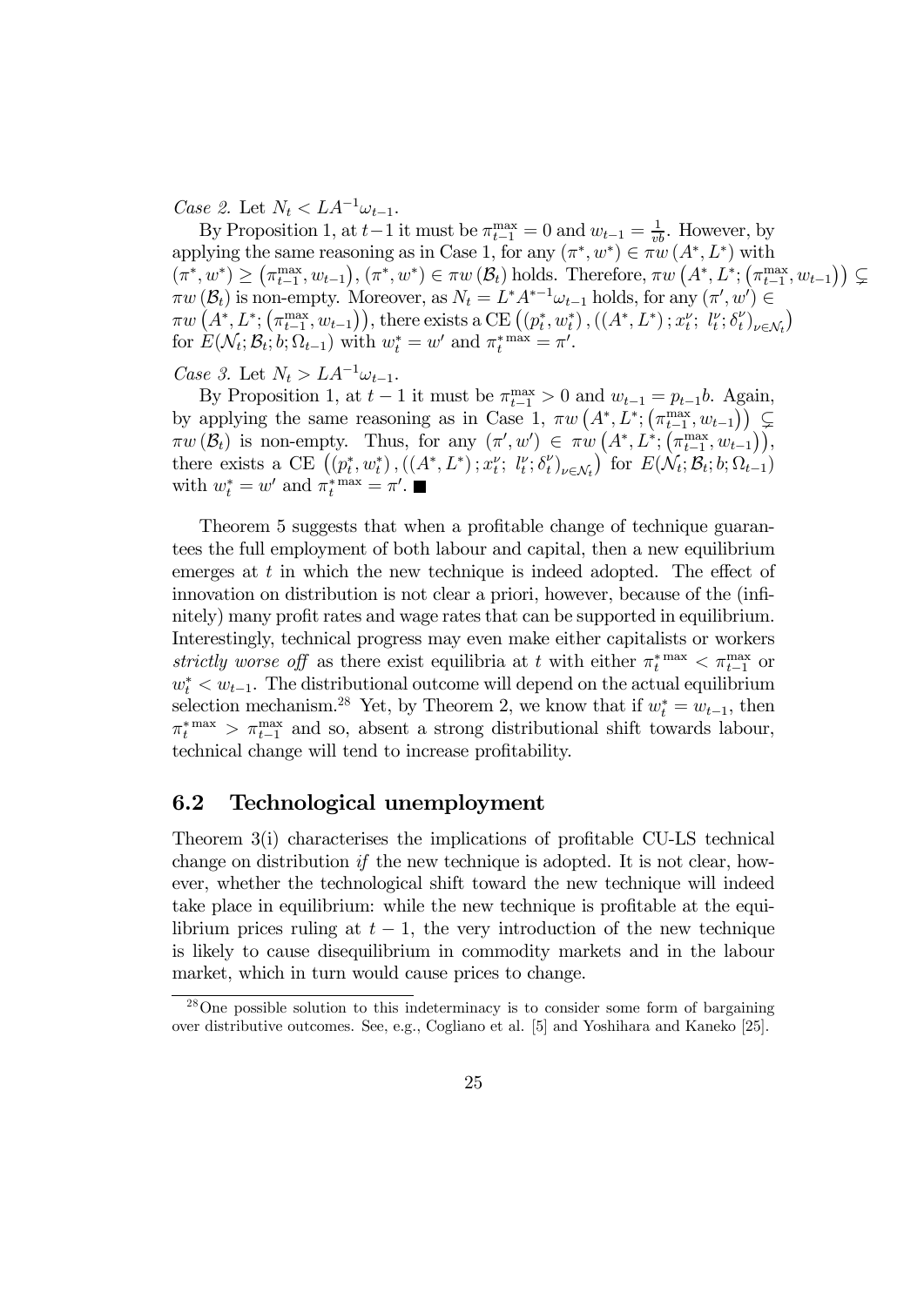*Case 2.* Let $N_t < LA^{-1}\omega_{t-1}$.

By Proposition 1, at $t-1$ it must be $\pi_{t-1}^{\max} = 0$ and $w_{t-1} = \frac{1}{vb}$. However, by applying the same reasoning as in Case 1, for any $(\pi^*, w^*) \in \pi w(A^*, L^*)$ with $(\pi^*, w^*) \geq (\pi_{t-1}^{\max}, w_{t-1})$, $(\pi^*, w^*) \in \pi w(\mathcal{B}_t)$ holds. Therefore, $\pi w\left(A^*, L^*; \left(\pi_{t-1}^{\max}, w_{t-1}\right)\right) \subsetneq \pi w(\mathcal{B}_t)$ is non-empty. Moreover, as $N_t = L^* A^{*-1}\omega_{t-1}$ holds, for any $(\pi', w') \in \pi w\left(A^*, L^*; \left(\pi_{t-1}^{\max}, w_{t-1}\right)\right)$, there exists a CE $\left((p_t^*, w_t^*), ((A^*, L^*); x_t^\nu;\ l_t^\nu; \delta_t^\nu)_{\nu\in\mathcal{N}_t}\right)$ for $E(\mathcal{N}_t; \mathcal{B}_t; b; \Omega_{t-1})$ with $w_t^* = w'$ and $\pi_t^{*\max} = \pi'$.

*Case 3.* Let $N_t > LA^{-1}\omega_{t-1}$.

By Proposition 1, at $t-1$ it must be $\pi_{t-1}^{\max} > 0$ and $w_{t-1} = p_{t-1}b$. Again, by applying the same reasoning as in Case 1, $\pi w\left(A^*, L^*; \left(\pi_{t-1}^{\max}, w_{t-1}\right)\right) \subsetneq \pi w(\mathcal{B}_t)$ is non-empty. Thus, for any $(\pi', w') \in \pi w\left(A^*, L^*; \left(\pi_{t-1}^{\max}, w_{t-1}\right)\right)$, there exists a CE $\left((p_t^*, w_t^*), ((A^*, L^*); x_t^\nu;\ l_t^\nu; \delta_t^\nu)_{\nu\in\mathcal{N}_t}\right)$ for $E(\mathcal{N}_t; \mathcal{B}_t; b; \Omega_{t-1})$ with $w_t^* = w'$ and $\pi_t^{*\max} = \pi'$. ■

Theorem 5 suggests that when a profitable change of technique guarantees the full employment of both labour and capital, then a new equilibrium emerges at $t$ in which the new technique is indeed adopted. The effect of innovation on distribution is not clear a priori, however, because of the (infinitely) many profit rates and wage rates that can be supported in equilibrium. Interestingly, technical progress may even make either capitalists or workers *strictly worse off* as there exist equilibria at $t$ with either $\pi_t^{*\max} < \pi_{t-1}^{\max}$ or $w_t^* < w_{t-1}$. The distributional outcome will depend on the actual equilibrium selection mechanism.[28] Yet, by Theorem 2, we know that if $w_t^* = w_{t-1}$, then $\pi_t^{*\max} > \pi_{t-1}^{\max}$ and so, absent a strong distributional shift towards labour, technical change will tend to increase profitability.

## 6.2 Technological unemployment

Theorem 3(i) characterises the implications of profitable CU-LS technical change on distribution *if* the new technique is adopted. It is not clear, however, whether the technological shift toward the new technique will indeed take place in equilibrium: while the new technique is profitable at the equilibrium prices ruling at $t-1$, the very introduction of the new technique is likely to cause disequilibrium in commodity markets and in the labour market, which in turn would cause prices to change.

[28] One possible solution to this indeterminacy is to consider some form of bargaining over distributive outcomes. See, e.g., Cogliano et al. [5] and Yoshihara and Kaneko [25].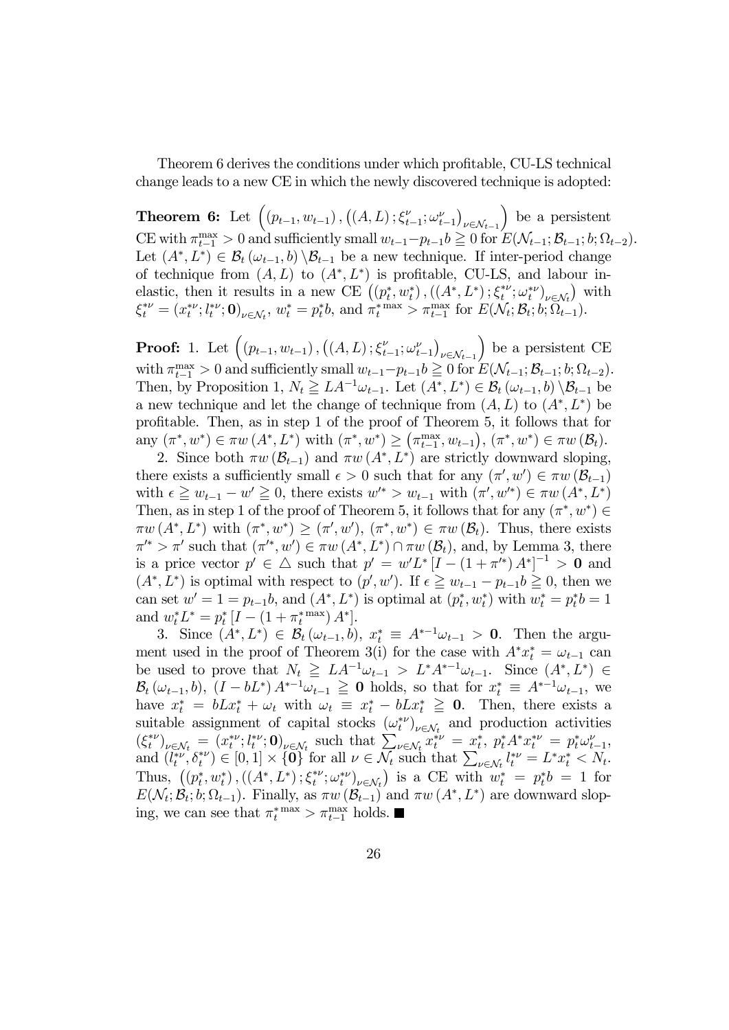Theorem 6 derives the conditions under which profitable, CU-LS technical change leads to a new CE in which the newly discovered technique is adopted:

**Theorem 6:** Let $\left((p_{t-1}, w_{t-1}), \left((A, L); \xi_{t-1}^{\nu}; \omega_{t-1}^{\nu}\right)_{\nu \in \mathcal{N}_{t-1}}\right)$ be a persistent CE with $\pi_{t-1}^{\max} > 0$ and sufficiently small $w_{t-1} - p_{t-1}b \geqq 0$ for $E(\mathcal{N}_{t-1}; \mathcal{B}_{t-1}; b; \Omega_{t-2})$. Let $(A^*, L^*) \in \mathcal{B}_t(\omega_{t-1}, b) \setminus \mathcal{B}_{t-1}$ be a new technique. If inter-period change of technique from $(A, L)$ to $(A^*, L^*)$ is profitable, CU-LS, and labour inelastic, then it results in a new CE $\left((p_t^*, w_t^*), \left((A^*, L^*); \xi_t^{*\nu}; \omega_t^{*\nu}\right)_{\nu \in \mathcal{N}_t}\right)$ with $\xi_t^{*\nu} = (x_t^{*\nu}; l_t^{*\nu}; \mathbf{0})_{\nu \in \mathcal{N}_t}$, $w_t^* = p_t^* b$, and $\pi_t^{*\max} > \pi_{t-1}^{\max}$ for $E(\mathcal{N}_t; \mathcal{B}_t; b; \Omega_{t-1})$.

**Proof:** 1. Let $\left((p_{t-1}, w_{t-1}), \left((A, L); \xi_{t-1}^{\nu}; \omega_{t-1}^{\nu}\right)_{\nu \in \mathcal{N}_{t-1}}\right)$ be a persistent CE with $\pi_{t-1}^{\max} > 0$ and sufficiently small $w_{t-1} - p_{t-1}b \geqq 0$ for $E(\mathcal{N}_{t-1}; \mathcal{B}_{t-1}; b; \Omega_{t-2})$. Then, by Proposition 1, $N_t \geqq LA^{-1}\omega_{t-1}$. Let $(A^*, L^*) \in \mathcal{B}_t(\omega_{t-1}, b) \setminus \mathcal{B}_{t-1}$ be a new technique and let the change of technique from $(A, L)$ to $(A^*, L^*)$ be profitable. Then, as in step 1 of the proof of Theorem 5, it follows that for any $(\pi^*, w^*) \in \pi w(A^*, L^*)$ with $(\pi^*, w^*) \geq (\pi_{t-1}^{\max}, w_{t-1})$, $(\pi^*, w^*) \in \pi w(\mathcal{B}_t)$.

2. Since both $\pi w(\mathcal{B}_{t-1})$ and $\pi w(A^*, L^*)$ are strictly downward sloping, there exists a sufficiently small $\epsilon > 0$ such that for any $(\pi', w') \in \pi w(\mathcal{B}_{t-1})$ with $\epsilon \geqq w_{t-1} - w' \geqq 0$, there exists $w'^* > w_{t-1}$ with $(\pi', w'^*) \in \pi w(A^*, L^*)$ Then, as in step 1 of the proof of Theorem 5, it follows that for any $(\pi^*, w^*) \in \pi w(A^*, L^*)$ with $(\pi^*, w^*) \geq (\pi', w')$, $(\pi^*, w^*) \in \pi w(\mathcal{B}_t)$. Thus, there exists $\pi'^* > \pi'$ such that $(\pi'^*, w') \in \pi w(A^*, L^*) \cap \pi w(\mathcal{B}_t)$, and, by Lemma 3, there is a price vector $p' \in \triangle$ such that $p' = w'L^*\left[I - (1 + \pi'^*) A^*\right]^{-1} > \mathbf{0}$ and $(A^*, L^*)$ is optimal with respect to $(p', w')$. If $\epsilon \geqq w_{t-1} - p_{t-1}b \geqq 0$, then we can set $w' = 1 = p_{t-1}b$, and $(A^*, L^*)$ is optimal at $(p_t^*, w_t^*)$ with $w_t^* = p_t^* b = 1$ and $w_t^* L^* = p_t^*\left[I - (1 + \pi_t^{*\max}) A^*\right]$.

3. Since $(A^*, L^*) \in \mathcal{B}_t(\omega_{t-1}, b)$, $x_t^* \equiv A^{*-1}\omega_{t-1} > \mathbf{0}$. Then the argument used in the proof of Theorem 3(i) for the case with $A^* x_t^* = \omega_{t-1}$ can be used to prove that $N_t \geqq LA^{-1}\omega_{t-1} > L^* A^{*-1}\omega_{t-1}$. Since $(A^*, L^*) \in \mathcal{B}_t(\omega_{t-1}, b)$, $(I - bL^*) A^{*-1}\omega_{t-1} \geqq \mathbf{0}$ holds, so that for $x_t^* \equiv A^{*-1}\omega_{t-1}$, we have $x_t^* = bLx_t^* + \omega_t$ with $\omega_t \equiv x_t^* - bLx_t^* \geqq \mathbf{0}$. Then, there exists a suitable assignment of capital stocks $(\omega_t^{*\nu})_{\nu \in \mathcal{N}_t}$ and production activities $(\xi_t^{*\nu})_{\nu \in \mathcal{N}_t} = (x_t^{*\nu}; l_t^{*\nu}; \mathbf{0})_{\nu \in \mathcal{N}_t}$ such that $\sum_{\nu \in \mathcal{N}_t} x_t^{*\nu} = x_t^*$, $p_t^* A^* x_t^{*\nu} = p_t^* \omega_{t-1}^{\nu}$, and $(l_t^{*\nu}, \delta_t^{*\nu}) \in [0, 1] \times \{\mathbf{0}\}$ for all $\nu \in \mathcal{N}_t$ such that $\sum_{\nu \in \mathcal{N}_t} l_t^{*\nu} = L^* x_t^* < N_t$. Thus, $\left((p_t^*, w_t^*), \left((A^*, L^*); \xi_t^{*\nu}; \omega_t^{*\nu}\right)_{\nu \in \mathcal{N}_t}\right)$ is a CE with $w_t^* = p_t^* b = 1$ for $E(\mathcal{N}_t; \mathcal{B}_t; b; \Omega_{t-1})$. Finally, as $\pi w(\mathcal{B}_{t-1})$ and $\pi w(A^*, L^*)$ are downward sloping, we can see that $\pi_t^{*\max} > \pi_{t-1}^{\max}$ holds. ■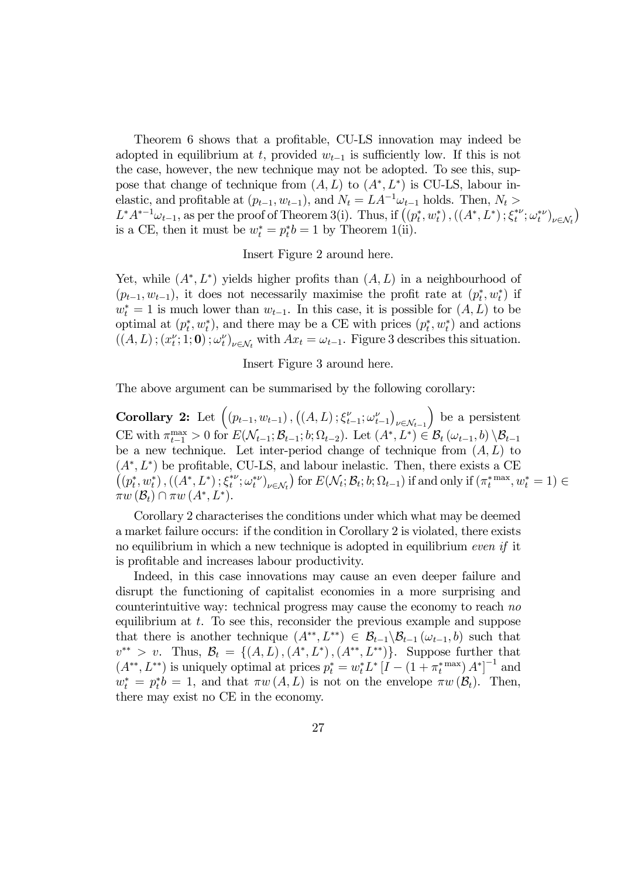Theorem 6 shows that a profitable, CU-LS innovation may indeed be adopted in equilibrium at $t$, provided $w_{t-1}$ is sufficiently low. If this is not the case, however, the new technique may not be adopted. To see this, suppose that change of technique from $(A, L)$ to $(A^*, L^*)$ is CU-LS, labour inelastic, and profitable at $(p_{t-1}, w_{t-1})$, and $N_t = LA^{-1}\omega_{t-1}$ holds. Then, $N_t > L^* A^{*-1}\omega_{t-1}$, as per the proof of Theorem 3(i). Thus, if $\left((p_t^*, w_t^*), ((A^*, L^*); \xi_t^{*\nu}; \omega_t^{*\nu})_{\nu \in \mathcal{N}_t}\right)$ is a CE, then it must be $w_t^* = p_t^* b = 1$ by Theorem 1(ii).

Insert Figure 2 around here.

Yet, while $(A^*, L^*)$ yields higher profits than $(A, L)$ in a neighbourhood of $(p_{t-1}, w_{t-1})$, it does not necessarily maximise the profit rate at $(p_t^*, w_t^*)$ if $w_t^* = 1$ is much lower than $w_{t-1}$. In this case, it is possible for $(A, L)$ to be optimal at $(p_t^*, w_t^*)$, and there may be a CE with prices $(p_t^*, w_t^*)$ and actions $((A, L); (x_t^\nu; 1; \mathbf{0}); \omega_t^\nu)_{\nu \in \mathcal{N}_t}$ with $Ax_t = \omega_{t-1}$. Figure 3 describes this situation.

Insert Figure 3 around here.

The above argument can be summarised by the following corollary:

**Corollary 2:** Let $\left((p_{t-1}, w_{t-1}), ((A, L); \xi_{t-1}^\nu; \omega_{t-1}^\nu)_{\nu \in \mathcal{N}_{t-1}}\right)$ be a persistent CE with $\pi_{t-1}^{\max} > 0$ for $E(\mathcal{N}_{t-1}; \mathcal{B}_{t-1}; b; \Omega_{t-2})$. Let $(A^*, L^*) \in \mathcal{B}_t(\omega_{t-1}, b) \setminus \mathcal{B}_{t-1}$ be a new technique. Let inter-period change of technique from $(A, L)$ to $(A^*, L^*)$ be profitable, CU-LS, and labour inelastic. Then, there exists a CE $\left((p_t^*, w_t^*), ((A^*, L^*); \xi_t^{*\nu}; \omega_t^{*\nu})_{\nu \in \mathcal{N}_t}\right)$ for $E(\mathcal{N}_t; \mathcal{B}_t; b; \Omega_{t-1})$ if and only if $(\pi_t^{*\max}, w_t^* = 1) \in \pi w(\mathcal{B}_t) \cap \pi w(A^*, L^*)$.

Corollary 2 characterises the conditions under which what may be deemed a market failure occurs: if the condition in Corollary 2 is violated, there exists no equilibrium in which a new technique is adopted in equilibrium *even if* it is profitable and increases labour productivity.

Indeed, in this case innovations may cause an even deeper failure and disrupt the functioning of capitalist economies in a more surprising and counterintuitive way: technical progress may cause the economy to reach *no* equilibrium at $t$. To see this, reconsider the previous example and suppose that there is another technique $(A^{**}, L^{**}) \in \mathcal{B}_{t-1} \backslash \mathcal{B}_{t-1}(\omega_{t-1}, b)$ such that $v^{**} > v$. Thus, $\mathcal{B}_t = \{(A, L), (A^*, L^*), (A^{**}, L^{**})\}$. Suppose further that $(A^{**}, L^{**})$ is uniquely optimal at prices $p_t^* = w_t^* L^* \left[I - (1 + \pi_t^{*\max}) A^*\right]^{-1}$ and $w_t^* = p_t^* b = 1$, and that $\pi w(A, L)$ is not on the envelope $\pi w(\mathcal{B}_t)$. Then, there may exist no CE in the economy.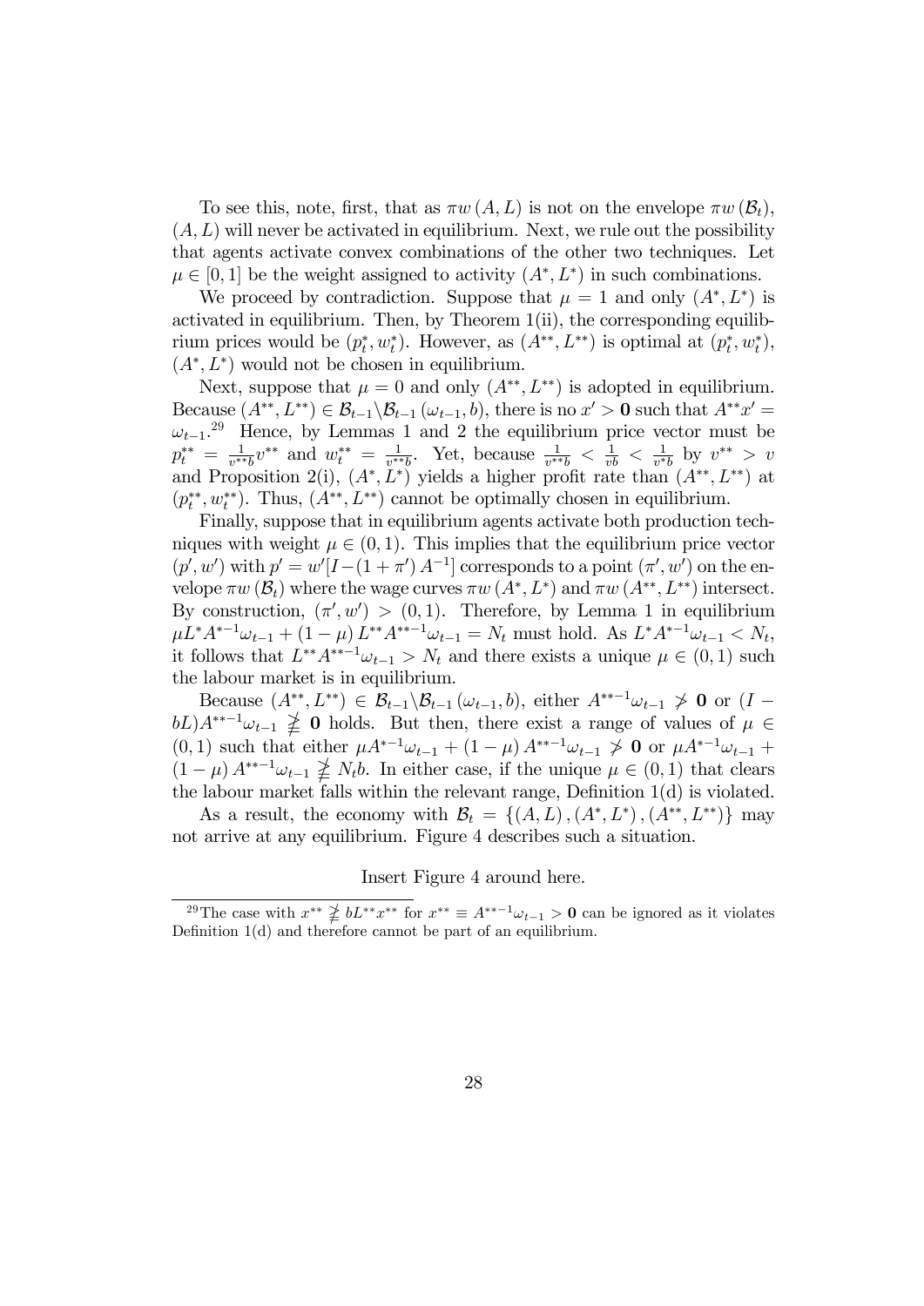To see this, note, first, that as $\pi w(A, L)$ is not on the envelope $\pi w(\mathcal{B}_t)$, $(A, L)$ will never be activated in equilibrium. Next, we rule out the possibility that agents activate convex combinations of the other two techniques. Let $\mu \in [0, 1]$ be the weight assigned to activity $(A^*, L^*)$ in such combinations.

We proceed by contradiction. Suppose that $\mu = 1$ and only $(A^*, L^*)$ is activated in equilibrium. Then, by Theorem 1(ii), the corresponding equilibrium prices would be $(p_t^*, w_t^*)$. However, as $(A^{**}, L^{**})$ is optimal at $(p_t^*, w_t^*)$, $(A^*, L^*)$ would not be chosen in equilibrium.

Next, suppose that $\mu = 0$ and only $(A^{**}, L^{**})$ is adopted in equilibrium. Because $(A^{**}, L^{**}) \in \mathcal{B}_{t-1} \backslash \mathcal{B}_{t-1}(\omega_{t-1}, b)$, there is no $x' > \mathbf{0}$ such that $A^{**}x' = \omega_{t-1}$.[29] Hence, by Lemmas 1 and 2 the equilibrium price vector must be $p_t^{**} = \frac{1}{v^{**}b} v^{**}$ and $w_t^{**} = \frac{1}{v^{**}b}$. Yet, because $\frac{1}{v^{**}b} < \frac{1}{vb} < \frac{1}{v^* b}$ by $v^{**} > v$ and Proposition 2(i), $(A^*, L^*)$ yields a higher profit rate than $(A^{**}, L^{**})$ at $(p_t^{**}, w_t^{**})$. Thus, $(A^{**}, L^{**})$ cannot be optimally chosen in equilibrium.

Finally, suppose that in equilibrium agents activate both production techniques with weight $\mu \in (0, 1)$. This implies that the equilibrium price vector $(p', w')$ with $p' = w'[I - (1 + \pi') A^{-1}]$ corresponds to a point $(\pi', w')$ on the envelope $\pi w(\mathcal{B}_t)$ where the wage curves $\pi w(A^*, L^*)$ and $\pi w(A^{**}, L^{**})$ intersect. By construction, $(\pi', w') > (0, 1)$. Therefore, by Lemma 1 in equilibrium $\mu L^* A^{*-1}\omega_{t-1} + (1 - \mu) L^{**} A^{**-1}\omega_{t-1} = N_t$ must hold. As $L^* A^{*-1}\omega_{t-1} < N_t$, it follows that $L^{**} A^{**-1}\omega_{t-1} > N_t$ and there exists a unique $\mu \in (0, 1)$ such the labour market is in equilibrium.

Because $(A^{**}, L^{**}) \in \mathcal{B}_{t-1} \backslash \mathcal{B}_{t-1}(\omega_{t-1}, b)$, either $A^{**-1}\omega_{t-1} \ngtr \mathbf{0}$ or $(I - bL)A^{**-1}\omega_{t-1} \ngeqq \mathbf{0}$ holds. But then, there exist a range of values of $\mu \in (0, 1)$ such that either $\mu A^{*-1}\omega_{t-1} + (1 - \mu) A^{**-1}\omega_{t-1} \ngtr \mathbf{0}$ or $\mu A^{*-1}\omega_{t-1} + (1 - \mu) A^{**-1}\omega_{t-1} \ngeqq N_t b$. In either case, if the unique $\mu \in (0, 1)$ that clears the labour market falls within the relevant range, Definition 1(d) is violated.

As a result, the economy with $\mathcal{B}_t = \{(A, L), (A^*, L^*), (A^{**}, L^{**})\}$ may not arrive at any equilibrium. Figure 4 describes such a situation.

Insert Figure 4 around here.

[29] The case with $x^{**} \ngeqq bL^{**}x^{**}$ for $x^{**} \equiv A^{**-1}\omega_{t-1} > \mathbf{0}$ can be ignored as it violates Definition 1(d) and therefore cannot be part of an equilibrium.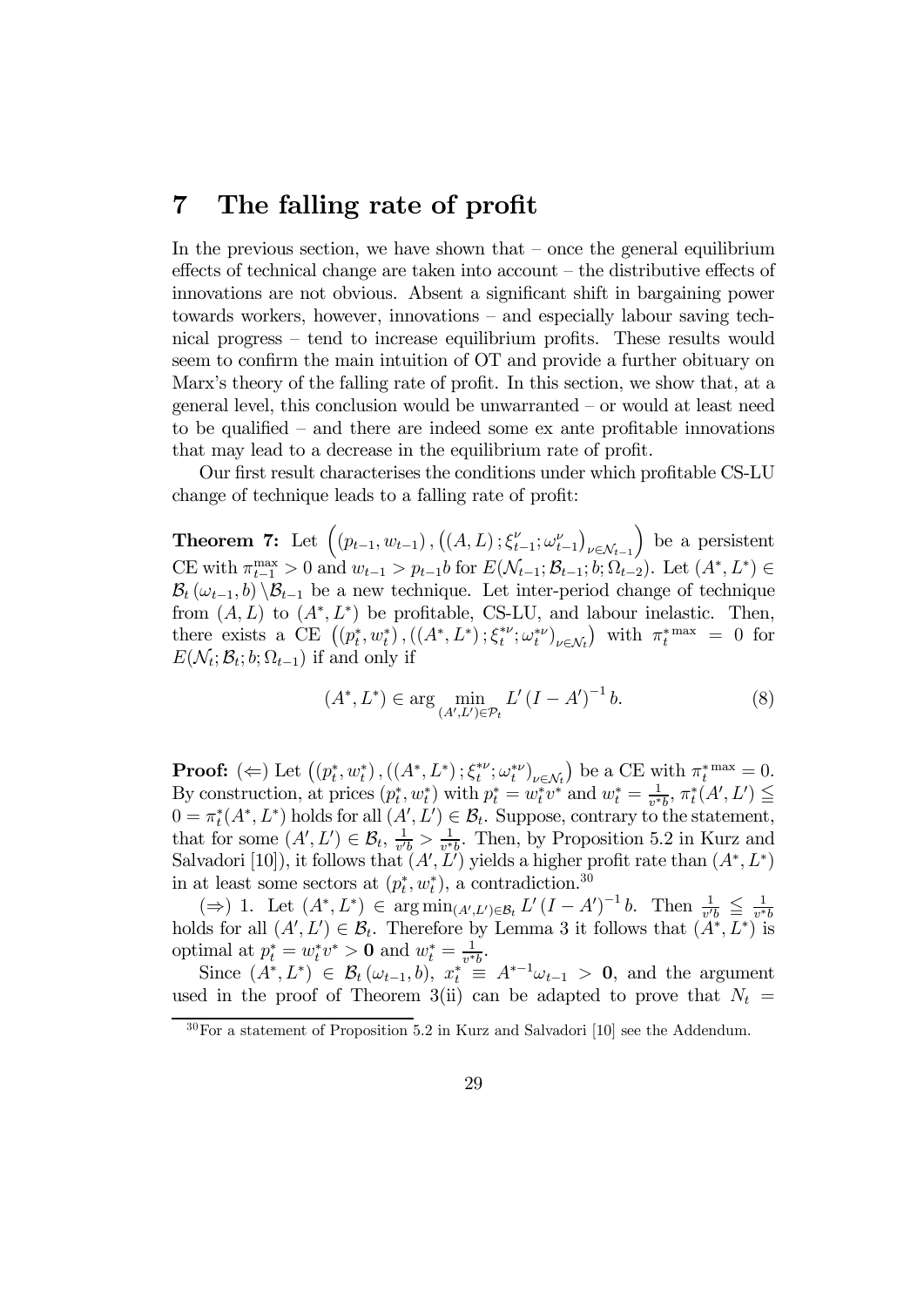# 7 The falling rate of profit

In the previous section, we have shown that – once the general equilibrium effects of technical change are taken into account – the distributive effects of innovations are not obvious. Absent a significant shift in bargaining power towards workers, however, innovations – and especially labour saving technical progress – tend to increase equilibrium profits. These results would seem to confirm the main intuition of OT and provide a further obituary on Marx's theory of the falling rate of profit. In this section, we show that, at a general level, this conclusion would be unwarranted – or would at least need to be qualified – and there are indeed some ex ante profitable innovations that may lead to a decrease in the equilibrium rate of profit.

Our first result characterises the conditions under which profitable CS-LU change of technique leads to a falling rate of profit:

**Theorem 7:** Let $\left((p_{t-1}, w_{t-1}), \left((A, L); \xi_{t-1}^{\nu}; \omega_{t-1}^{\nu}\right)_{\nu \in \mathcal{N}_{t-1}}\right)$ be a persistent CE with $\pi_{t-1}^{\max} > 0$ and $w_{t-1} > p_{t-1}b$ for $E(\mathcal{N}_{t-1}; \mathcal{B}_{t-1}; b; \Omega_{t-2})$. Let $(A^*, L^*) \in \mathcal{B}_t(\omega_{t-1}, b) \setminus \mathcal{B}_{t-1}$ be a new technique. Let inter-period change of technique from $(A, L)$ to $(A^*, L^*)$ be profitable, CS-LU, and labour inelastic. Then, there exists a CE $\left((p_t^*, w_t^*), \left((A^*, L^*); \xi_t^{*\nu}; \omega_t^{*\nu}\right)_{\nu \in \mathcal{N}_t}\right)$ with $\pi_t^{*\max} = 0$ for $E(\mathcal{N}_t; \mathcal{B}_t; b; \Omega_{t-1})$ if and only if

$$(A^*, L^*) \in \arg \min_{(A', L') \in \mathcal{P}_t} L' (I - A')^{-1} b. \tag{8}$$

**Proof:** $(\Leftarrow)$ Let $\left((p_t^*, w_t^*), \left((A^*, L^*); \xi_t^{*\nu}; \omega_t^{*\nu}\right)_{\nu \in \mathcal{N}_t}\right)$ be a CE with $\pi_t^{*\max} = 0$. By construction, at prices $(p_t^*, w_t^*)$ with $p_t^* = w_t^* v^*$ and $w_t^* = \frac{1}{v^* b}$, $\pi_t^*(A', L') \leqq 0 = \pi_t^*(A^*, L^*)$ holds for all $(A', L') \in \mathcal{B}_t$. Suppose, contrary to the statement, that for some $(A', L') \in \mathcal{B}_t$, $\frac{1}{v' b} > \frac{1}{v^* b}$. Then, by Proposition 5.2 in Kurz and Salvadori [10]), it follows that $(A', L')$ yields a higher profit rate than $(A^*, L^*)$ in at least some sectors at $(p_t^*, w_t^*)$, a contradiction.[30]

$(\Rightarrow)$ 1. Let $(A^*, L^*) \in \arg \min_{(A', L') \in \mathcal{B}_t} L' (I - A')^{-1} b$. Then $\frac{1}{v' b} \leqq \frac{1}{v^* b}$ holds for all $(A', L') \in \mathcal{B}_t$. Therefore by Lemma 3 it follows that $(A^*, L^*)$ is optimal at $p_t^* = w_t^* v^* > \mathbf{0}$ and $w_t^* = \frac{1}{v^* b}$.

Since $(A^*, L^*) \in \mathcal{B}_t(\omega_{t-1}, b)$, $x_t^* \equiv A^{*-1} \omega_{t-1} > \mathbf{0}$, and the argument used in the proof of Theorem 3(ii) can be adapted to prove that $N_t =$

[30] For a statement of Proposition 5.2 in Kurz and Salvadori [10] see the Addendum.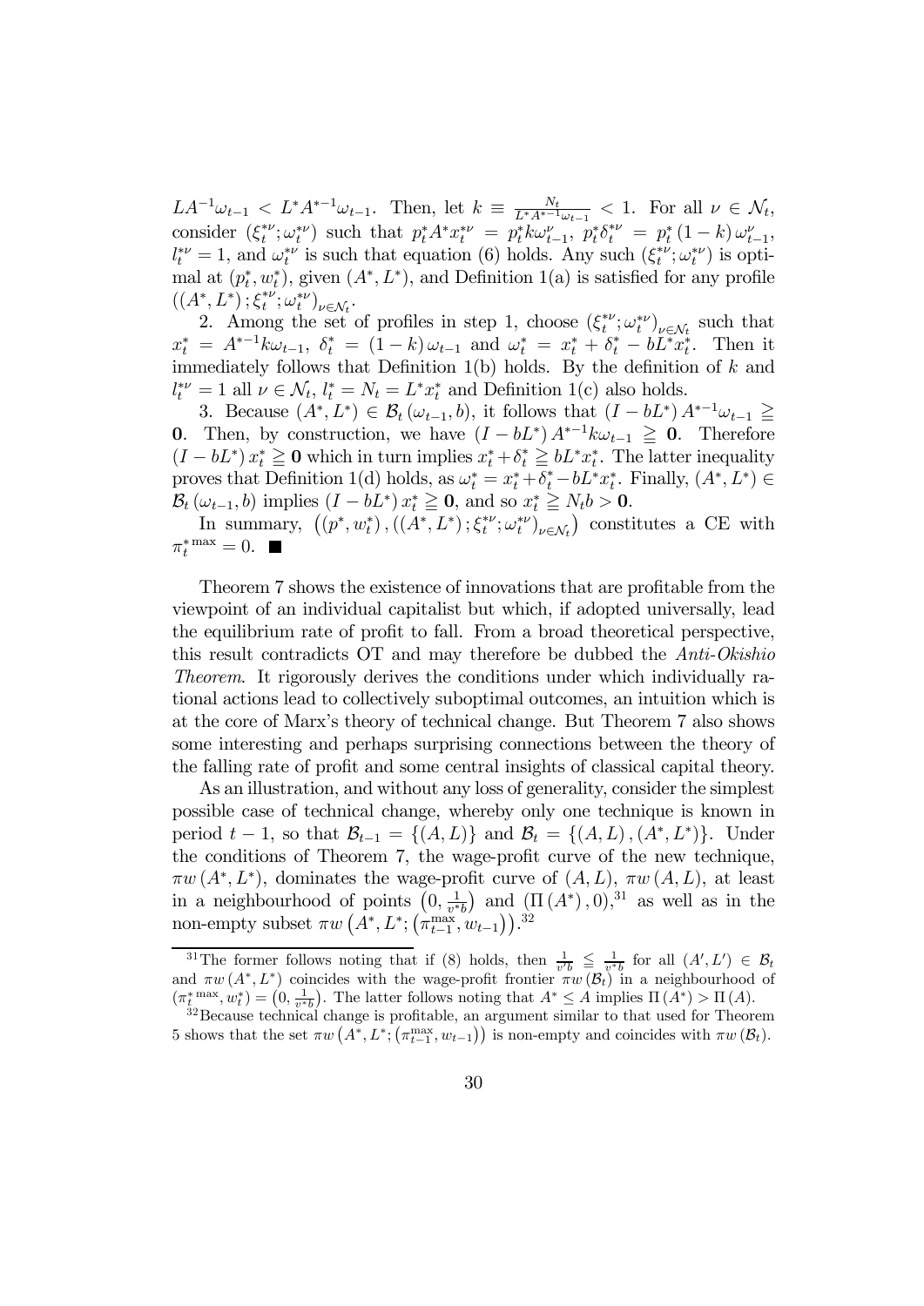$LA^{-1}\omega_{t-1} < L^*A^{*-1}\omega_{t-1}$. Then, let $k \equiv \frac{N_t}{L^*A^{*-1}\omega_{t-1}} < 1$. For all $\nu \in \mathcal{N}_t$, consider $(\xi_t^{*\nu}; \omega_t^{*\nu})$ such that $p_t^* A^* x_t^{*\nu} = p_t^* k \omega_{t-1}^{\nu}$, $p_t^* \delta_t^{*\nu} = p_t^* (1-k) \omega_{t-1}^{\nu}$, $l_t^{*\nu} = 1$, and $\omega_t^{*\nu}$ is such that equation (6) holds. Any such $(\xi_t^{*\nu}; \omega_t^{*\nu})$ is optimal at $(p_t^*, w_t^*)$, given $(A^*, L^*)$, and Definition 1(a) is satisfied for any profile $((A^*, L^*); \xi_t^{*\nu}; \omega_t^{*\nu})_{\nu \in \mathcal{N}_t}$.

2. Among the set of profiles in step 1, choose $(\xi_t^{*\nu}; \omega_t^{*\nu})_{\nu \in \mathcal{N}_t}$ such that $x_t^* = A^{*-1} k \omega_{t-1}$, $\delta_t^* = (1-k)\omega_{t-1}$ and $\omega_t^* = x_t^* + \delta_t^* - bL^* x_t^*$. Then it immediately follows that Definition 1(b) holds. By the definition of $k$ and $l_t^{*\nu} = 1$ all $\nu \in \mathcal{N}_t$, $l_t^* = N_t = L^* x_t^*$ and Definition 1(c) also holds.

3. Because $(A^*, L^*) \in \mathcal{B}_t(\omega_{t-1}, b)$, it follows that $(I - bL^*) A^{*-1} \omega_{t-1} \geqq \mathbf{0}$. Then, by construction, we have $(I - bL^*) A^{*-1} k \omega_{t-1} \geqq \mathbf{0}$. Therefore $(I - bL^*) x_t^* \geqq \mathbf{0}$ which in turn implies $x_t^* + \delta_t^* \geqq bL^* x_t^*$. The latter inequality proves that Definition 1(d) holds, as $\omega_t^* = x_t^* + \delta_t^* - bL^* x_t^*$. Finally, $(A^*, L^*) \in \mathcal{B}_t(\omega_{t-1}, b)$ implies $(I - bL^*) x_t^* \geqq \mathbf{0}$, and so $x_t^* \geqq N_t b > \mathbf{0}$.

In summary, $\left((p^*, w_t^*), ((A^*, L^*); \xi_t^{*\nu}; \omega_t^{*\nu})_{\nu \in \mathcal{N}_t}\right)$ constitutes a CE with $\pi_t^{*\max} = 0$. ■

Theorem 7 shows the existence of innovations that are profitable from the viewpoint of an individual capitalist but which, if adopted universally, lead the equilibrium rate of profit to fall. From a broad theoretical perspective, this result contradicts OT and may therefore be dubbed the *Anti-Okishio Theorem*. It rigorously derives the conditions under which individually rational actions lead to collectively suboptimal outcomes, an intuition which is at the core of Marx's theory of technical change. But Theorem 7 also shows some interesting and perhaps surprising connections between the theory of the falling rate of profit and some central insights of classical capital theory.

As an illustration, and without any loss of generality, consider the simplest possible case of technical change, whereby only one technique is known in period $t-1$, so that $\mathcal{B}_{t-1} = \{(A, L)\}$ and $\mathcal{B}_t = \{(A, L), (A^*, L^*)\}$. Under the conditions of Theorem 7, the wage-profit curve of the new technique, $\pi w(A^*, L^*)$, dominates the wage-profit curve of $(A, L)$, $\pi w(A, L)$, at least in a neighbourhood of points $\left(0, \frac{1}{v^* b}\right)$ and $(\Pi(A^*), 0)$,[31] as well as in the non-empty subset $\pi w\left(A^*, L^*; \left(\pi_{t-1}^{\max}, w_{t-1}\right)\right)$.[32]

[31] The former follows noting that if (8) holds, then $\frac{1}{v'b} \leqq \frac{1}{v^* b}$ for all $(A', L') \in \mathcal{B}_t$ and $\pi w(A^*, L^*)$ coincides with the wage-profit frontier $\pi w(\mathcal{B}_t)$ in a neighbourhood of $(\pi_t^{*\max}, w_t^*) = \left(0, \frac{1}{v^* b}\right)$. The latter follows noting that $A^* \leq A$ implies $\Pi(A^*) > \Pi(A)$.

[32] Because technical change is profitable, an argument similar to that used for Theorem 5 shows that the set $\pi w\left(A^*, L^*; \left(\pi_{t-1}^{\max}, w_{t-1}\right)\right)$ is non-empty and coincides with $\pi w(\mathcal{B}_t)$.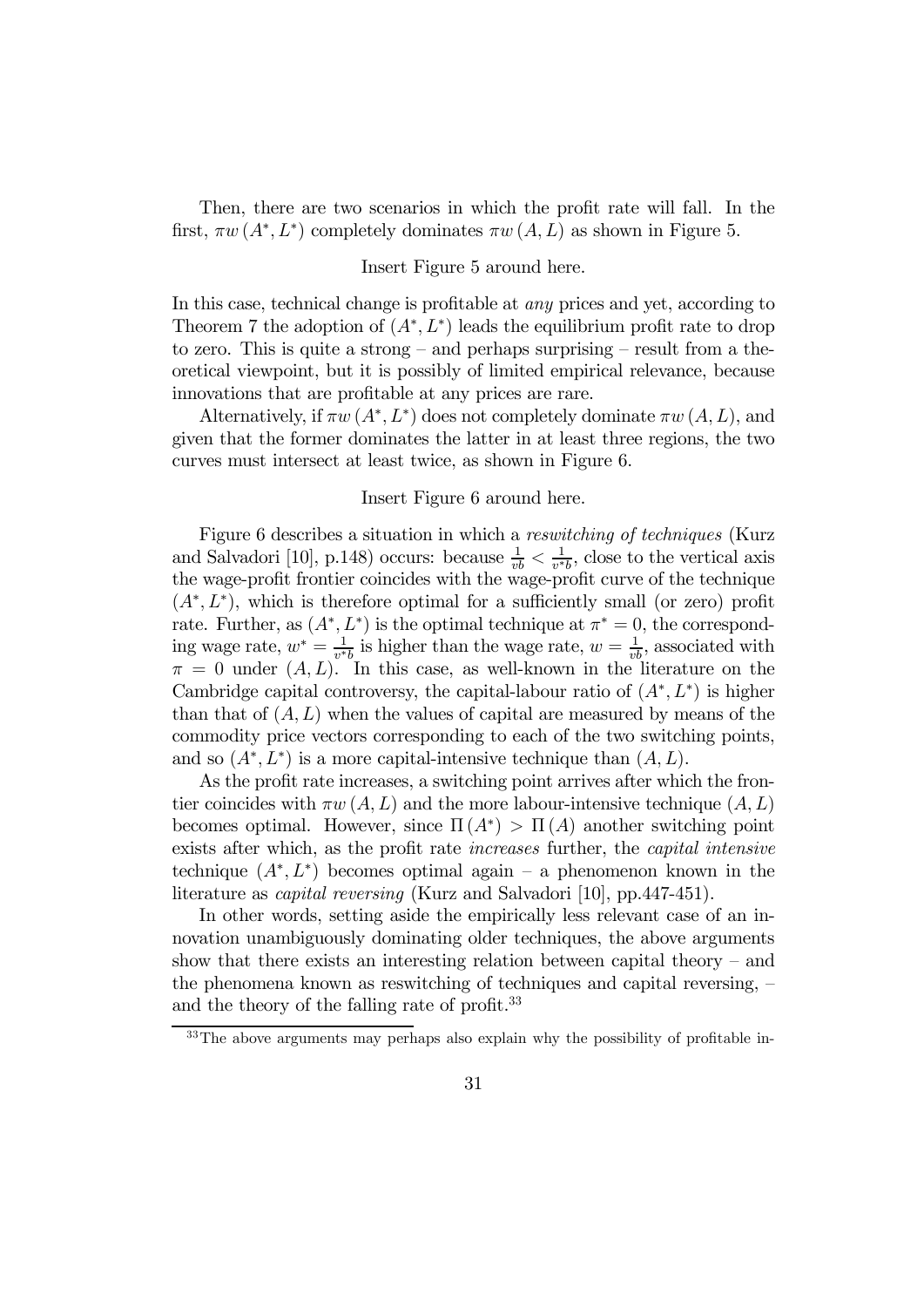Then, there are two scenarios in which the profit rate will fall. In the first, $\pi w(A^*, L^*)$ completely dominates $\pi w(A, L)$ as shown in Figure 5.

Insert Figure 5 around here.

In this case, technical change is profitable at *any* prices and yet, according to Theorem 7 the adoption of $(A^*, L^*)$ leads the equilibrium profit rate to drop to zero. This is quite a strong – and perhaps surprising – result from a theoretical viewpoint, but it is possibly of limited empirical relevance, because innovations that are profitable at any prices are rare.

Alternatively, if $\pi w(A^*, L^*)$ does not completely dominate $\pi w(A, L)$, and given that the former dominates the latter in at least three regions, the two curves must intersect at least twice, as shown in Figure 6.

Insert Figure 6 around here.

Figure 6 describes a situation in which a *reswitching of techniques* (Kurz and Salvadori [10], p.148) occurs: because $\frac{1}{vb} < \frac{1}{v^*b}$, close to the vertical axis the wage-profit frontier coincides with the wage-profit curve of the technique $(A^*, L^*)$, which is therefore optimal for a sufficiently small (or zero) profit rate. Further, as $(A^*, L^*)$ is the optimal technique at $\pi^* = 0$, the corresponding wage rate, $w^* = \frac{1}{v^*b}$ is higher than the wage rate, $w = \frac{1}{vb}$, associated with $\pi = 0$ under $(A, L)$. In this case, as well-known in the literature on the Cambridge capital controversy, the capital-labour ratio of $(A^*, L^*)$ is higher than that of $(A, L)$ when the values of capital are measured by means of the commodity price vectors corresponding to each of the two switching points, and so $(A^*, L^*)$ is a more capital-intensive technique than $(A, L)$.

As the profit rate increases, a switching point arrives after which the frontier coincides with $\pi w(A, L)$ and the more labour-intensive technique $(A, L)$ becomes optimal. However, since $\Pi(A^*) > \Pi(A)$ another switching point exists after which, as the profit rate *increases* further, the *capital intensive* technique $(A^*, L^*)$ becomes optimal again – a phenomenon known in the literature as *capital reversing* (Kurz and Salvadori [10], pp.447-451).

In other words, setting aside the empirically less relevant case of an innovation unambiguously dominating older techniques, the above arguments show that there exists an interesting relation between capital theory – and the phenomena known as reswitching of techniques and capital reversing, – and the theory of the falling rate of profit.[33]

[33] The above arguments may perhaps also explain why the possibility of profitable in-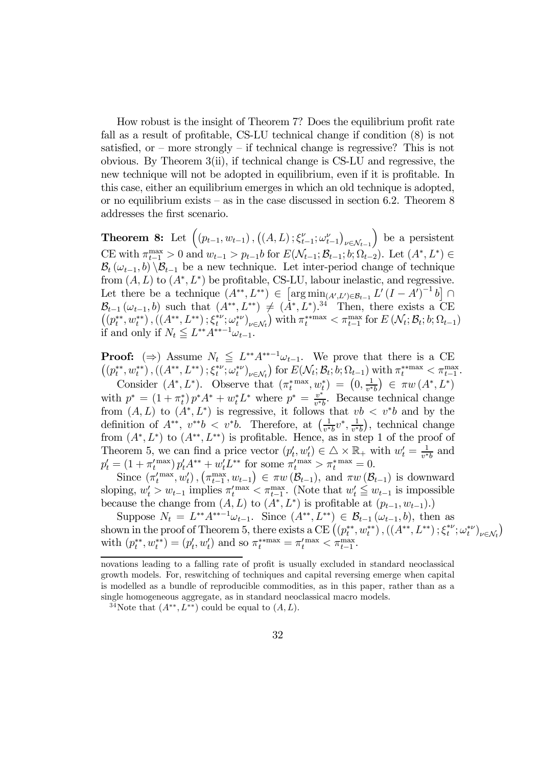How robust is the insight of Theorem 7? Does the equilibrium profit rate fall as a result of profitable, CS-LU technical change if condition (8) is not satisfied, or – more strongly – if technical change is regressive? This is not obvious. By Theorem 3(ii), if technical change is CS-LU and regressive, the new technique will not be adopted in equilibrium, even if it is profitable. In this case, either an equilibrium emerges in which an old technique is adopted, or no equilibrium exists – as in the case discussed in section 6.2. Theorem 8 addresses the first scenario.

**Theorem 8:** Let $\left((p_{t-1}, w_{t-1}), \left((A, L); \xi^{\nu}_{t-1}; \omega^{\nu}_{t-1}\right)_{\nu \in \mathcal{N}_{t-1}}\right)$ be a persistent CE with $\pi^{\max}_{t-1} > 0$ and $w_{t-1} > p_{t-1}b$ for $E(\mathcal{N}_{t-1}; \mathcal{B}_{t-1}; b; \Omega_{t-2})$. Let $(A^*, L^*) \in \mathcal{B}_t(\omega_{t-1}, b) \backslash \mathcal{B}_{t-1}$ be a new technique. Let inter-period change of technique from $(A, L)$ to $(A^*, L^*)$ be profitable, CS-LU, labour inelastic, and regressive. Let there be a technique $(A^{**}, L^{**}) \in \left[\arg\min_{(A',L') \in \mathcal{B}_{t-1}} L'(I - A')^{-1} b\right] \cap \mathcal{B}_{t-1}(\omega_{t-1}, b)$ such that $(A^{**}, L^{**}) \neq (A^*, L^*)$.[34] Then, there exists a CE $\left((p^{**}_t, w^{**}_t), ((A^{**}, L^{**}); \xi^{*\nu}_t; \omega^{*\nu}_t)_{\nu \in \mathcal{N}_t}\right)$ with $\pi^{**\max}_t < \pi^{\max}_{t-1}$ for $E(\mathcal{N}_t; \mathcal{B}_t; b; \Omega_{t-1})$ if and only if $N_t \leqq L^{**} A^{**-1} \omega_{t-1}$.

**Proof:** $(\Rightarrow)$ Assume $N_t \leqq L^{**} A^{**-1} \omega_{t-1}$. We prove that there is a CE $\left((p^{**}_t, w^{**}_t), ((A^{**}, L^{**}); \xi^{*\nu}_t; \omega^{*\nu}_t)_{\nu \in \mathcal{N}_t}\right)$ for $E(\mathcal{N}_t; \mathcal{B}_t; b; \Omega_{t-1})$ with $\pi^{**\max}_t < \pi^{\max}_{t-1}$.

Consider $(A^*, L^*)$. Observe that $(\pi^{*\max}_t, w^*_t) = \left(0, \frac{1}{v^* b}\right) \in \pi w(A^*, L^*)$ with $p^* = (1 + \pi^*_t) p^* A^* + w^*_t L^*$ where $p^* = \frac{v^*}{v^* b}$. Because technical change from $(A, L)$ to $(A^*, L^*)$ is regressive, it follows that $vb < v^* b$ and by the definition of $A^{**}$, $v^{**} b < v^* b$. Therefore, at $\left(\frac{1}{v^* b} v^*, \frac{1}{v^* b}\right)$, technical change from $(A^*, L^*)$ to $(A^{**}, L^{**})$ is profitable. Hence, as in step 1 of the proof of Theorem 5, we can find a price vector $(p'_t, w'_t) \in \triangle \times \mathbb{R}_+$ with $w'_t = \frac{1}{v^* b}$ and $p'_t = (1 + \pi'^{\max}_t) p'_t A^{**} + w'_t L^{**}$ for some $\pi'^{\max}_t > \pi^{*\max}_t = 0$.

Since $(\pi'^{\max}_t, w'_t), (\pi^{\max}_{t-1}, w_{t-1}) \in \pi w(\mathcal{B}_{t-1})$, and $\pi w(\mathcal{B}_{t-1})$ is downward sloping, $w'_t > w_{t-1}$ implies $\pi'^{\max}_t < \pi^{\max}_{t-1}$. (Note that $w'_t \leqq w_{t-1}$ is impossible because the change from $(A, L)$ to $(A^*, L^*)$ is profitable at $(p_{t-1}, w_{t-1})$.)

Suppose $N_t = L^{**} A^{**-1} \omega_{t-1}$. Since $(A^{**}, L^{**}) \in \mathcal{B}_{t-1}(\omega_{t-1}, b)$, then as shown in the proof of Theorem 5, there exists a CE $\left((p^{**}_t, w^{**}_t), ((A^{**}, L^{**}); \xi^{*\nu}_t; \omega^{*\nu}_t)_{\nu \in \mathcal{N}_t}\right)$ with $(p^{**}_t, w^{**}_t) = (p'_t, w'_t)$ and so $\pi^{**\max}_t = \pi'^{\max}_t < \pi^{\max}_{t-1}$.

---

novations leading to a falling rate of profit is usually excluded in standard neoclassical growth models. For, reswitching of techniques and capital reversing emerge when capital is modelled as a bundle of reproducible commodities, as in this paper, rather than as a single homogeneous aggregate, as in standard neoclassical macro models.

[34] Note that $(A^{**}, L^{**})$ could be equal to $(A, L)$.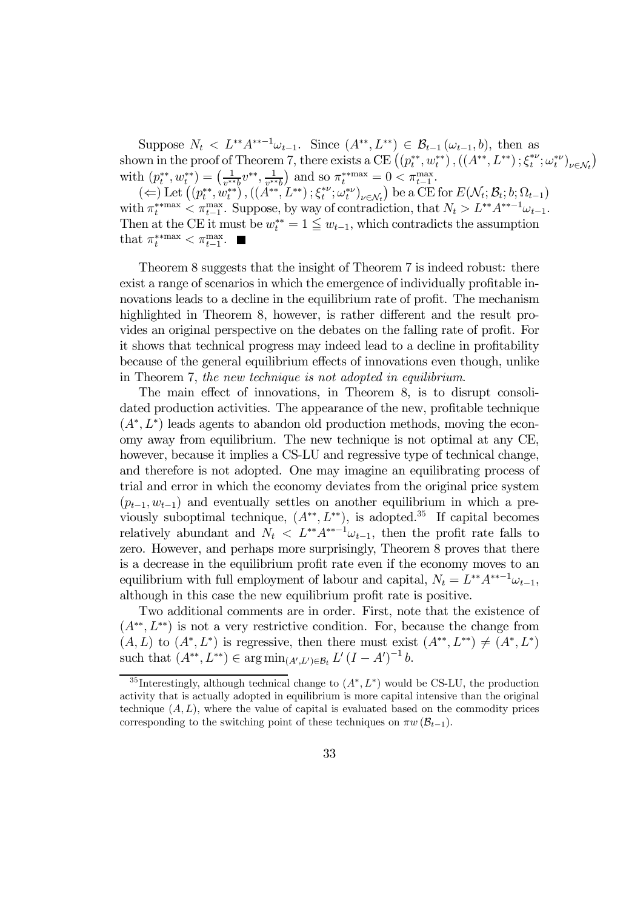Suppose $N_t < L^{**}A^{**-1}\omega_{t-1}$. Since $(A^{**}, L^{**}) \in \mathcal{B}_{t-1}(\omega_{t-1}, b)$, then as shown in the proof of Theorem 7, there exists a CE $\left((p_t^{**}, w_t^{**}), ((A^{**}, L^{**}); \xi_t^{*\nu}; \omega_t^{*\nu})_{\nu \in \mathcal{N}_t}\right)$ with $(p_t^{**}, w_t^{**}) = \left(\frac{1}{v^{**}b}v^{**}, \frac{1}{v^{**}b}\right)$ and so $\pi_t^{**\max} = 0 < \pi_{t-1}^{\max}$.

($\Leftarrow$) Let $\left((p_t^{**}, w_t^{**}), ((A^{**}, L^{**}); \xi_t^{*\nu}; \omega_t^{*\nu})_{\nu \in \mathcal{N}_t}\right)$ be a CE for $E(\mathcal{N}_t; \mathcal{B}_t; b; \Omega_{t-1})$ with $\pi_t^{**\max} < \pi_{t-1}^{\max}$. Suppose, by way of contradiction, that $N_t > L^{**}A^{**-1}\omega_{t-1}$. Then at the CE it must be $w_t^{**} = 1 \geqq w_{t-1}$, which contradicts the assumption that $\pi_t^{**\max} < \pi_{t-1}^{\max}$. ■

Theorem 8 suggests that the insight of Theorem 7 is indeed robust: there exist a range of scenarios in which the emergence of individually profitable innovations leads to a decline in the equilibrium rate of profit. The mechanism highlighted in Theorem 8, however, is rather different and the result provides an original perspective on the debates on the falling rate of profit. For it shows that technical progress may indeed lead to a decline in profitability because of the general equilibrium effects of innovations even though, unlike in Theorem 7, *the new technique is not adopted in equilibrium*.

The main effect of innovations, in Theorem 8, is to disrupt consolidated production activities. The appearance of the new, profitable technique $(A^*, L^*)$ leads agents to abandon old production methods, moving the economy away from equilibrium. The new technique is not optimal at any CE, however, because it implies a CS-LU and regressive type of technical change, and therefore is not adopted. One may imagine an equilibrating process of trial and error in which the economy deviates from the original price system $(p_{t-1}, w_{t-1})$ and eventually settles on another equilibrium in which a previously suboptimal technique, $(A^{**}, L^{**})$, is adopted.[35] If capital becomes relatively abundant and $N_t < L^{**}A^{**-1}\omega_{t-1}$, then the profit rate falls to zero. However, and perhaps more surprisingly, Theorem 8 proves that there is a decrease in the equilibrium profit rate even if the economy moves to an equilibrium with full employment of labour and capital, $N_t = L^{**}A^{**-1}\omega_{t-1}$, although in this case the new equilibrium profit rate is positive.

Two additional comments are in order. First, note that the existence of $(A^{**}, L^{**})$ is not a very restrictive condition. For, because the change from $(A, L)$ to $(A^*, L^*)$ is regressive, then there must exist $(A^{**}, L^{**}) \neq (A^*, L^*)$ such that $(A^{**}, L^{**}) \in \arg\min_{(A', L') \in \mathcal{B}_t} L'(I - A')^{-1} b$.

---

[35] Interestingly, although technical change to $(A^*, L^*)$ would be CS-LU, the production activity that is actually adopted in equilibrium is more capital intensive than the original technique $(A, L)$, where the value of capital is evaluated based on the commodity prices corresponding to the switching point of these techniques on $\pi w(\mathcal{B}_{t-1})$.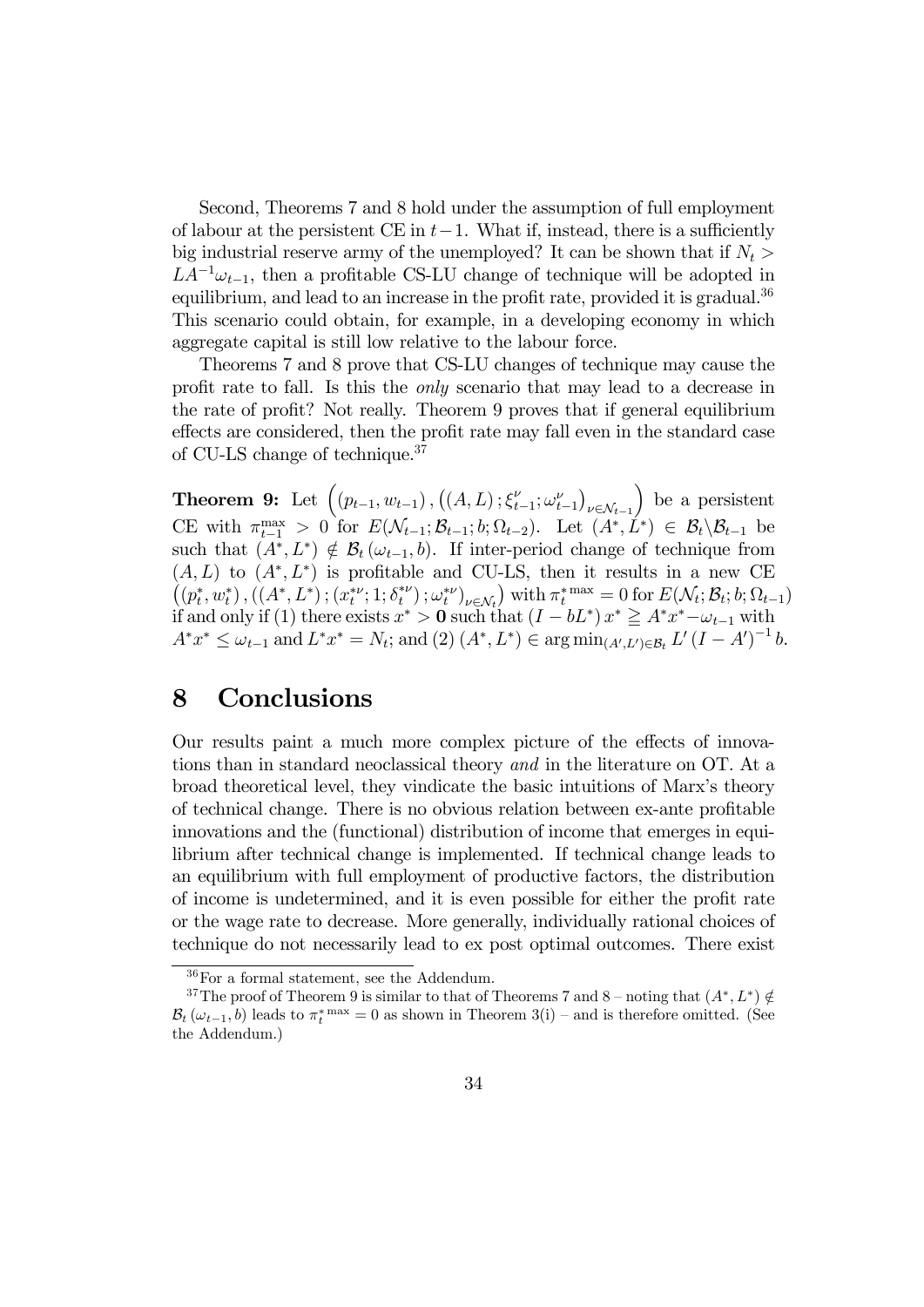Second, Theorems 7 and 8 hold under the assumption of full employment of labour at the persistent CE in $t-1$. What if, instead, there is a sufficiently big industrial reserve army of the unemployed? It can be shown that if $N_t > LA^{-1}\omega_{t-1}$, then a profitable CS-LU change of technique will be adopted in equilibrium, and lead to an increase in the profit rate, provided it is gradual.[36] This scenario could obtain, for example, in a developing economy in which aggregate capital is still low relative to the labour force.

Theorems 7 and 8 prove that CS-LU changes of technique may cause the profit rate to fall. Is this the *only* scenario that may lead to a decrease in the rate of profit? Not really. Theorem 9 proves that if general equilibrium effects are considered, then the profit rate may fall even in the standard case of CU-LS change of technique.[37]

**Theorem 9:** Let $\left((p_{t-1}, w_{t-1}), \left((A, L); \xi_{t-1}^{\nu}; \omega_{t-1}^{\nu}\right)_{\nu \in \mathcal{N}_{t-1}}\right)$ be a persistent CE with $\pi_{t-1}^{\max} > 0$ for $E(\mathcal{N}_{t-1}; \mathcal{B}_{t-1}; b; \Omega_{t-2})$. Let $(A^*, L^*) \in \mathcal{B}_t \backslash \mathcal{B}_{t-1}$ be such that $(A^*, L^*) \notin \mathcal{B}_t(\omega_{t-1}, b)$. If inter-period change of technique from $(A, L)$ to $(A^*, L^*)$ is profitable and CU-LS, then it results in a new CE $\left((p_t^*, w_t^*), \left((A^*, L^*); (x_t^{*\nu}; 1; \delta_t^{*\nu}); \omega_t^{*\nu}\right)_{\nu \in \mathcal{N}_t}\right)$ with $\pi_t^{*\max} = 0$ for $E(\mathcal{N}_t; \mathcal{B}_t; b; \Omega_{t-1})$ if and only if (1) there exists $x^* > \mathbf{0}$ such that $(I - bL^*) x^* \geqq A^* x^* - \omega_{t-1}$ with $A^* x^* \leq \omega_{t-1}$ and $L^* x^* = N_t$; and (2) $(A^*, L^*) \in \arg\min_{(A', L') \in \mathcal{B}_t} L' (I - A')^{-1} b$.

# 8 Conclusions

Our results paint a much more complex picture of the effects of innovations than in standard neoclassical theory *and* in the literature on OT. At a broad theoretical level, they vindicate the basic intuitions of Marx's theory of technical change. There is no obvious relation between ex-ante profitable innovations and the (functional) distribution of income that emerges in equilibrium after technical change is implemented. If technical change leads to an equilibrium with full employment of productive factors, the distribution of income is undetermined, and it is even possible for either the profit rate or the wage rate to decrease. More generally, individually rational choices of technique do not necessarily lead to ex post optimal outcomes. There exist

[36] For a formal statement, see the Addendum.

[37] The proof of Theorem 9 is similar to that of Theorems 7 and 8 – noting that $(A^*, L^*) \notin \mathcal{B}_t(\omega_{t-1}, b)$ leads to $\pi_t^{*\max} = 0$ as shown in Theorem 3(i) – and is therefore omitted. (See the Addendum.)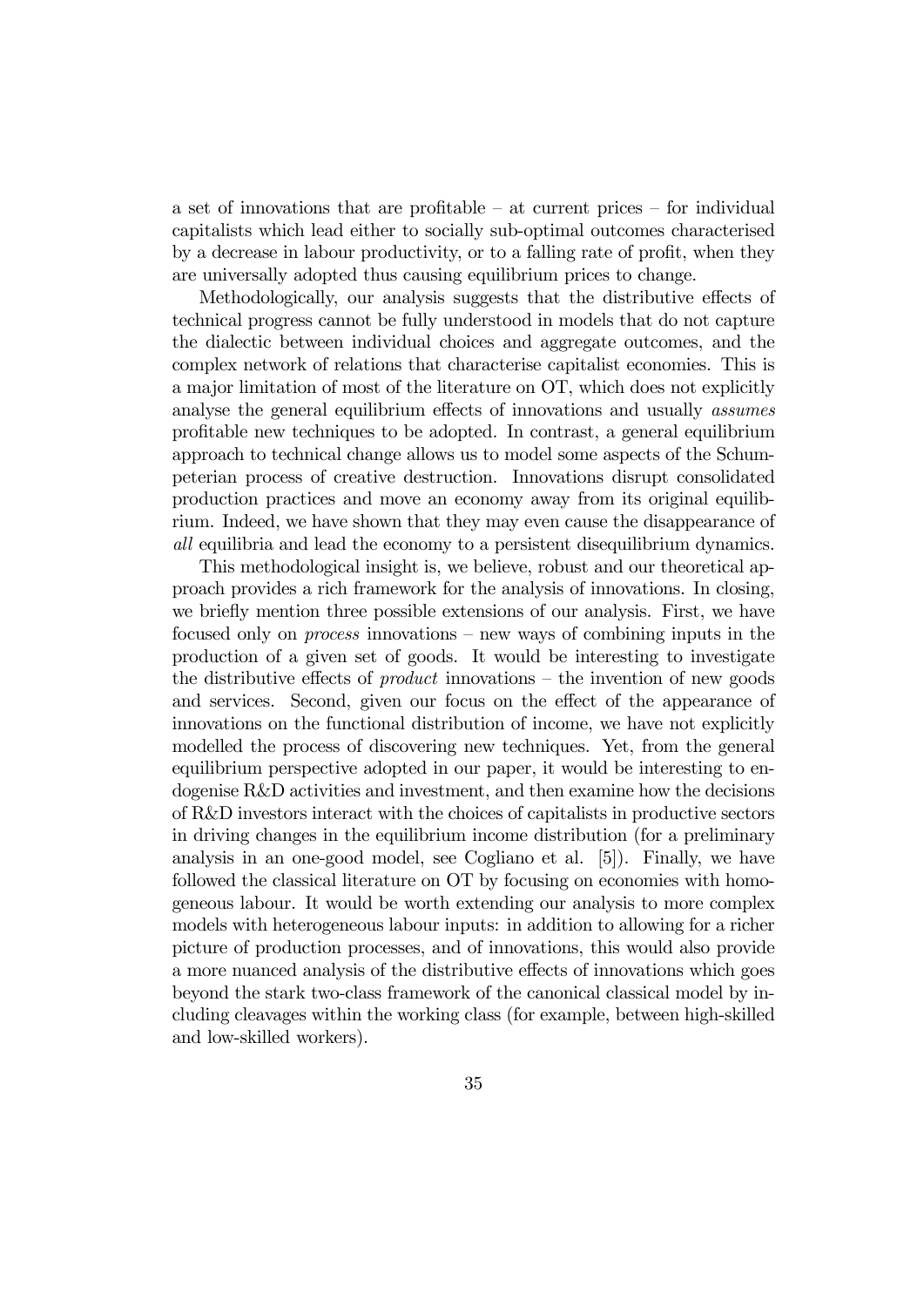a set of innovations that are profitable – at current prices – for individual capitalists which lead either to socially sub-optimal outcomes characterised by a decrease in labour productivity, or to a falling rate of profit, when they are universally adopted thus causing equilibrium prices to change.

Methodologically, our analysis suggests that the distributive effects of technical progress cannot be fully understood in models that do not capture the dialectic between individual choices and aggregate outcomes, and the complex network of relations that characterise capitalist economies. This is a major limitation of most of the literature on OT, which does not explicitly analyse the general equilibrium effects of innovations and usually *assumes* profitable new techniques to be adopted. In contrast, a general equilibrium approach to technical change allows us to model some aspects of the Schumpeterian process of creative destruction. Innovations disrupt consolidated production practices and move an economy away from its original equilibrium. Indeed, we have shown that they may even cause the disappearance of *all* equilibria and lead the economy to a persistent disequilibrium dynamics.

This methodological insight is, we believe, robust and our theoretical approach provides a rich framework for the analysis of innovations. In closing, we briefly mention three possible extensions of our analysis. First, we have focused only on *process* innovations – new ways of combining inputs in the production of a given set of goods. It would be interesting to investigate the distributive effects of *product* innovations – the invention of new goods and services. Second, given our focus on the effect of the appearance of innovations on the functional distribution of income, we have not explicitly modelled the process of discovering new techniques. Yet, from the general equilibrium perspective adopted in our paper, it would be interesting to endogenise R&D activities and investment, and then examine how the decisions of R&D investors interact with the choices of capitalists in productive sectors in driving changes in the equilibrium income distribution (for a preliminary analysis in an one-good model, see Cogliano et al. [5]). Finally, we have followed the classical literature on OT by focusing on economies with homogeneous labour. It would be worth extending our analysis to more complex models with heterogeneous labour inputs: in addition to allowing for a richer picture of production processes, and of innovations, this would also provide a more nuanced analysis of the distributive effects of innovations which goes beyond the stark two-class framework of the canonical classical model by including cleavages within the working class (for example, between high-skilled and low-skilled workers).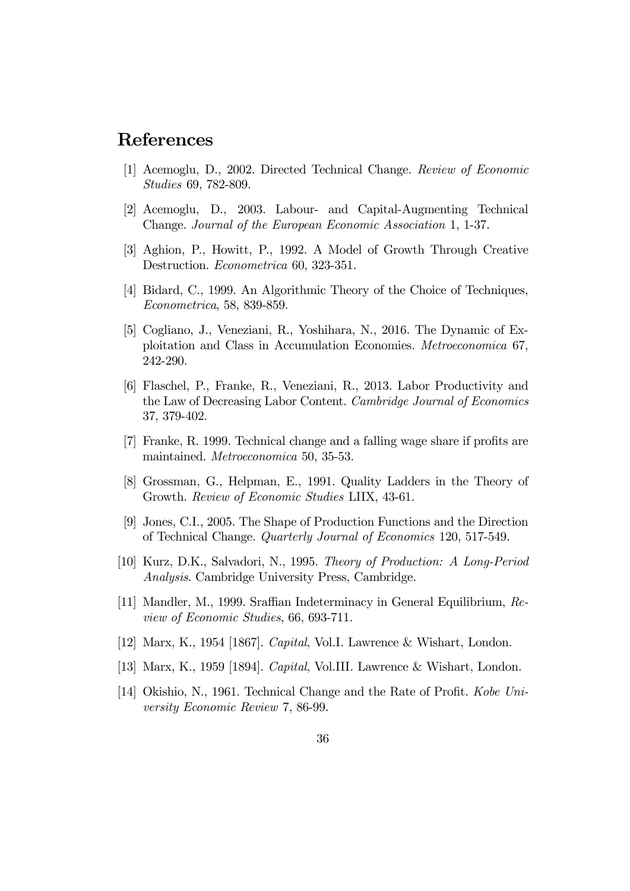# References

[1] Acemoglu, D., 2002. Directed Technical Change. *Review of Economic Studies* 69, 782-809.

[2] Acemoglu, D., 2003. Labour- and Capital-Augmenting Technical Change. *Journal of the European Economic Association* 1, 1-37.

[3] Aghion, P., Howitt, P., 1992. A Model of Growth Through Creative Destruction. *Econometrica* 60, 323-351.

[4] Bidard, C., 1999. An Algorithmic Theory of the Choice of Techniques, *Econometrica*, 58, 839-859.

[5] Cogliano, J., Veneziani, R., Yoshihara, N., 2016. The Dynamic of Exploitation and Class in Accumulation Economies. *Metroeconomica* 67, 242-290.

[6] Flaschel, P., Franke, R., Veneziani, R., 2013. Labor Productivity and the Law of Decreasing Labor Content. *Cambridge Journal of Economics* 37, 379-402.

[7] Franke, R. 1999. Technical change and a falling wage share if profits are maintained. *Metroeconomica* 50, 35-53.

[8] Grossman, G., Helpman, E., 1991. Quality Ladders in the Theory of Growth. *Review of Economic Studies* LIIX, 43-61.

[9] Jones, C.I., 2005. The Shape of Production Functions and the Direction of Technical Change. *Quarterly Journal of Economics* 120, 517-549.

[10] Kurz, D.K., Salvadori, N., 1995. *Theory of Production: A Long-Period Analysis*. Cambridge University Press, Cambridge.

[11] Mandler, M., 1999. Sraffian Indeterminacy in General Equilibrium, *Review of Economic Studies*, 66, 693-711.

[12] Marx, K., 1954 [1867]. *Capital*, Vol.I. Lawrence & Wishart, London.

[13] Marx, K., 1959 [1894]. *Capital*, Vol.III. Lawrence & Wishart, London.

[14] Okishio, N., 1961. Technical Change and the Rate of Profit. *Kobe University Economic Review* 7, 86-99.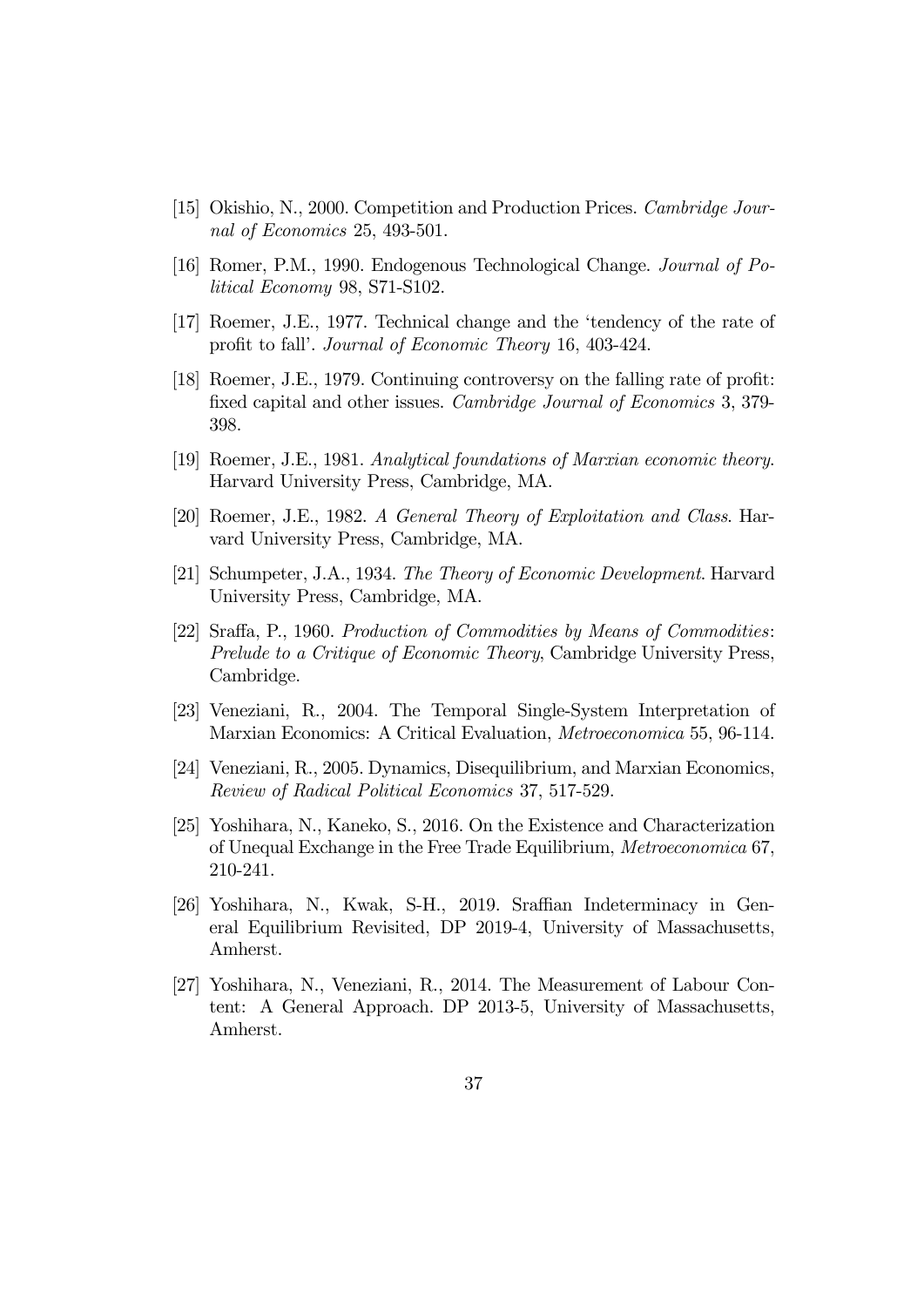[15] Okishio, N., 2000. Competition and Production Prices. *Cambridge Journal of Economics* 25, 493-501.

[16] Romer, P.M., 1990. Endogenous Technological Change. *Journal of Political Economy* 98, S71-S102.

[17] Roemer, J.E., 1977. Technical change and the 'tendency of the rate of profit to fall'. *Journal of Economic Theory* 16, 403-424.

[18] Roemer, J.E., 1979. Continuing controversy on the falling rate of profit: fixed capital and other issues. *Cambridge Journal of Economics* 3, 379-398.

[19] Roemer, J.E., 1981. *Analytical foundations of Marxian economic theory.* Harvard University Press, Cambridge, MA.

[20] Roemer, J.E., 1982. *A General Theory of Exploitation and Class.* Harvard University Press, Cambridge, MA.

[21] Schumpeter, J.A., 1934. *The Theory of Economic Development.* Harvard University Press, Cambridge, MA.

[22] Sraffa, P., 1960. *Production of Commodities by Means of Commodities: Prelude to a Critique of Economic Theory*, Cambridge University Press, Cambridge.

[23] Veneziani, R., 2004. The Temporal Single-System Interpretation of Marxian Economics: A Critical Evaluation, *Metroeconomica* 55, 96-114.

[24] Veneziani, R., 2005. Dynamics, Disequilibrium, and Marxian Economics, *Review of Radical Political Economics* 37, 517-529.

[25] Yoshihara, N., Kaneko, S., 2016. On the Existence and Characterization of Unequal Exchange in the Free Trade Equilibrium, *Metroeconomica* 67, 210-241.

[26] Yoshihara, N., Kwak, S-H., 2019. Sraffian Indeterminacy in General Equilibrium Revisited, DP 2019-4, University of Massachusetts, Amherst.

[27] Yoshihara, N., Veneziani, R., 2014. The Measurement of Labour Content: A General Approach. DP 2013-5, University of Massachusetts, Amherst.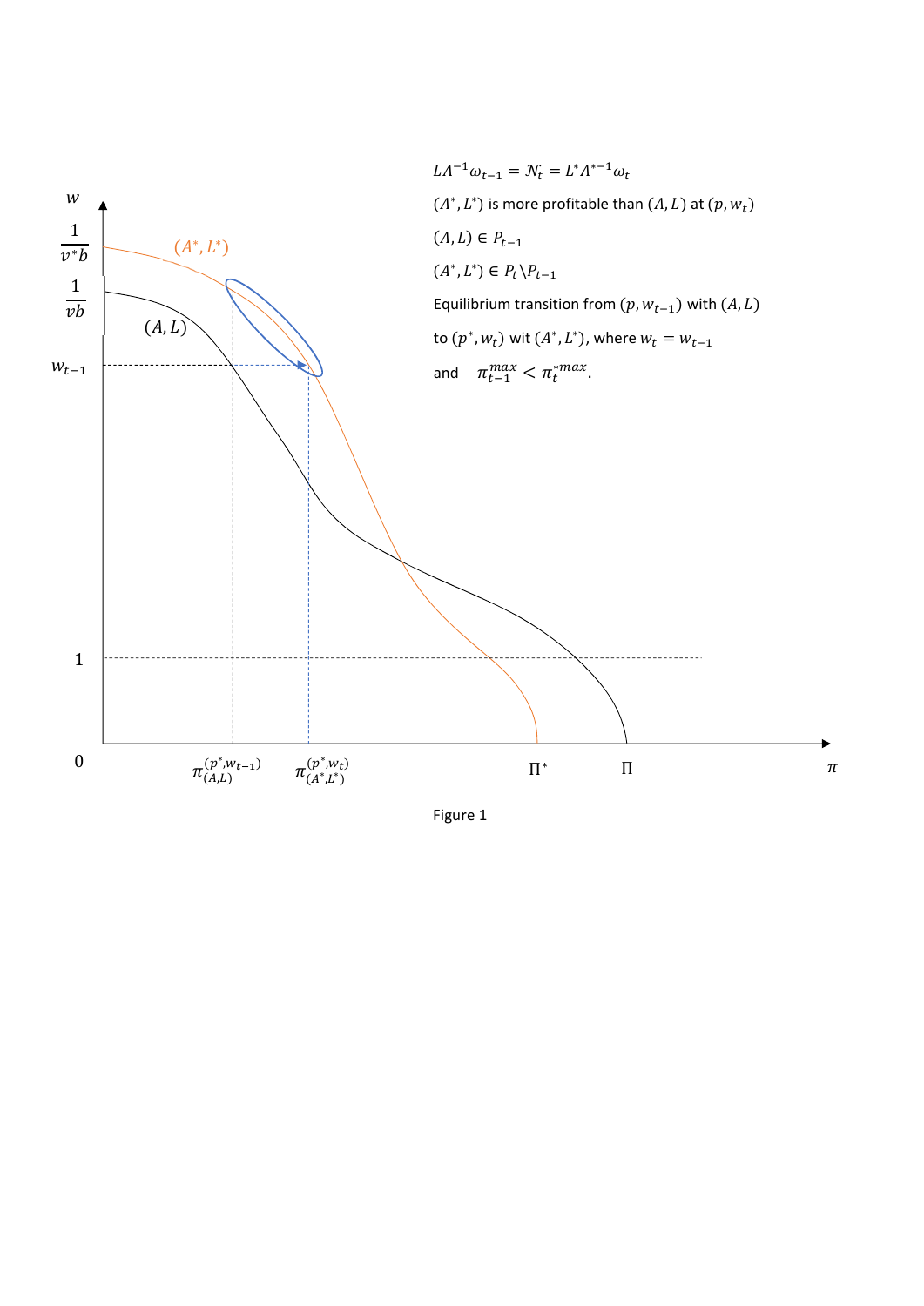$LA^{-1}\omega_{t-1} = \mathcal{N}_t = L^*A^{*-1}\omega_t$

$(A^*, L^*)$ is more profitable than $(A, L)$ at $(p, w_t)$

$(A, L) \in P_{t-1}$

$(A^*, L^*) \in P_t \backslash P_{t-1}$

Equilibrium transition from $(p, w_{t-1})$ with $(A, L)$

to $(p^*, w_t)$ wit $(A^*, L^*)$, where $w_t = w_{t-1}$

and $\pi_{t-1}^{max} < \pi_t^{*max}$.

Figure 1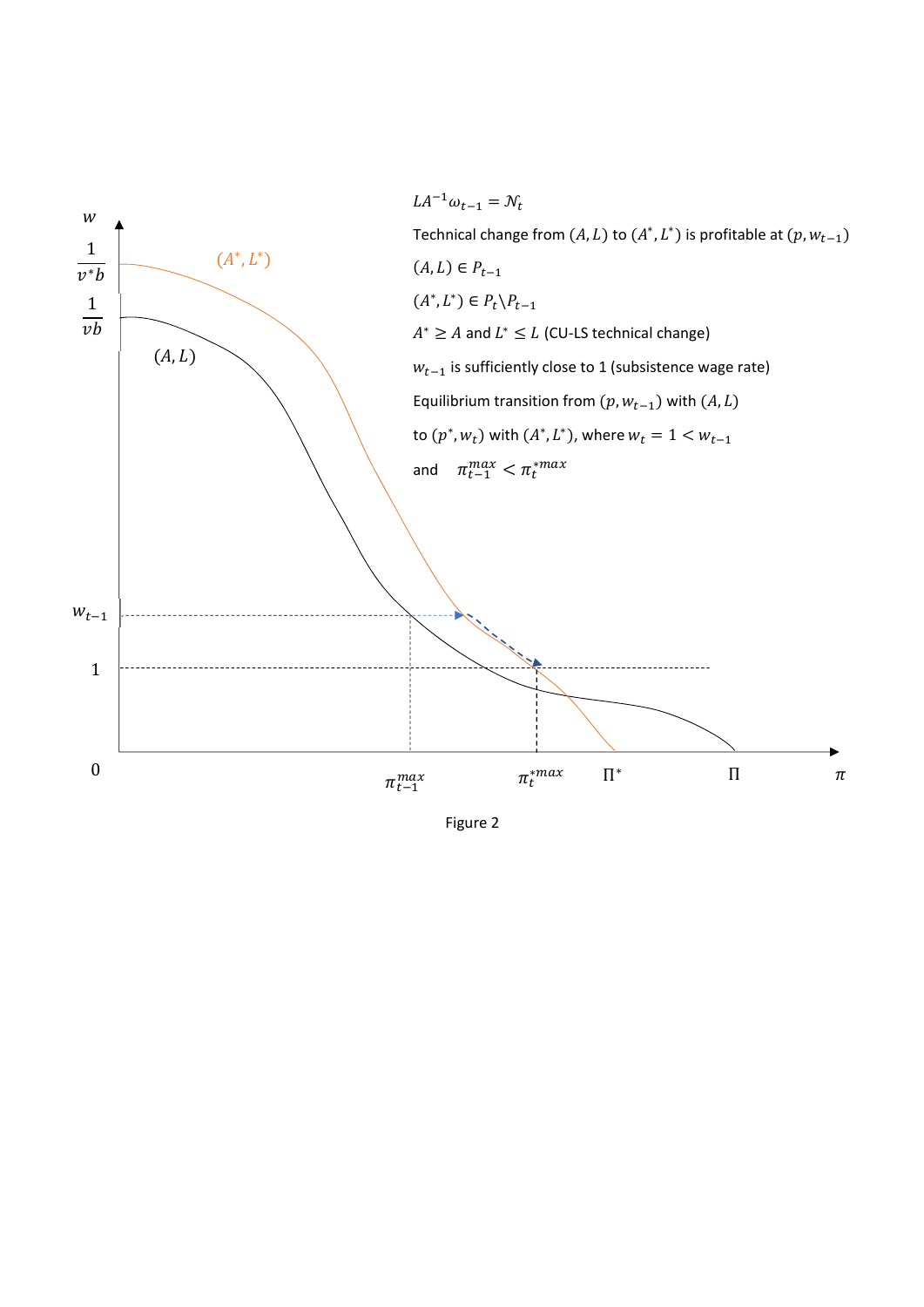$LA^{-1}\omega_{t-1} = \mathcal{N}_t$

Technical change from $(A, L)$ to $(A^*, L^*)$ is profitable at $(p, w_{t-1})$

$(A, L) \in P_{t-1}$

$(A^*, L^*) \in P_t \backslash P_{t-1}$

$A^* \geq A$ and $L^* \leq L$ (CU-LS technical change)

$w_{t-1}$ is sufficiently close to 1 (subsistence wage rate)

Equilibrium transition from $(p, w_{t-1})$ with $(A, L)$

to $(p^*, w_t)$ with $(A^*, L^*)$, where $w_t = 1 < w_{t-1}$

and $\pi_{t-1}^{max} < \pi_t^{*max}$

Figure 2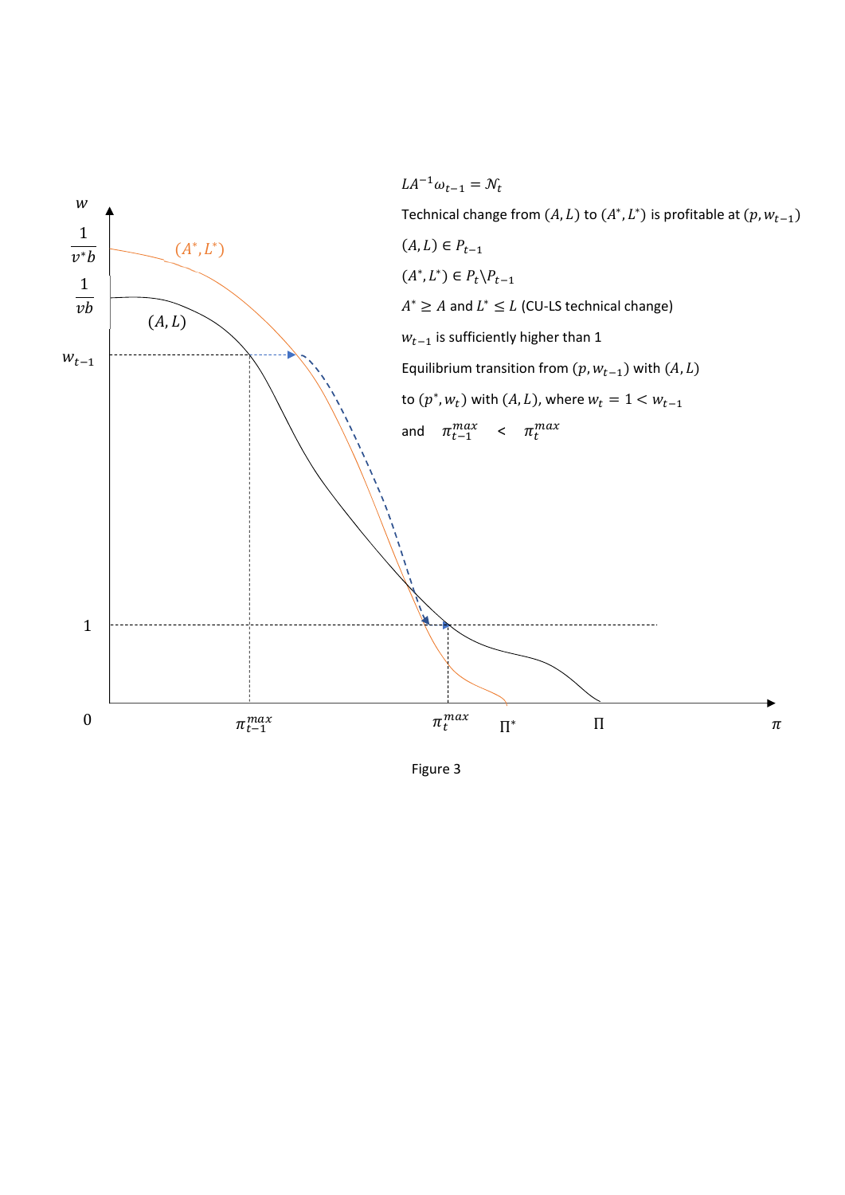$LA^{-1}\omega_{t-1} = \mathcal{N}_t$

Technical change from $(A, L)$ to $(A^*, L^*)$ is profitable at $(p, w_{t-1})$

$(A, L) \in P_{t-1}$

$(A^*, L^*) \in P_t \backslash P_{t-1}$

$A^* \geq A$ and $L^* \leq L$ (CU-LS technical change)

$w_{t-1}$ is sufficiently higher than 1

Equilibrium transition from $(p, w_{t-1})$ with $(A, L)$

to $(p^*, w_t)$ with $(A, L)$, where $w_t = 1 < w_{t-1}$

and $\pi_{t-1}^{max} < \pi_t^{max}$

$w$, $\frac{1}{v^*b}$, $\frac{1}{vb}$, $w_{t-1}$, $1$, $0$, $(A^*, L^*)$, $(A, L)$, $\pi_{t-1}^{max}$, $\pi_t^{max}$, $\Pi^*$, $\Pi$, $\pi$

Figure 3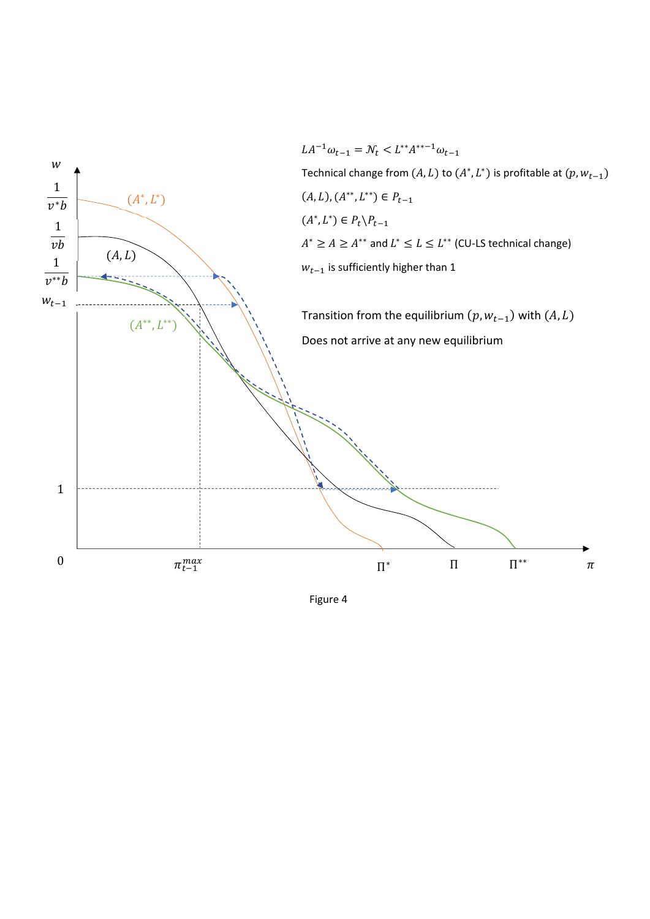$LA^{-1}\omega_{t-1} = \mathcal{N}_t < L^{**}A^{**-1}\omega_{t-1}$

Technical change from $(A, L)$ to $(A^*, L^*)$ is profitable at $(p, w_{t-1})$

$(A, L), (A^{**}, L^{**}) \in P_{t-1}$

$(A^*, L^*) \in P_t \backslash P_{t-1}$

$A^* \geq A \geq A^{**}$ and $L^* \leq L \leq L^{**}$ (CU-LS technical change)

$w_{t-1}$ is sufficiently higher than 1

Transition from the equilibrium $(p, w_{t-1})$ with $(A, L)$

Does not arrive at any new equilibrium

Figure 4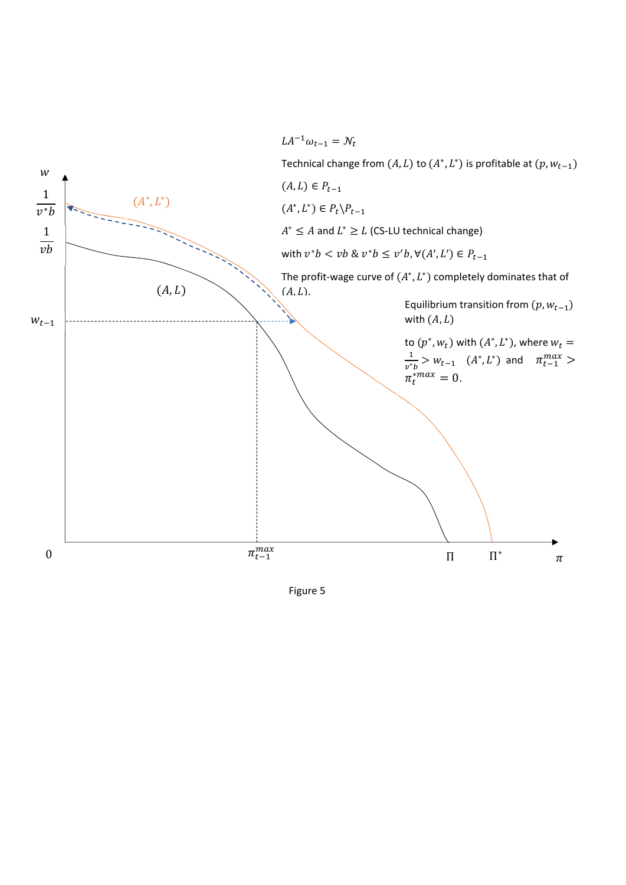$LA^{-1}\omega_{t-1} = \mathcal{N}_t$

Technical change from $(A, L)$ to $(A^*, L^*)$ is profitable at $(p, w_{t-1})$

$(A, L) \in P_{t-1}$

$(A^*, L^*) \in P_t \backslash P_{t-1}$

$A^* \leq A$ and $L^* \geq L$ (CS-LU technical change)

with $v^*b < vb$ & $v^*b \leq v'b, \forall (A', L') \in P_{t-1}$

The profit-wage curve of $(A^*, L^*)$ completely dominates that of $(A, L)$.

Equilibrium transition from $(p, w_{t-1})$ with $(A, L)$

to $(p^*, w_t)$ with $(A^*, L^*)$, where $w_t = \frac{1}{v^*b} > w_{t-1}$ $(A^*, L^*)$ and $\pi_{t-1}^{max} > \pi_t^{*max} = 0$.

Figure 5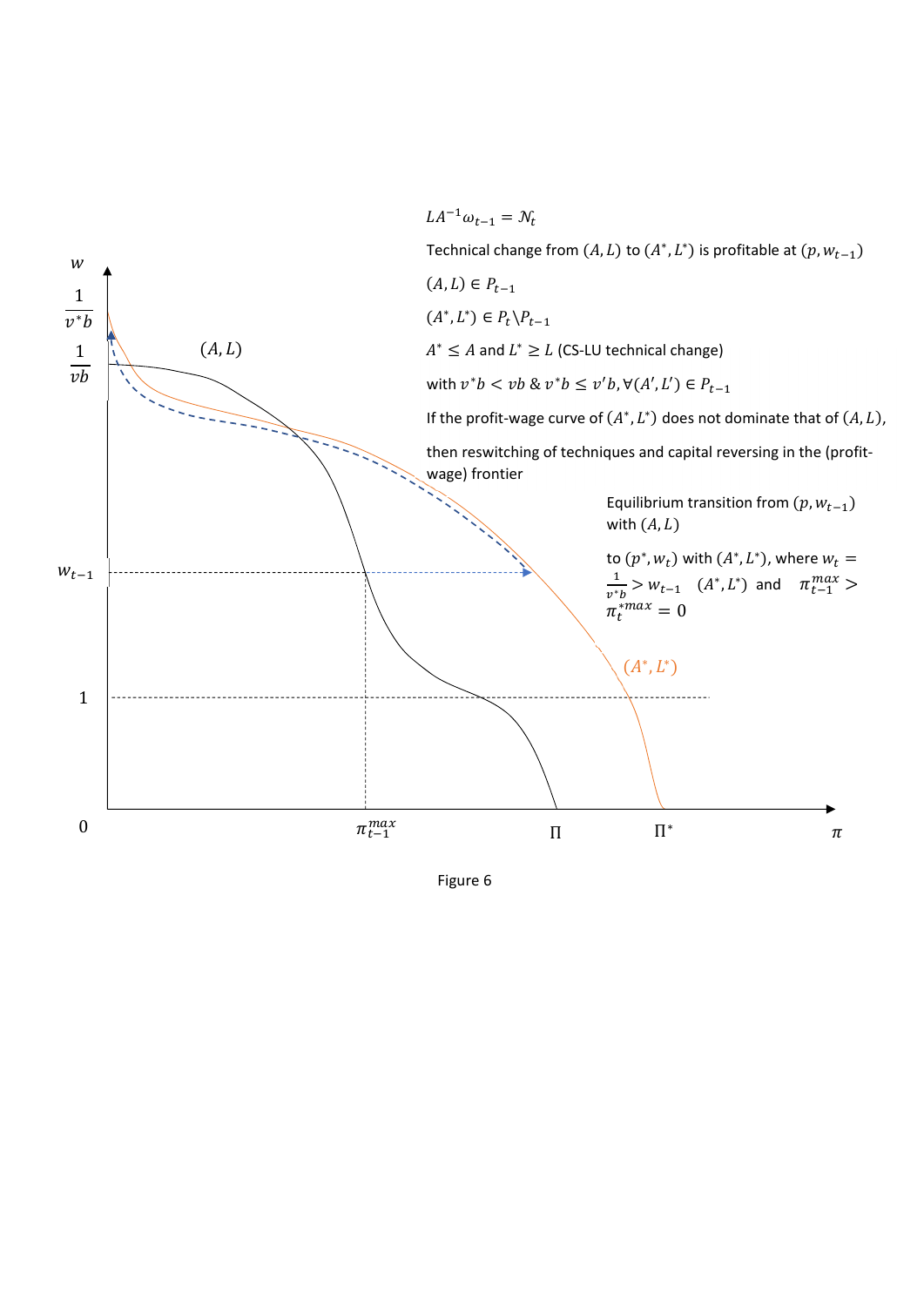$LA^{-1}\omega_{t-1} = \mathcal{N}_t$

Technical change from $(A, L)$ to $(A^*, L^*)$ is profitable at $(p, w_{t-1})$

$(A, L) \in P_{t-1}$

$(A^*, L^*) \in P_t \backslash P_{t-1}$

$A^* \leq A$ and $L^* \geq L$ (CS-LU technical change)

with $v^*b < vb$ & $v^*b \leq v'b, \forall (A', L') \in P_{t-1}$

If the profit-wage curve of $(A^*, L^*)$ does not dominate that of $(A, L)$,

then reswitching of techniques and capital reversing in the (profit-wage) frontier

Equilibrium transition from $(p, w_{t-1})$ with $(A, L)$

to $(p^*, w_t)$ with $(A^*, L^*)$, where $w_t = \frac{1}{v^*b} > w_{t-1}$ $(A^*, L^*)$ and $\pi_{t-1}^{max} > \pi_t^{*max} = 0$

$w$ | $\frac{1}{v^*b}$ | $\frac{1}{vb}$ | $(A, L)$ | $w_{t-1}$ | $1$ | $0$ | $\pi_{t-1}^{max}$ | $\Pi$ | $\Pi^*$ | $\pi$ | $(A^*, L^*)$

Figure 6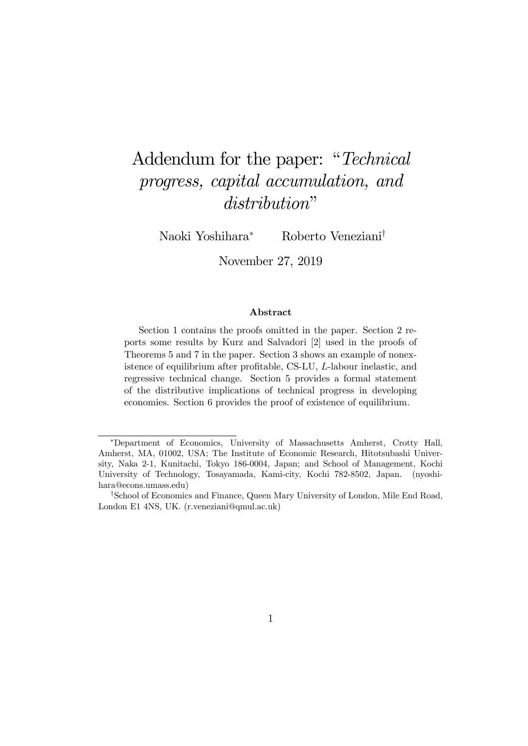# Addendum for the paper: "*Technical progress, capital accumulation, and distribution*"

Naoki Yoshihara[*] Roberto Veneziani[†]

November 27, 2019

### Abstract

Section 1 contains the proofs omitted in the paper. Section 2 reports some results by Kurz and Salvadori [2] used in the proofs of Theorems 5 and 7 in the paper. Section 3 shows an example of nonexistence of equilibrium after profitable, CS-LU, $L$-labour inelastic, and regressive technical change. Section 5 provides a formal statement of the distributive implications of technical progress in developing economies. Section 6 provides the proof of existence of equilibrium.

---

[*] Department of Economics, University of Massachusetts Amherst, Crotty Hall, Amherst, MA, 01002, USA; The Institute of Economic Research, Hitotsubashi University, Naka 2-1, Kunitachi, Tokyo 186-0004, Japan; and School of Management, Kochi University of Technology, Tosayamada, Kami-city, Kochi 782-8502, Japan. (nyoshihara@econs.umass.edu)

[†] School of Economics and Finance, Queen Mary University of London, Mile End Road, London E1 4NS, UK. (r.veneziani@qmul.ac.uk)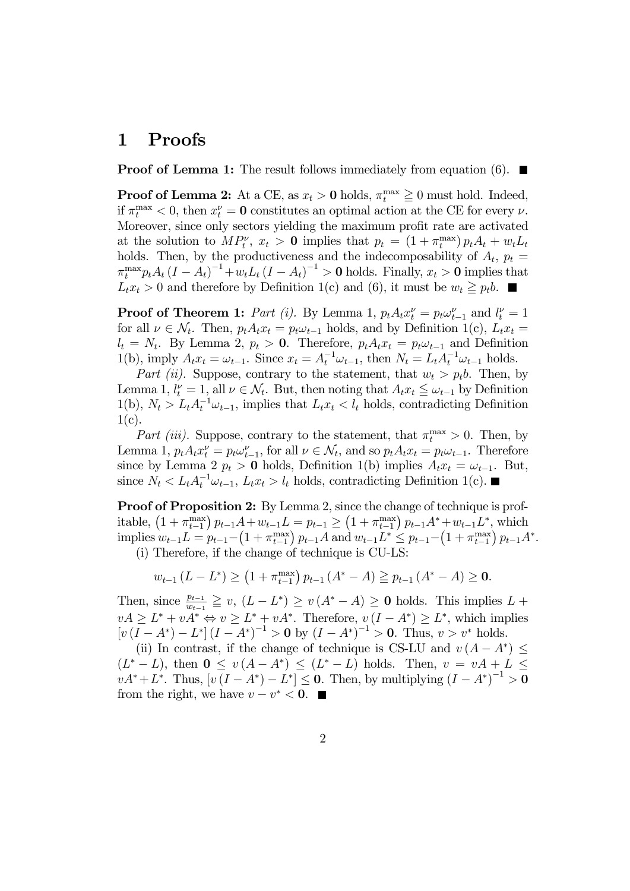# 1 Proofs

**Proof of Lemma 1:** The result follows immediately from equation (6). ■

**Proof of Lemma 2:** At a CE, as $x_t > \mathbf{0}$ holds, $\pi_t^{\max} \geqq 0$ must hold. Indeed, if $\pi_t^{\max} < 0$, then $x_t^\nu = \mathbf{0}$ constitutes an optimal action at the CE for every $\nu$. Moreover, since only sectors yielding the maximum profit rate are activated at the solution to $MP_t^\nu$, $x_t > \mathbf{0}$ implies that $p_t = (1 + \pi_t^{\max}) p_t A_t + w_t L_t$ holds. Then, by the productiveness and the indecomposability of $A_t$, $p_t = \pi_t^{\max} p_t A_t (I - A_t)^{-1} + w_t L_t (I - A_t)^{-1} > \mathbf{0}$ holds. Finally, $x_t > \mathbf{0}$ implies that $L_t x_t > 0$ and therefore by Definition 1(c) and (6), it must be $w_t \geqq p_t b$. ■

**Proof of Theorem 1:** *Part (i).* By Lemma 1, $p_t A_t x_t^\nu = p_t \omega_{t-1}^\nu$ and $l_t^\nu = 1$ for all $\nu \in \mathcal{N}_t$. Then, $p_t A_t x_t = p_t \omega_{t-1}$ holds, and by Definition 1(c), $L_t x_t = l_t = N_t$. By Lemma 2, $p_t > \mathbf{0}$. Therefore, $p_t A_t x_t = p_t \omega_{t-1}$ and Definition 1(b), imply $A_t x_t = \omega_{t-1}$. Since $x_t = A_t^{-1} \omega_{t-1}$, then $N_t = L_t A_t^{-1} \omega_{t-1}$ holds.

*Part (ii).* Suppose, contrary to the statement, that $w_t > p_t b$. Then, by Lemma 1, $l_t^\nu = 1$, all $\nu \in \mathcal{N}_t$. But, then noting that $A_t x_t \leqq \omega_{t-1}$ by Definition 1(b), $N_t > L_t A_t^{-1} \omega_{t-1}$, implies that $L_t x_t < l_t$ holds, contradicting Definition 1(c).

*Part (iii).* Suppose, contrary to the statement, that $\pi_t^{\max} > 0$. Then, by Lemma 1, $p_t A_t x_t^\nu = p_t \omega_{t-1}^\nu$, for all $\nu \in \mathcal{N}_t$, and so $p_t A_t x_t = p_t \omega_{t-1}$. Therefore since by Lemma 2 $p_t > \mathbf{0}$ holds, Definition 1(b) implies $A_t x_t = \omega_{t-1}$. But, since $N_t < L_t A_t^{-1} \omega_{t-1}$, $L_t x_t > l_t$ holds, contradicting Definition 1(c). ■

**Proof of Proposition 2:** By Lemma 2, since the change of technique is profitable, $\left(1 + \pi_{t-1}^{\max}\right) p_{t-1} A + w_{t-1} L = p_{t-1} \geq \left(1 + \pi_{t-1}^{\max}\right) p_{t-1} A^* + w_{t-1} L^*$, which implies $w_{t-1} L = p_{t-1} - \left(1 + \pi_{t-1}^{\max}\right) p_{t-1} A$ and $w_{t-1} L^* \leq p_{t-1} - \left(1 + \pi_{t-1}^{\max}\right) p_{t-1} A^*$.

(i) Therefore, if the change of technique is CU-LS:

$$w_{t-1} (L - L^*) \geq \left(1 + \pi_{t-1}^{\max}\right) p_{t-1} (A^* - A) \geqq p_{t-1} (A^* - A) \geq \mathbf{0}.$$

Then, since $\frac{p_{t-1}}{w_{t-1}} \geqq v$, $(L - L^*) \geq v (A^* - A) \geq \mathbf{0}$ holds. This implies $L + vA \geq L^* + vA^* \Leftrightarrow v \geq L^* + vA^*$. Therefore, $v (I - A^*) \geq L^*$, which implies $[v (I - A^*) - L^*] (I - A^*)^{-1} > \mathbf{0}$ by $(I - A^*)^{-1} > \mathbf{0}$. Thus, $v > v^*$ holds.

(ii) In contrast, if the change of technique is CS-LU and $v (A - A^*) \leq (L^* - L)$, then $\mathbf{0} \leq v (A - A^*) \leq (L^* - L)$ holds. Then, $v = vA + L \leq vA^* + L^*$. Thus, $[v (I - A^*) - L^*] \leq \mathbf{0}$. Then, by multiplying $(I - A^*)^{-1} > \mathbf{0}$ from the right, we have $v - v^* < \mathbf{0}$. ■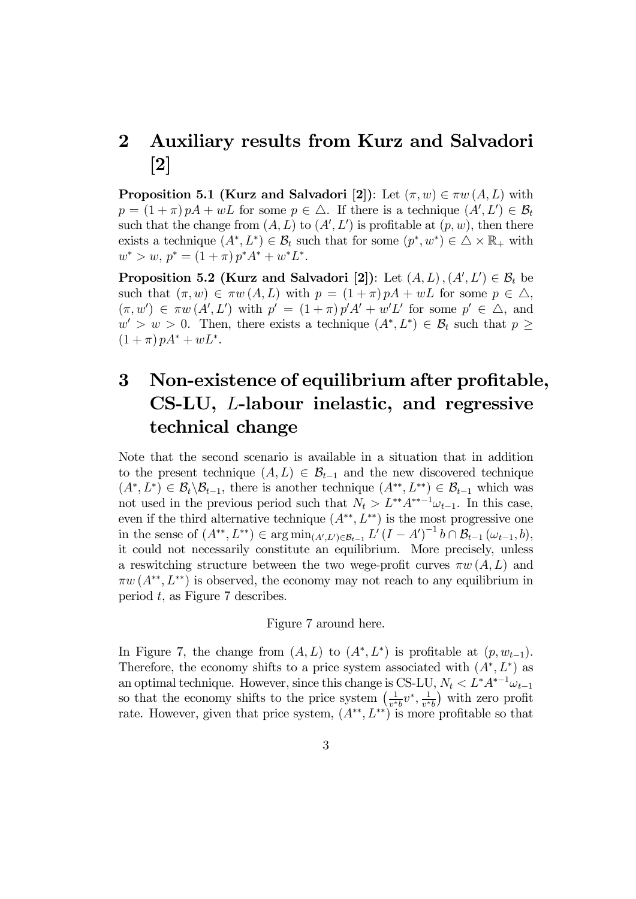## 2 Auxiliary results from Kurz and Salvadori [2]

**Proposition 5.1 (Kurz and Salvadori [2])**: Let $(\pi, w) \in \pi w(A, L)$ with $p = (1+\pi) pA + wL$ for some $p \in \triangle$. If there is a technique $(A', L') \in \mathcal{B}_t$ such that the change from $(A, L)$ to $(A', L')$ is profitable at $(p, w)$, then there exists a technique $(A^*, L^*) \in \mathcal{B}_t$ such that for some $(p^*, w^*) \in \triangle \times \mathbb{R}_+$ with $w^* > w$, $p^* = (1+\pi) p^* A^* + w^* L^*$.

**Proposition 5.2 (Kurz and Salvadori [2])**: Let $(A, L), (A', L') \in \mathcal{B}_t$ be such that $(\pi, w) \in \pi w(A, L)$ with $p = (1+\pi) pA + wL$ for some $p \in \triangle$, $(\pi, w') \in \pi w(A', L')$ with $p' = (1+\pi) p'A' + w'L'$ for some $p' \in \triangle$, and $w' > w > 0$. Then, there exists a technique $(A^*, L^*) \in \mathcal{B}_t$ such that $p \geq (1+\pi) pA^* + wL^*$.

## 3 Non-existence of equilibrium after profitable, CS-LU, $L$-labour inelastic, and regressive technical change

Note that the second scenario is available in a situation that in addition to the present technique $(A, L) \in \mathcal{B}_{t-1}$ and the new discovered technique $(A^*, L^*) \in \mathcal{B}_t \backslash \mathcal{B}_{t-1}$, there is another technique $(A^{**}, L^{**}) \in \mathcal{B}_{t-1}$ which was not used in the previous period such that $N_t > L^{**} A^{**-1} \omega_{t-1}$. In this case, even if the third alternative technique $(A^{**}, L^{**})$ is the most progressive one in the sense of $(A^{**}, L^{**}) \in \arg\min_{(A', L') \in \mathcal{B}_{t-1}} L' (I - A')^{-1} b \cap \mathcal{B}_{t-1}(\omega_{t-1}, b)$, it could not necessarily constitute an equilibrium. More precisely, unless a reswitching structure between the two wege-profit curves $\pi w(A, L)$ and $\pi w(A^{**}, L^{**})$ is observed, the economy may not reach to any equilibrium in period $t$, as Figure 7 describes.

Figure 7 around here.

In Figure 7, the change from $(A, L)$ to $(A^*, L^*)$ is profitable at $(p, w_{t-1})$. Therefore, the economy shifts to a price system associated with $(A^*, L^*)$ as an optimal technique. However, since this change is CS-LU, $N_t < L^* A^{*-1} \omega_{t-1}$ so that the economy shifts to the price system $\left(\frac{1}{v^* b} v^*, \frac{1}{v^* b}\right)$ with zero profit rate. However, given that price system, $(A^{**}, L^{**})$ is more profitable so that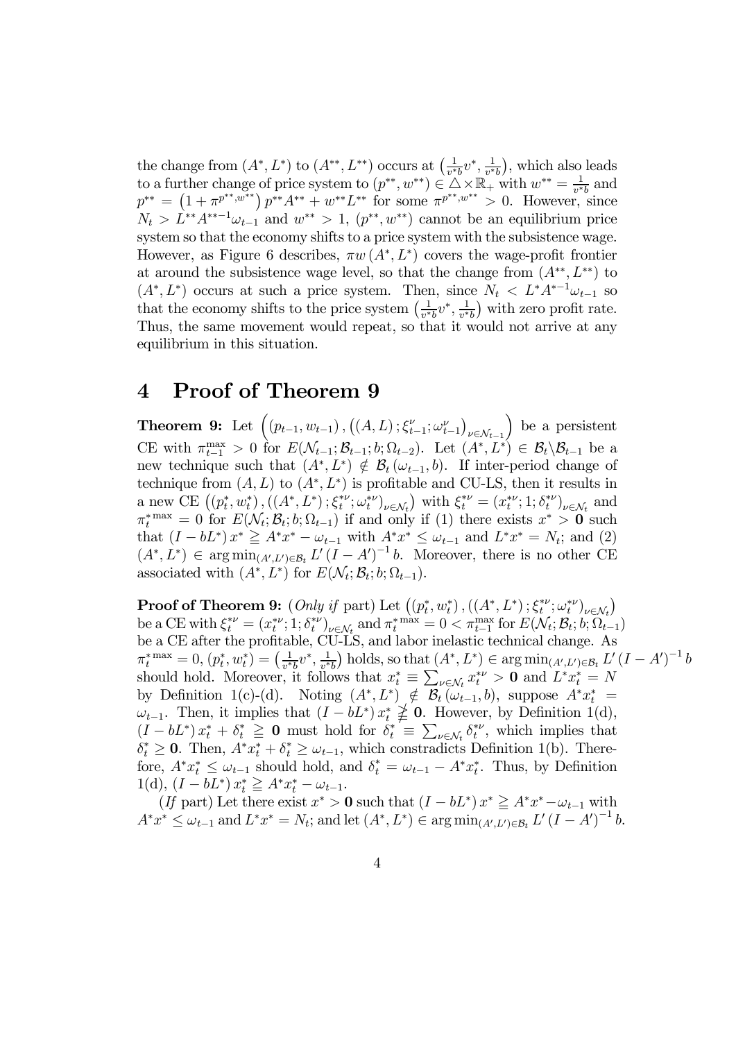the change from $(A^*, L^*)$ to $(A^{**}, L^{**})$ occurs at $\left(\frac{1}{v^*b}v^*, \frac{1}{v^*b}\right)$, which also leads to a further change of price system to $(p^{**}, w^{**}) \in \triangle \times \mathbb{R}_+$ with $w^{**} = \frac{1}{v^*b}$ and $p^{**} = \left(1 + \pi^{p^{**}, w^{**}}\right) p^{**}A^{**} + w^{**}L^{**}$ for some $\pi^{p^{**}, w^{**}} > 0$. However, since $N_t > L^{**}A^{**-1}\omega_{t-1}$ and $w^{**} > 1$, $(p^{**}, w^{**})$ cannot be an equilibrium price system so that the economy shifts to a price system with the subsistence wage. However, as Figure 6 describes, $\pi w(A^*, L^*)$ covers the wage-profit frontier at around the subsistence wage level, so that the change from $(A^{**}, L^{**})$ to $(A^*, L^*)$ occurs at such a price system. Then, since $N_t < L^*A^{*-1}\omega_{t-1}$ so that the economy shifts to the price system $\left(\frac{1}{v^*b}v^*, \frac{1}{v^*b}\right)$ with zero profit rate. Thus, the same movement would repeat, so that it would not arrive at any equilibrium in this situation.

# 4 Proof of Theorem 9

**Theorem 9:** Let $\left((p_{t-1}, w_{t-1}), \left((A, L); \xi^{\nu}_{t-1}; \omega^{\nu}_{t-1}\right)_{\nu \in \mathcal{N}_{t-1}}\right)$ be a persistent CE with $\pi^{\max}_{t-1} > 0$ for $E(\mathcal{N}_{t-1}; \mathcal{B}_{t-1}; b; \Omega_{t-2})$. Let $(A^*, L^*) \in \mathcal{B}_t \backslash \mathcal{B}_{t-1}$ be a new technique such that $(A^*, L^*) \notin \mathcal{B}_t(\omega_{t-1}, b)$. If inter-period change of technique from $(A, L)$ to $(A^*, L^*)$ is profitable and CU-LS, then it results in a new CE $\left((p^*_t, w^*_t), ((A^*, L^*); \xi^{*\nu}_t; \omega^{*\nu}_t)_{\nu \in \mathcal{N}_t}\right)$ with $\xi^{*\nu}_t = (x^{*\nu}_t; 1; \delta^{*\nu}_t)_{\nu \in \mathcal{N}_t}$ and $\pi^{*\max}_t = 0$ for $E(\mathcal{N}_t; \mathcal{B}_t; b; \Omega_{t-1})$ if and only if (1) there exists $x^* > \mathbf{0}$ such that $(I - bL^*) x^* \geqq A^*x^* - \omega_{t-1}$ with $A^*x^* \leq \omega_{t-1}$ and $L^*x^* = N_t$; and (2) $(A^*, L^*) \in \arg\min_{(A', L') \in \mathcal{B}_t} L'(I - A')^{-1} b$. Moreover, there is no other CE associated with $(A^*, L^*)$ for $E(\mathcal{N}_t; \mathcal{B}_t; b; \Omega_{t-1})$.

**Proof of Theorem 9:** (*Only if* part) Let $\left((p^*_t, w^*_t), ((A^*, L^*); \xi^{*\nu}_t; \omega^{*\nu}_t)_{\nu \in \mathcal{N}_t}\right)$ be a CE with $\xi^{*\nu}_t = (x^{*\nu}_t; 1; \delta^{*\nu}_t)_{\nu \in \mathcal{N}_t}$ and $\pi^{*\max}_t = 0 < \pi^{\max}_{t-1}$ for $E(\mathcal{N}_t; \mathcal{B}_t; b; \Omega_{t-1})$ be a CE after the profitable, CU-LS, and labor inelastic technical change. As $\pi^{*\max}_t = 0$, $(p^*_t, w^*_t) = \left(\frac{1}{v^*b}v^*, \frac{1}{v^*b}\right)$ holds, so that $(A^*, L^*) \in \arg\min_{(A', L') \in \mathcal{B}_t} L'(I - A')^{-1} b$ should hold. Moreover, it follows that $x^*_t \equiv \sum_{\nu \in \mathcal{N}_t} x^{*\nu}_t > \mathbf{0}$ and $L^*x^*_t = N$ by Definition 1(c)-(d). Noting $(A^*, L^*) \notin \mathcal{B}_t(\omega_{t-1}, b)$, suppose $A^*x^*_t = \omega_{t-1}$. Then, it implies that $(I - bL^*) x^*_t \ngeqq \mathbf{0}$. However, by Definition 1(d), $(I - bL^*) x^*_t + \delta^*_t \geqq \mathbf{0}$ must hold for $\delta^*_t \equiv \sum_{\nu \in \mathcal{N}_t} \delta^{*\nu}_t$, which implies that $\delta^*_t \geq \mathbf{0}$. Then, $A^*x^*_t + \delta^*_t \geq \omega_{t-1}$, which constradicts Definition 1(b). Therefore, $A^*x^*_t \leq \omega_{t-1}$ should hold, and $\delta^*_t = \omega_{t-1} - A^*x^*_t$. Thus, by Definition 1(d), $(I - bL^*) x^*_t \geqq A^*x^*_t - \omega_{t-1}$.

(*If* part) Let there exist $x^* > \mathbf{0}$ such that $(I - bL^*) x^* \geqq A^*x^* - \omega_{t-1}$ with $A^*x^* \leq \omega_{t-1}$ and $L^*x^* = N_t$; and let $(A^*, L^*) \in \arg\min_{(A', L') \in \mathcal{B}_t} L'(I - A')^{-1} b$.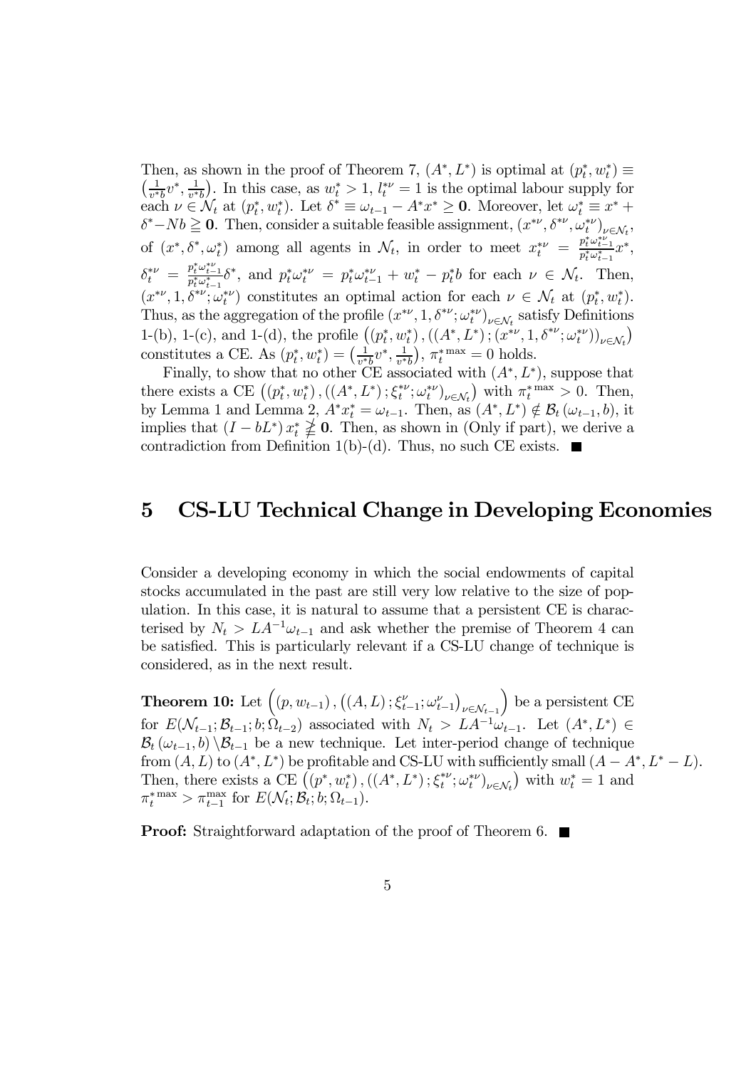Then, as shown in the proof of Theorem 7, $(A^*, L^*)$ is optimal at $(p^*_t, w^*_t) \equiv \left(\frac{1}{v^* b} v^*, \frac{1}{v^* b}\right)$. In this case, as $w^*_t > 1$, $l^{*\nu}_t = 1$ is the optimal labour supply for each $\nu \in \mathcal{N}_t$ at $(p^*_t, w^*_t)$. Let $\delta^* \equiv \omega_{t-1} - A^* x^* \geq \mathbf{0}$. Moreover, let $\omega^*_t \equiv x^* + \delta^* - Nb \geqq \mathbf{0}$. Then, consider a suitable feasible assignment, $(x^{*\nu}, \delta^{*\nu}, \omega^{*\nu}_t)_{\nu \in \mathcal{N}_t}$, of $(x^*, \delta^*, \omega^*_t)$ among all agents in $\mathcal{N}_t$, in order to meet $x^{*\nu}_t = \frac{p^*_t \omega^{*\nu}_{t-1}}{p^*_t \omega^*_{t-1}} x^*$, $\delta^{*\nu}_t = \frac{p^*_t \omega^{*\nu}_{t-1}}{p^*_t \omega^*_{t-1}} \delta^*$, and $p^*_t \omega^{*\nu}_t = p^*_t \omega^{*\nu}_{t-1} + w^*_t - p^*_t b$ for each $\nu \in \mathcal{N}_t$. Then, $(x^{*\nu}, 1, \delta^{*\nu}; \omega^{*\nu}_t)$ constitutes an optimal action for each $\nu \in \mathcal{N}_t$ at $(p^*_t, w^*_t)$. Thus, as the aggregation of the profile $(x^{*\nu}, 1, \delta^{*\nu}; \omega^{*\nu}_t)_{\nu \in \mathcal{N}_t}$ satisfy Definitions 1-(b), 1-(c), and 1-(d), the profile $\left((p^*_t, w^*_t), ((A^*, L^*); (x^{*\nu}, 1, \delta^{*\nu}; \omega^{*\nu}_t))_{\nu \in \mathcal{N}_t}\right)$ constitutes a CE. As $(p^*_t, w^*_t) = \left(\frac{1}{v^* b} v^*, \frac{1}{v^* b}\right)$, $\pi^{*\max}_t = 0$ holds.

Finally, to show that no other CE associated with $(A^*, L^*)$, suppose that there exists a CE $\left((p^*_t, w^*_t), ((A^*, L^*); \xi^{*\nu}_t; \omega^{*\nu}_t)_{\nu \in \mathcal{N}_t}\right)$ with $\pi^{*\max}_t > 0$. Then, by Lemma 1 and Lemma 2, $A^* x^*_t = \omega_{t-1}$. Then, as $(A^*, L^*) \notin \mathcal{B}_t(\omega_{t-1}, b)$, it implies that $(I - bL^*) x^*_t \ngeq \mathbf{0}$. Then, as shown in (Only if part), we derive a contradiction from Definition 1(b)-(d). Thus, no such CE exists. ■

# 5 CS-LU Technical Change in Developing Economies

Consider a developing economy in which the social endowments of capital stocks accumulated in the past are still very low relative to the size of population. In this case, it is natural to assume that a persistent CE is characterised by $N_t > LA^{-1}\omega_{t-1}$ and ask whether the premise of Theorem 4 can be satisfied. This is particularly relevant if a CS-LU change of technique is considered, as in the next result.

**Theorem 10:** Let $\left((p, w_{t-1}), ((A, L); \xi^{\nu}_{t-1}; \omega^{\nu}_{t-1})_{\nu \in \mathcal{N}_{t-1}}\right)$ be a persistent CE for $E(\mathcal{N}_{t-1}; \mathcal{B}_{t-1}; b; \Omega_{t-2})$ associated with $N_t > LA^{-1}\omega_{t-1}$. Let $(A^*, L^*) \in \mathcal{B}_t(\omega_{t-1}, b) \setminus \mathcal{B}_{t-1}$ be a new technique. Let inter-period change of technique from $(A, L)$ to $(A^*, L^*)$ be profitable and CS-LU with sufficiently small $(A - A^*, L^* - L)$. Then, there exists a CE $\left((p^*, w^*_t), ((A^*, L^*); \xi^{*\nu}_t; \omega^{*\nu}_t)_{\nu \in \mathcal{N}_t}\right)$ with $w^*_t = 1$ and $\pi^{*\max}_t > \pi^{\max}_{t-1}$ for $E(\mathcal{N}_t; \mathcal{B}_t; b; \Omega_{t-1})$.

**Proof:** Straightforward adaptation of the proof of Theorem 6. ■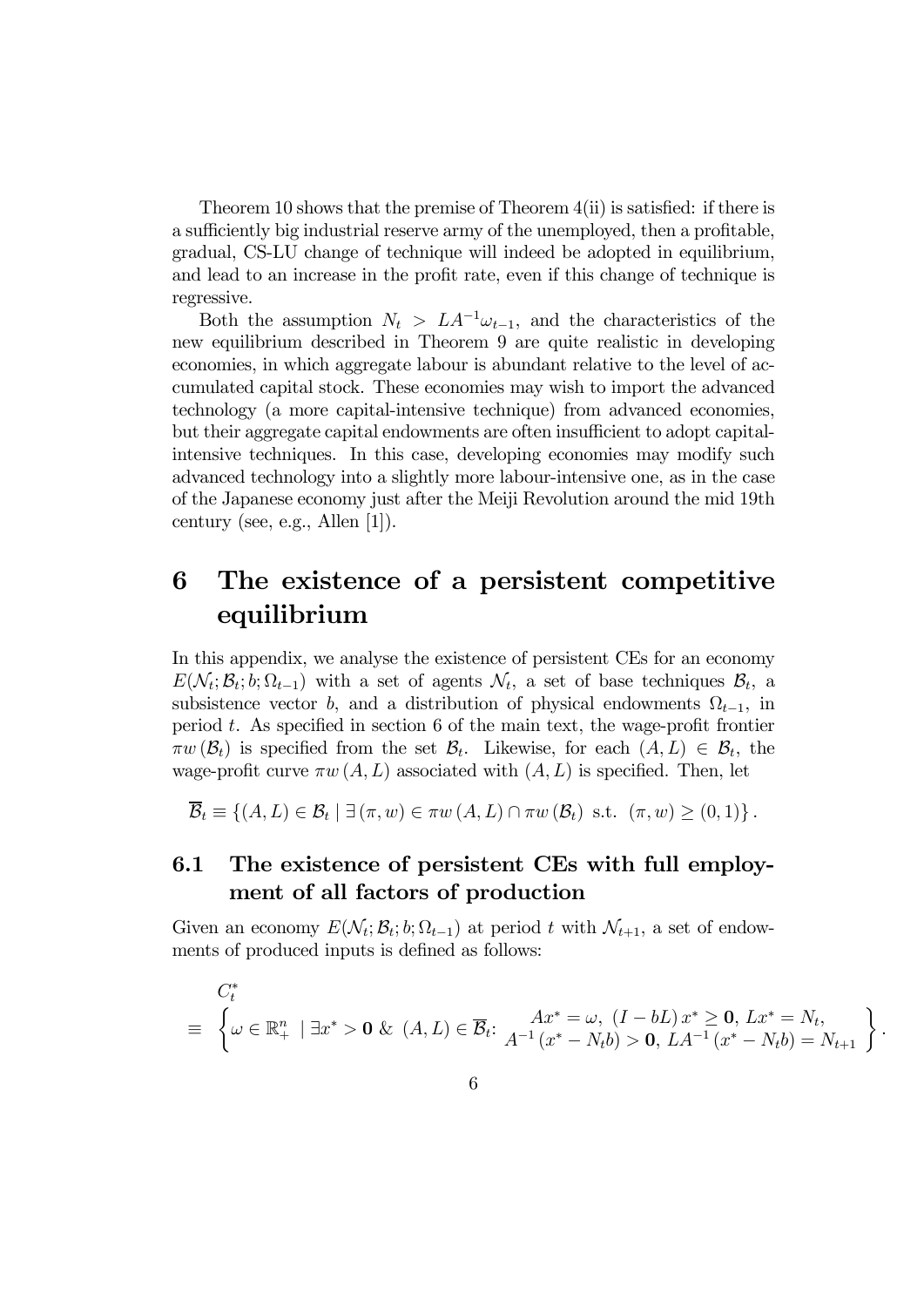Theorem 10 shows that the premise of Theorem 4(ii) is satisfied: if there is a sufficiently big industrial reserve army of the unemployed, then a profitable, gradual, CS-LU change of technique will indeed be adopted in equilibrium, and lead to an increase in the profit rate, even if this change of technique is regressive.

Both the assumption $N_t > LA^{-1}\omega_{t-1}$, and the characteristics of the new equilibrium described in Theorem 9 are quite realistic in developing economies, in which aggregate labour is abundant relative to the level of accumulated capital stock. These economies may wish to import the advanced technology (a more capital-intensive technique) from advanced economies, but their aggregate capital endowments are often insufficient to adopt capital-intensive techniques. In this case, developing economies may modify such advanced technology into a slightly more labour-intensive one, as in the case of the Japanese economy just after the Meiji Revolution around the mid 19th century (see, e.g., Allen [1]).

# 6 The existence of a persistent competitive equilibrium

In this appendix, we analyse the existence of persistent CEs for an economy $E(\mathcal{N}_t; \mathcal{B}_t; b; \Omega_{t-1})$ with a set of agents $\mathcal{N}_t$, a set of base techniques $\mathcal{B}_t$, a subsistence vector $b$, and a distribution of physical endowments $\Omega_{t-1}$, in period $t$. As specified in section 6 of the main text, the wage-profit frontier $\pi w(\mathcal{B}_t)$ is specified from the set $\mathcal{B}_t$. Likewise, for each $(A, L) \in \mathcal{B}_t$, the wage-profit curve $\pi w(A, L)$ associated with $(A, L)$ is specified. Then, let

$$\overline{\mathcal{B}}_t \equiv \{(A, L) \in \mathcal{B}_t \mid \exists (\pi, w) \in \pi w(A, L) \cap \pi w(\mathcal{B}_t) \text{ s.t. } (\pi, w) \geq (0, 1)\}.$$

## 6.1 The existence of persistent CEs with full employment of all factors of production

Given an economy $E(\mathcal{N}_t; \mathcal{B}_t; b; \Omega_{t-1})$ at period $t$ with $\mathcal{N}_{t+1}$, a set of endowments of produced inputs is defined as follows:

$$C_t^* \equiv \left\{ \omega \in \mathbb{R}_+^n \mid \exists x^* > \mathbf{0} \ \& \ (A, L) \in \overline{\mathcal{B}}_t \text{: } \begin{array}{c} Ax^* = \omega, \ (I - bL)x^* \geq \mathbf{0}, \ Lx^* = N_t, \\ A^{-1}(x^* - N_t b) > \mathbf{0}, \ LA^{-1}(x^* - N_t b) = N_{t+1} \end{array} \right\}.$$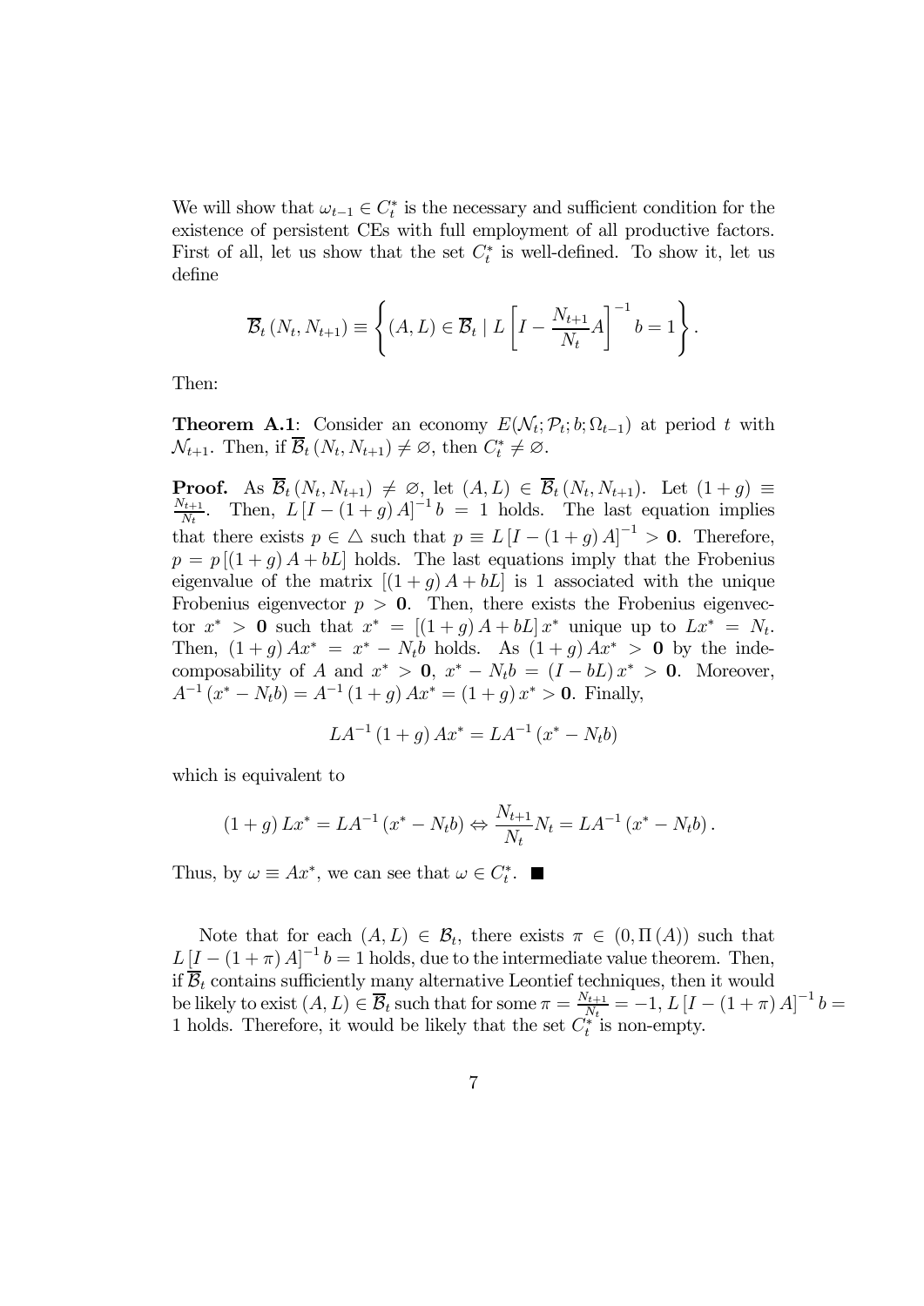We will show that $\omega_{t-1} \in C_t^*$ is the necessary and sufficient condition for the existence of persistent CEs with full employment of all productive factors. First of all, let us show that the set $C_t^*$ is well-defined. To show it, let us define

$$\overline{\mathcal{B}}_t(N_t, N_{t+1}) \equiv \left\{ (A, L) \in \overline{\mathcal{B}}_t \mid L\left[I - \frac{N_{t+1}}{N_t}A\right]^{-1} b = 1 \right\}.$$

Then:

**Theorem A.1**: Consider an economy $E(\mathcal{N}_t; \mathcal{P}_t; b; \Omega_{t-1})$ at period $t$ with $\mathcal{N}_{t+1}$. Then, if $\overline{\mathcal{B}}_t(N_t, N_{t+1}) \neq \varnothing$, then $C_t^* \neq \varnothing$.

**Proof.** As $\overline{\mathcal{B}}_t(N_t, N_{t+1}) \neq \varnothing$, let $(A, L) \in \overline{\mathcal{B}}_t(N_t, N_{t+1})$. Let $(1+g) \equiv \frac{N_{t+1}}{N_t}$. Then, $L[I - (1+g)A]^{-1} b = 1$ holds. The last equation implies that there exists $p \in \triangle$ such that $p \equiv L[I - (1+g)A]^{-1} > \mathbf{0}$. Therefore, $p = p[(1+g)A + bL]$ holds. The last equations imply that the Frobenius eigenvalue of the matrix $[(1+g)A + bL]$ is 1 associated with the unique Frobenius eigenvector $p > \mathbf{0}$. Then, there exists the Frobenius eigenvector $x^* > \mathbf{0}$ such that $x^* = [(1+g)A + bL]x^*$ unique up to $Lx^* = N_t$. Then, $(1+g)Ax^* = x^* - N_t b$ holds. As $(1+g)Ax^* > \mathbf{0}$ by the indecomposability of $A$ and $x^* > \mathbf{0}$, $x^* - N_t b = (I - bL)x^* > \mathbf{0}$. Moreover, $A^{-1}(x^* - N_t b) = A^{-1}(1+g)Ax^* = (1+g)x^* > \mathbf{0}$. Finally,

$$LA^{-1}(1+g)Ax^* = LA^{-1}(x^* - N_t b)$$

which is equivalent to

$$(1+g)Lx^* = LA^{-1}(x^* - N_t b) \Leftrightarrow \frac{N_{t+1}}{N_t}N_t = LA^{-1}(x^* - N_t b).$$

Thus, by $\omega \equiv Ax^*$, we can see that $\omega \in C_t^*$. ■

Note that for each $(A, L) \in \mathcal{B}_t$, there exists $\pi \in (0, \Pi(A))$ such that $L[I - (1+\pi)A]^{-1} b = 1$ holds, due to the intermediate value theorem. Then, if $\overline{\mathcal{B}}_t$ contains sufficiently many alternative Leontief techniques, then it would be likely to exist $(A, L) \in \overline{\mathcal{B}}_t$ such that for some $\pi = \frac{N_{t+1}}{N_t} = -1$, $L[I - (1+\pi)A]^{-1} b = 1$ holds. Therefore, it would be likely that the set $C_t^*$ is non-empty.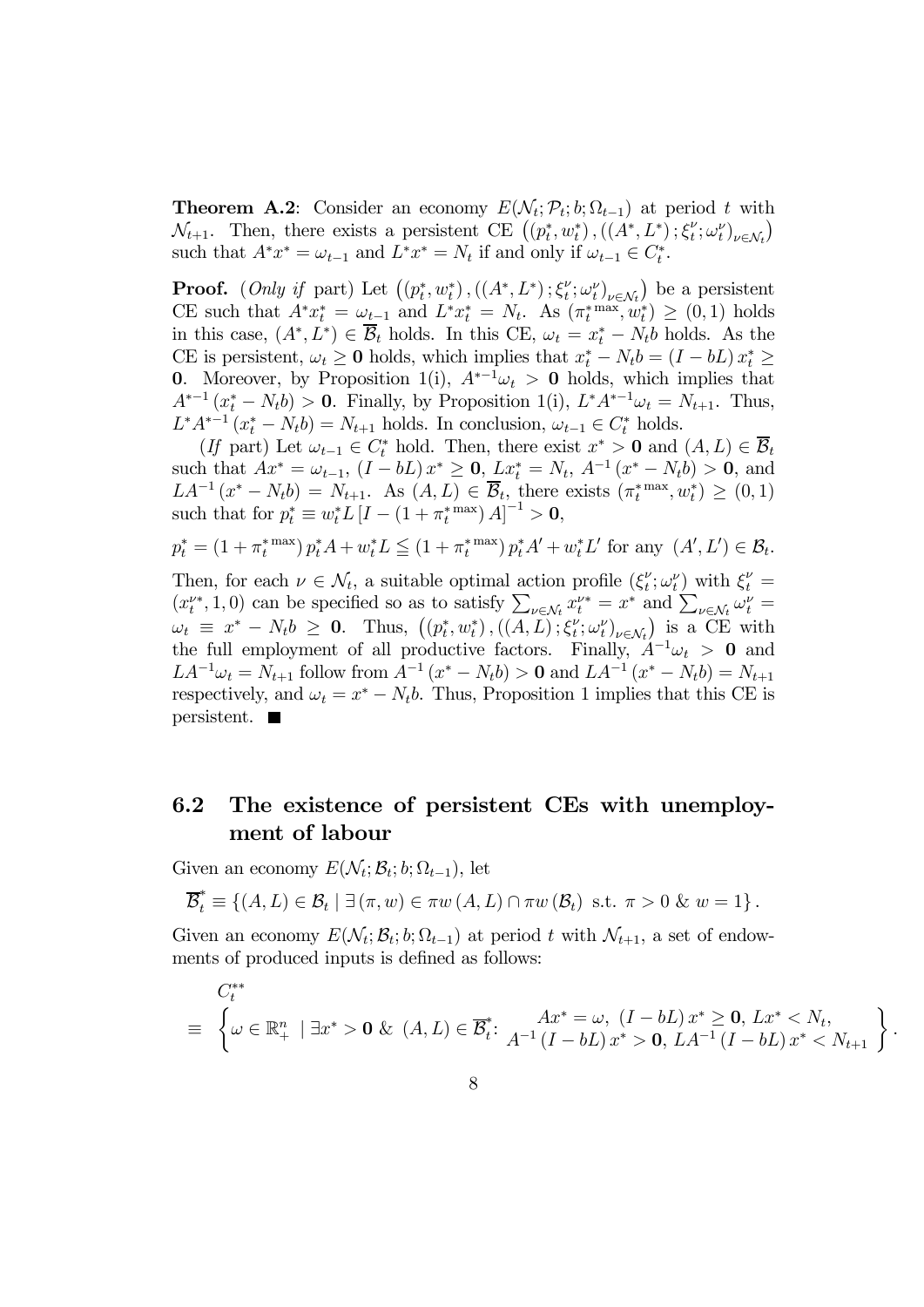**Theorem A.2**: Consider an economy $E(\mathcal{N}_t; \mathcal{P}_t; b; \Omega_{t-1})$ at period $t$ with $\mathcal{N}_{t+1}$. Then, there exists a persistent CE $\left((p_t^*, w_t^*), ((A^*, L^*); \xi_t^\nu; \omega_t^\nu)_{\nu \in \mathcal{N}_t}\right)$ such that $A^* x^* = \omega_{t-1}$ and $L^* x^* = N_t$ if and only if $\omega_{t-1} \in C_t^*$.

**Proof.** (*Only if* part) Let $\left((p_t^*, w_t^*), ((A^*, L^*); \xi_t^\nu; \omega_t^\nu)_{\nu \in \mathcal{N}_t}\right)$ be a persistent CE such that $A^* x_t^* = \omega_{t-1}$ and $L^* x_t^* = N_t$. As $(\pi_t^{*\max}, w_t^*) \geq (0, 1)$ holds in this case, $(A^*, L^*) \in \overline{\mathcal{B}}_t$ holds. In this CE, $\omega_t = x_t^* - N_t b$ holds. As the CE is persistent, $\omega_t \geq \mathbf{0}$ holds, which implies that $x_t^* - N_t b = (I - bL) x_t^* \geq \mathbf{0}$. Moreover, by Proposition 1(i), $A^{*-1} \omega_t > \mathbf{0}$ holds, which implies that $A^{*-1}(x_t^* - N_t b) > \mathbf{0}$. Finally, by Proposition 1(i), $L^* A^{*-1} \omega_t = N_{t+1}$. Thus, $L^* A^{*-1}(x_t^* - N_t b) = N_{t+1}$ holds. In conclusion, $\omega_{t-1} \in C_t^*$ holds.

(*If* part) Let $\omega_{t-1} \in C_t^*$ hold. Then, there exist $x^* > \mathbf{0}$ and $(A, L) \in \overline{\mathcal{B}}_t$ such that $Ax^* = \omega_{t-1}$, $(I - bL) x^* \geq \mathbf{0}$, $Lx_t^* = N_t$, $A^{-1}(x^* - N_t b) > \mathbf{0}$, and $LA^{-1}(x^* - N_t b) = N_{t+1}$. As $(A, L) \in \overline{\mathcal{B}}_t$, there exists $(\pi_t^{*\max}, w_t^*) \geq (0, 1)$ such that for $p_t^* \equiv w_t^* L \left[I - (1 + \pi_t^{*\max}) A\right]^{-1} > \mathbf{0}$,

$$p_t^* = (1 + \pi_t^{*\max}) p_t^* A + w_t^* L \leqq (1 + \pi_t^{*\max}) p_t^* A' + w_t^* L' \text{ for any } (A', L') \in \mathcal{B}_t.$$

Then, for each $\nu \in \mathcal{N}_t$, a suitable optimal action profile $(\xi_t^\nu; \omega_t^\nu)$ with $\xi_t^\nu = (x_t^{\nu*}, 1, 0)$ can be specified so as to satisfy $\sum_{\nu \in \mathcal{N}_t} x_t^{\nu*} = x^*$ and $\sum_{\nu \in \mathcal{N}_t} \omega_t^\nu = \omega_t \equiv x^* - N_t b \geq \mathbf{0}$. Thus, $\left((p_t^*, w_t^*), ((A, L); \xi_t^\nu; \omega_t^\nu)_{\nu \in \mathcal{N}_t}\right)$ is a CE with the full employment of all productive factors. Finally, $A^{-1} \omega_t > \mathbf{0}$ and $LA^{-1} \omega_t = N_{t+1}$ follow from $A^{-1}(x^* - N_t b) > \mathbf{0}$ and $LA^{-1}(x^* - N_t b) = N_{t+1}$ respectively, and $\omega_t = x^* - N_t b$. Thus, Proposition 1 implies that this CE is persistent. ■

## 6.2 The existence of persistent CEs with unemployment of labour

Given an economy $E(\mathcal{N}_t; \mathcal{B}_t; b; \Omega_{t-1})$, let

$$\overline{\mathcal{B}}_t^* \equiv \left\{(A, L) \in \mathcal{B}_t \mid \exists (\pi, w) \in \pi w(A, L) \cap \pi w(\mathcal{B}_t) \text{ s.t. } \pi > 0 \;\&\; w = 1\right\}.$$

Given an economy $E(\mathcal{N}_t; \mathcal{B}_t; b; \Omega_{t-1})$ at period $t$ with $\mathcal{N}_{t+1}$, a set of endowments of produced inputs is defined as follows:

$$C_t^{**} \equiv \left\{\omega \in \mathbb{R}_+^n \mid \exists x^* > \mathbf{0} \;\&\; (A, L) \in \overline{\mathcal{B}}_t^* \text{: } \begin{array}{c} Ax^* = \omega, \; (I - bL) x^* \geq \mathbf{0}, \; Lx^* < N_t, \\ A^{-1}(I - bL) x^* > \mathbf{0}, \; LA^{-1}(I - bL) x^* < N_{t+1} \end{array}\right\}.$$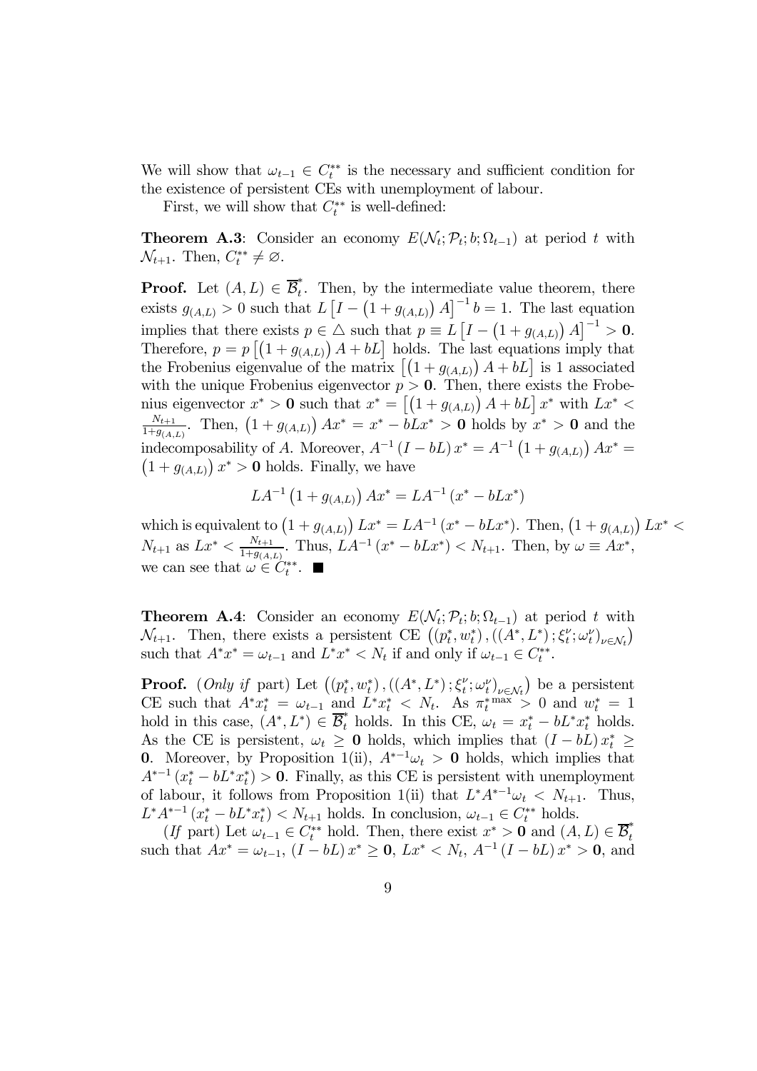We will show that $\omega_{t-1} \in C_t^{**}$ is the necessary and sufficient condition for the existence of persistent CEs with unemployment of labour.

First, we will show that $C_t^{**}$ is well-defined:

**Theorem A.3**: Consider an economy $E(\mathcal{N}_t; \mathcal{P}_t; b; \Omega_{t-1})$ at period $t$ with $\mathcal{N}_{t+1}$. Then, $C_t^{**} \neq \varnothing$.

**Proof.** Let $(A, L) \in \overline{\mathcal{B}}_t^*$. Then, by the intermediate value theorem, there exists $g_{(A,L)} > 0$ such that $L\left[I - \left(1 + g_{(A,L)}\right) A\right]^{-1} b = 1$. The last equation implies that there exists $p \in \triangle$ such that $p \equiv L\left[I - \left(1 + g_{(A,L)}\right) A\right]^{-1} > \mathbf{0}$. Therefore, $p = p\left[\left(1 + g_{(A,L)}\right) A + bL\right]$ holds. The last equations imply that the Frobenius eigenvalue of the matrix $\left[\left(1 + g_{(A,L)}\right) A + bL\right]$ is 1 associated with the unique Frobenius eigenvector $p > \mathbf{0}$. Then, there exists the Frobenius eigenvector $x^* > \mathbf{0}$ such that $x^* = \left[\left(1 + g_{(A,L)}\right) A + bL\right] x^*$ with $Lx^* < \frac{N_{t+1}}{1+g_{(A,L)}}$. Then, $\left(1 + g_{(A,L)}\right) Ax^* = x^* - bLx^* > \mathbf{0}$ holds by $x^* > \mathbf{0}$ and the indecomposability of $A$. Moreover, $A^{-1}(I - bL) x^* = A^{-1}\left(1 + g_{(A,L)}\right) Ax^* = \left(1 + g_{(A,L)}\right) x^* > \mathbf{0}$ holds. Finally, we have

$$LA^{-1}\left(1 + g_{(A,L)}\right) Ax^* = LA^{-1}\left(x^* - bLx^*\right)$$

which is equivalent to $\left(1 + g_{(A,L)}\right) Lx^* = LA^{-1}\left(x^* - bLx^*\right)$. Then, $\left(1 + g_{(A,L)}\right) Lx^* < N_{t+1}$ as $Lx^* < \frac{N_{t+1}}{1+g_{(A,L)}}$. Thus, $LA^{-1}\left(x^* - bLx^*\right) < N_{t+1}$. Then, by $\omega \equiv Ax^*$, we can see that $\omega \in C_t^{**}$. ■

**Theorem A.4**: Consider an economy $E(\mathcal{N}_t; \mathcal{P}_t; b; \Omega_{t-1})$ at period $t$ with $\mathcal{N}_{t+1}$. Then, there exists a persistent CE $\left((p_t^*, w_t^*), ((A^*, L^*); \xi_t^\nu; \omega_t^\nu)_{\nu \in \mathcal{N}_t}\right)$ such that $A^* x^* = \omega_{t-1}$ and $L^* x^* < N_t$ if and only if $\omega_{t-1} \in C_t^{**}$.

**Proof.** (*Only if* part) Let $\left((p_t^*, w_t^*), ((A^*, L^*); \xi_t^\nu; \omega_t^\nu)_{\nu \in \mathcal{N}_t}\right)$ be a persistent CE such that $A^* x_t^* = \omega_{t-1}$ and $L^* x_t^* < N_t$. As $\pi_t^{*\max} > 0$ and $w_t^* = 1$ hold in this case, $(A^*, L^*) \in \overline{\mathcal{B}}_t^*$ holds. In this CE, $\omega_t = x_t^* - bL^* x_t^*$ holds. As the CE is persistent, $\omega_t \geq \mathbf{0}$ holds, which implies that $(I - bL) x_t^* \geq \mathbf{0}$. Moreover, by Proposition 1(ii), $A^{*-1}\omega_t > \mathbf{0}$ holds, which implies that $A^{*-1}\left(x_t^* - bL^* x_t^*\right) > \mathbf{0}$. Finally, as this CE is persistent with unemployment of labour, it follows from Proposition 1(ii) that $L^* A^{*-1}\omega_t < N_{t+1}$. Thus, $L^* A^{*-1}\left(x_t^* - bL^* x_t^*\right) < N_{t+1}$ holds. In conclusion, $\omega_{t-1} \in C_t^{**}$ holds.

(*If* part) Let $\omega_{t-1} \in C_t^{**}$ hold. Then, there exist $x^* > \mathbf{0}$ and $(A, L) \in \overline{\mathcal{B}}_t^*$ such that $Ax^* = \omega_{t-1}$, $(I - bL) x^* \geq \mathbf{0}$, $Lx^* < N_t$, $A^{-1}(I - bL) x^* > \mathbf{0}$, and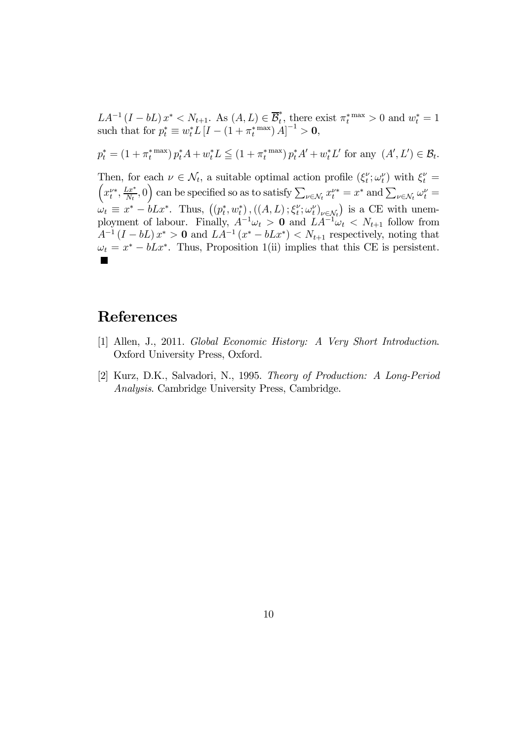$LA^{-1}(I - bL)x^* < N_{t+1}$. As $(A, L) \in \overline{\mathcal{B}}_t^*$, there exist $\pi_t^{*\max} > 0$ and $w_t^* = 1$ such that for $p_t^* \equiv w_t^* L \left[I - (1 + \pi_t^{*\max}) A\right]^{-1} > \mathbf{0}$,

$$p_t^* = (1 + \pi_t^{*\max}) p_t^* A + w_t^* L \leqq (1 + \pi_t^{*\max}) p_t^* A' + w_t^* L' \text{ for any } (A', L') \in \mathcal{B}_t.$$

Then, for each $\nu \in \mathcal{N}_t$, a suitable optimal action profile $(\xi_t^\nu; \omega_t^\nu)$ with $\xi_t^\nu = \left(x_t^{\nu*}, \frac{Lx^*}{N_t}, 0\right)$ can be specified so as to satisfy $\sum_{\nu \in \mathcal{N}_t} x_t^{\nu*} = x^*$ and $\sum_{\nu \in \mathcal{N}_t} \omega_t^\nu = \omega_t \equiv x^* - bLx^*$. Thus, $\left((p_t^*, w_t^*), ((A, L); \xi_t^\nu; \omega_t^\nu)_{\nu \in \mathcal{N}_t}\right)$ is a CE with unemployment of labour. Finally, $A^{-1}\omega_t > \mathbf{0}$ and $LA^{-1}\omega_t < N_{t+1}$ follow from $A^{-1}(I - bL)x^* > \mathbf{0}$ and $LA^{-1}(x^* - bLx^*) < N_{t+1}$ respectively, noting that $\omega_t = x^* - bLx^*$. Thus, Proposition 1(ii) implies that this CE is persistent. ■

# References

[1] Allen, J., 2011. *Global Economic History: A Very Short Introduction*. Oxford University Press, Oxford.

[2] Kurz, D.K., Salvadori, N., 1995. *Theory of Production: A Long-Period Analysis*. Cambridge University Press, Cambridge.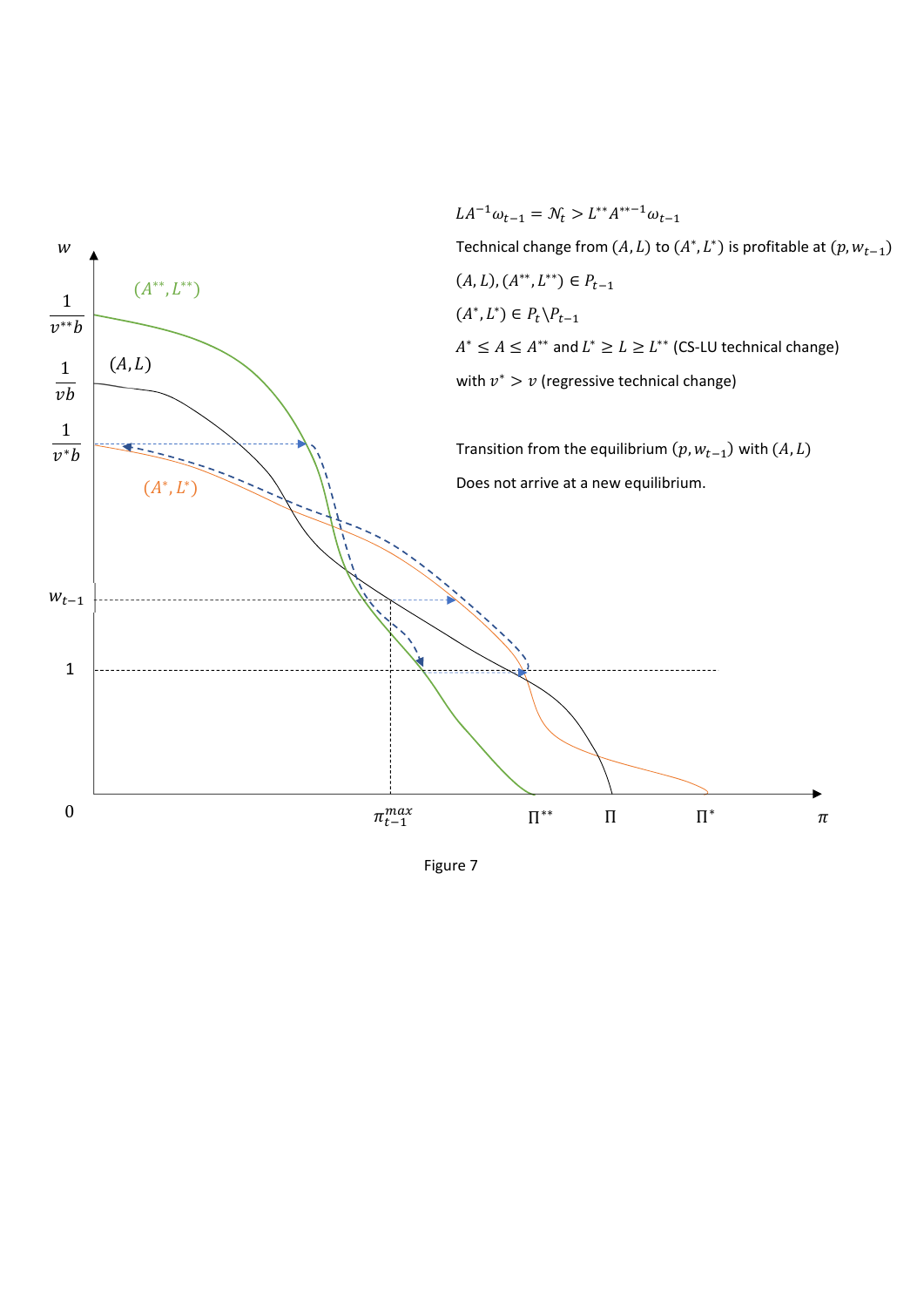$w$

$\frac{1}{v^{**}b}$

$\frac{1}{vb}$

$\frac{1}{v^{*}b}$

$w_{t-1}$

1

0

$(A^{**}, L^{**})$

$(A, L)$

$(A^{*}, L^{*})$

$\pi_{t-1}^{max}$

$\Pi^{**}$

$\Pi$

$\Pi^{*}$

$\pi$

$LA^{-1}\omega_{t-1} = \mathcal{N}_t > L^{**}A^{**-1}\omega_{t-1}$

Technical change from $(A, L)$ to $(A^{*}, L^{*})$ is profitable at $(p, w_{t-1})$

$(A, L), (A^{**}, L^{**}) \in P_{t-1}$

$(A^{*}, L^{*}) \in P_t \backslash P_{t-1}$

$A^{*} \leq A \leq A^{**}$ and $L^{*} \geq L \geq L^{**}$ (CS-LU technical change)

with $v^{*} > v$ (regressive technical change)

Transition from the equilibrium $(p, w_{t-1})$ with $(A, L)$

Does not arrive at a new equilibrium.

Figure 7